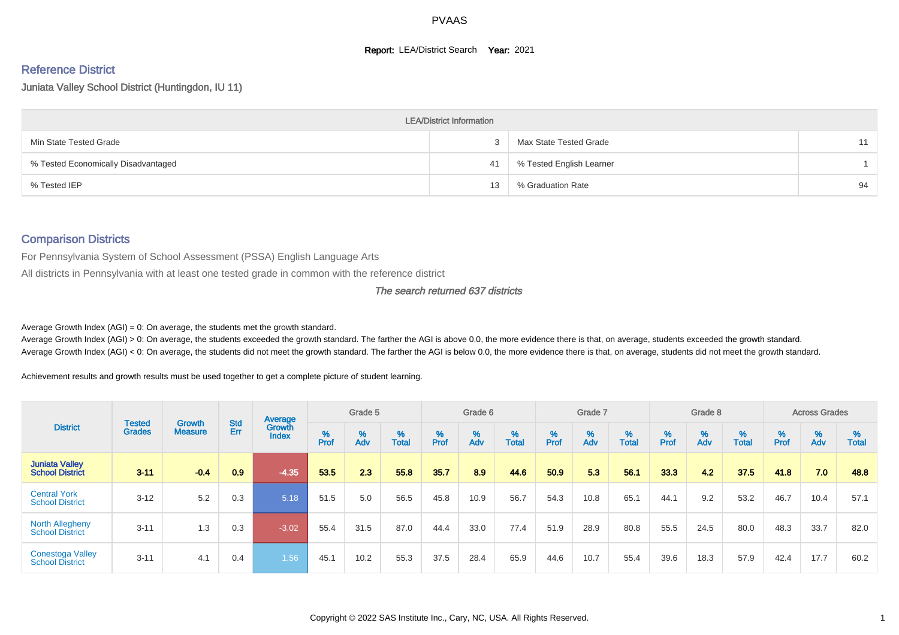# PVAAS

**Report:** LEA/District Search **Year:** 2021

## Reference District

Juniata Valley School District (Huntingdon, IU 11)

| LEA/District Information | | | |
|---|---|---|---|
| Min State Tested Grade | 3 | Max State Tested Grade | 11 |
| % Tested Economically Disadvantaged | 41 | % Tested English Learner | 1 |
| % Tested IEP | 13 | % Graduation Rate | 94 |

## Comparison Districts

For Pennsylvania System of School Assessment (PSSA) English Language Arts

All districts in Pennsylvania with at least one tested grade in common with the reference district

*The search returned 637 districts*

Average Growth Index (AGI) = 0: On average, the students met the growth standard.

Average Growth Index (AGI) > 0: On average, the students exceeded the growth standard. The farther the AGI is above 0.0, the more evidence there is that, on average, students exceeded the growth standard.

Average Growth Index (AGI) < 0: On average, the students did not meet the growth standard. The farther the AGI is below 0.0, the more evidence there is that, on average, students did not meet the growth standard.

Achievement results and growth results must be used together to get a complete picture of student learning.

| District | Tested Grades | Growth Measure | Std Err | Average Growth Index | Grade 5 | | | Grade 6 | | | Grade 7 | | | Grade 8 | | | Across Grades | | |
|---|---|---|---|---|---|---|---|---|---|---|---|---|---|---|---|---|---|---|---|
| | | | | | % Prof | % Adv | % Total | % Prof | % Adv | % Total | % Prof | % Adv | % Total | % Prof | % Adv | % Total | % Prof | % Adv | % Total |
| **Juniata Valley School District** | **3-11** | **-0.4** | **0.9** | **-4.35** | **53.5** | **2.3** | **55.8** | **35.7** | **8.9** | **44.6** | **50.9** | **5.3** | **56.1** | **33.3** | **4.2** | **37.5** | **41.8** | **7.0** | **48.8** |
| Central York School District | 3-12 | 5.2 | 0.3 | 5.18 | 51.5 | 5.0 | 56.5 | 45.8 | 10.9 | 56.7 | 54.3 | 10.8 | 65.1 | 44.1 | 9.2 | 53.2 | 46.7 | 10.4 | 57.1 |
| North Allegheny School District | 3-11 | 1.3 | 0.3 | -3.02 | 55.4 | 31.5 | 87.0 | 44.4 | 33.0 | 77.4 | 51.9 | 28.9 | 80.8 | 55.5 | 24.5 | 80.0 | 48.3 | 33.7 | 82.0 |
| Conestoga Valley School District | 3-11 | 4.1 | 0.4 | 1.56 | 45.1 | 10.2 | 55.3 | 37.5 | 28.4 | 65.9 | 44.6 | 10.7 | 55.4 | 39.6 | 18.3 | 57.9 | 42.4 | 17.7 | 60.2 |

Copyright © 2022 SAS Institute Inc., Cary, NC, USA. All Rights Reserved.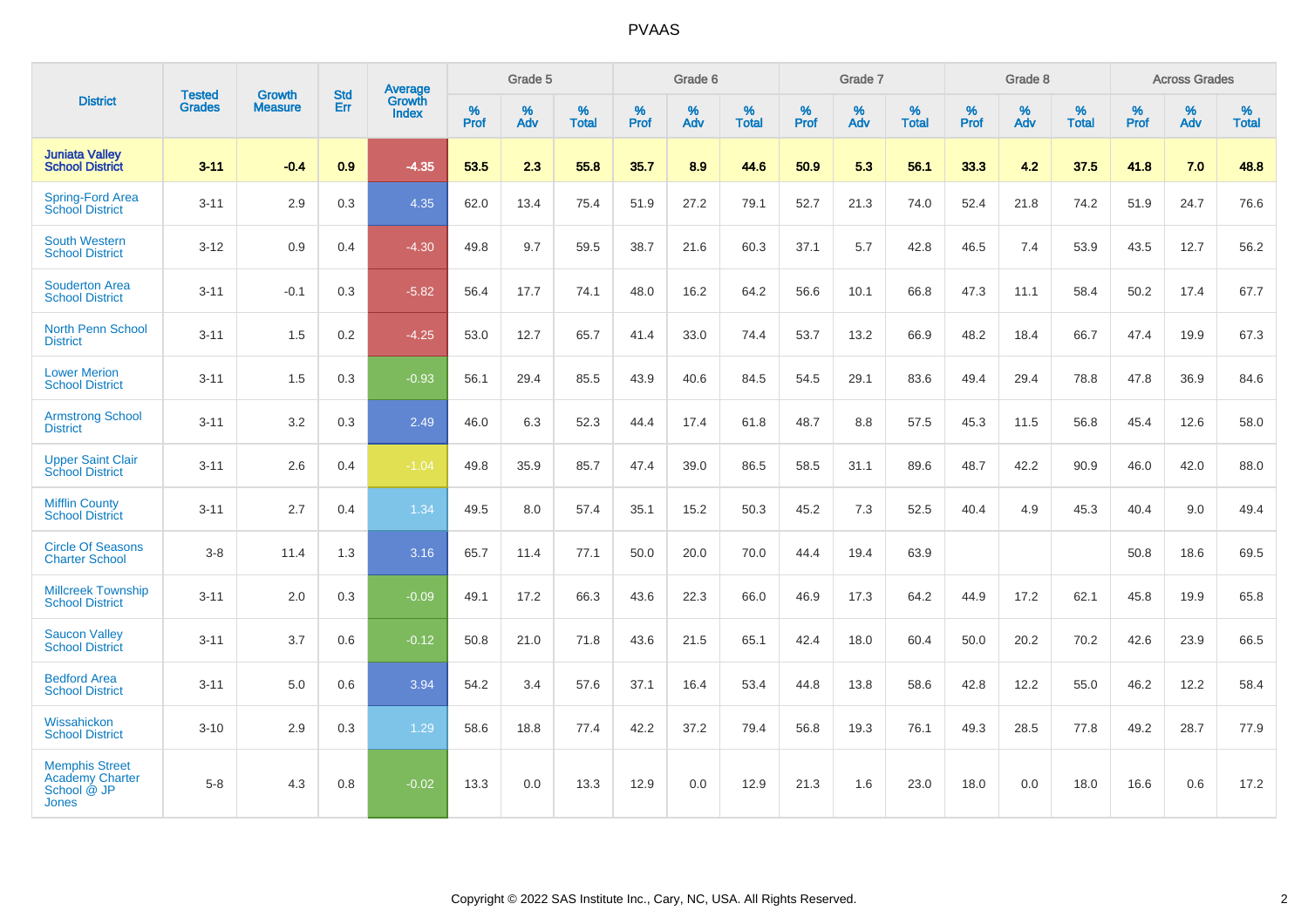# PVAAS

| District | Tested Grades | Growth Measure | Std Err | Average Growth Index | Grade 5 | | | Grade 6 | | | Grade 7 | | | Grade 8 | | | Across Grades | | |
|---|---|---|---|---|---|---|---|---|---|---|---|---|---|---|---|---|---|---|---|
| | | | | | % Prof | % Adv | % Total | % Prof | % Adv | % Total | % Prof | % Adv | % Total | % Prof | % Adv | % Total | % Prof | % Adv | % Total |
| **Juniata Valley School District** | **3-11** | **-0.4** | **0.9** | **-4.35** | **53.5** | **2.3** | **55.8** | **35.7** | **8.9** | **44.6** | **50.9** | **5.3** | **56.1** | **33.3** | **4.2** | **37.5** | **41.8** | **7.0** | **48.8** |
| Spring-Ford Area School District | 3-11 | 2.9 | 0.3 | 4.35 | 62.0 | 13.4 | 75.4 | 51.9 | 27.2 | 79.1 | 52.7 | 21.3 | 74.0 | 52.4 | 21.8 | 74.2 | 51.9 | 24.7 | 76.6 |
| South Western School District | 3-12 | 0.9 | 0.4 | -4.30 | 49.8 | 9.7 | 59.5 | 38.7 | 21.6 | 60.3 | 37.1 | 5.7 | 42.8 | 46.5 | 7.4 | 53.9 | 43.5 | 12.7 | 56.2 |
| Souderton Area School District | 3-11 | -0.1 | 0.3 | -5.82 | 56.4 | 17.7 | 74.1 | 48.0 | 16.2 | 64.2 | 56.6 | 10.1 | 66.8 | 47.3 | 11.1 | 58.4 | 50.2 | 17.4 | 67.7 |
| North Penn School District | 3-11 | 1.5 | 0.2 | -4.25 | 53.0 | 12.7 | 65.7 | 41.4 | 33.0 | 74.4 | 53.7 | 13.2 | 66.9 | 48.2 | 18.4 | 66.7 | 47.4 | 19.9 | 67.3 |
| Lower Merion School District | 3-11 | 1.5 | 0.3 | -0.93 | 56.1 | 29.4 | 85.5 | 43.9 | 40.6 | 84.5 | 54.5 | 29.1 | 83.6 | 49.4 | 29.4 | 78.8 | 47.8 | 36.9 | 84.6 |
| Armstrong School District | 3-11 | 3.2 | 0.3 | 2.49 | 46.0 | 6.3 | 52.3 | 44.4 | 17.4 | 61.8 | 48.7 | 8.8 | 57.5 | 45.3 | 11.5 | 56.8 | 45.4 | 12.6 | 58.0 |
| Upper Saint Clair School District | 3-11 | 2.6 | 0.4 | -1.04 | 49.8 | 35.9 | 85.7 | 47.4 | 39.0 | 86.5 | 58.5 | 31.1 | 89.6 | 48.7 | 42.2 | 90.9 | 46.0 | 42.0 | 88.0 |
| Mifflin County School District | 3-11 | 2.7 | 0.4 | 1.34 | 49.5 | 8.0 | 57.4 | 35.1 | 15.2 | 50.3 | 45.2 | 7.3 | 52.5 | 40.4 | 4.9 | 45.3 | 40.4 | 9.0 | 49.4 |
| Circle Of Seasons Charter School | 3-8 | 11.4 | 1.3 | 3.16 | 65.7 | 11.4 | 77.1 | 50.0 | 20.0 | 70.0 | 44.4 | 19.4 | 63.9 | | | | 50.8 | 18.6 | 69.5 |
| Millcreek Township School District | 3-11 | 2.0 | 0.3 | -0.09 | 49.1 | 17.2 | 66.3 | 43.6 | 22.3 | 66.0 | 46.9 | 17.3 | 64.2 | 44.9 | 17.2 | 62.1 | 45.8 | 19.9 | 65.8 |
| Saucon Valley School District | 3-11 | 3.7 | 0.6 | -0.12 | 50.8 | 21.0 | 71.8 | 43.6 | 21.5 | 65.1 | 42.4 | 18.0 | 60.4 | 50.0 | 20.2 | 70.2 | 42.6 | 23.9 | 66.5 |
| Bedford Area School District | 3-11 | 5.0 | 0.6 | 3.94 | 54.2 | 3.4 | 57.6 | 37.1 | 16.4 | 53.4 | 44.8 | 13.8 | 58.6 | 42.8 | 12.2 | 55.0 | 46.2 | 12.2 | 58.4 |
| Wissahickon School District | 3-10 | 2.9 | 0.3 | 1.29 | 58.6 | 18.8 | 77.4 | 42.2 | 37.2 | 79.4 | 56.8 | 19.3 | 76.1 | 49.3 | 28.5 | 77.8 | 49.2 | 28.7 | 77.9 |
| Memphis Street Academy Charter School @ JP Jones | 5-8 | 4.3 | 0.8 | -0.02 | 13.3 | 0.0 | 13.3 | 12.9 | 0.0 | 12.9 | 21.3 | 1.6 | 23.0 | 18.0 | 0.0 | 18.0 | 16.6 | 0.6 | 17.2 |

Copyright © 2022 SAS Institute Inc., Cary, NC, USA. All Rights Reserved.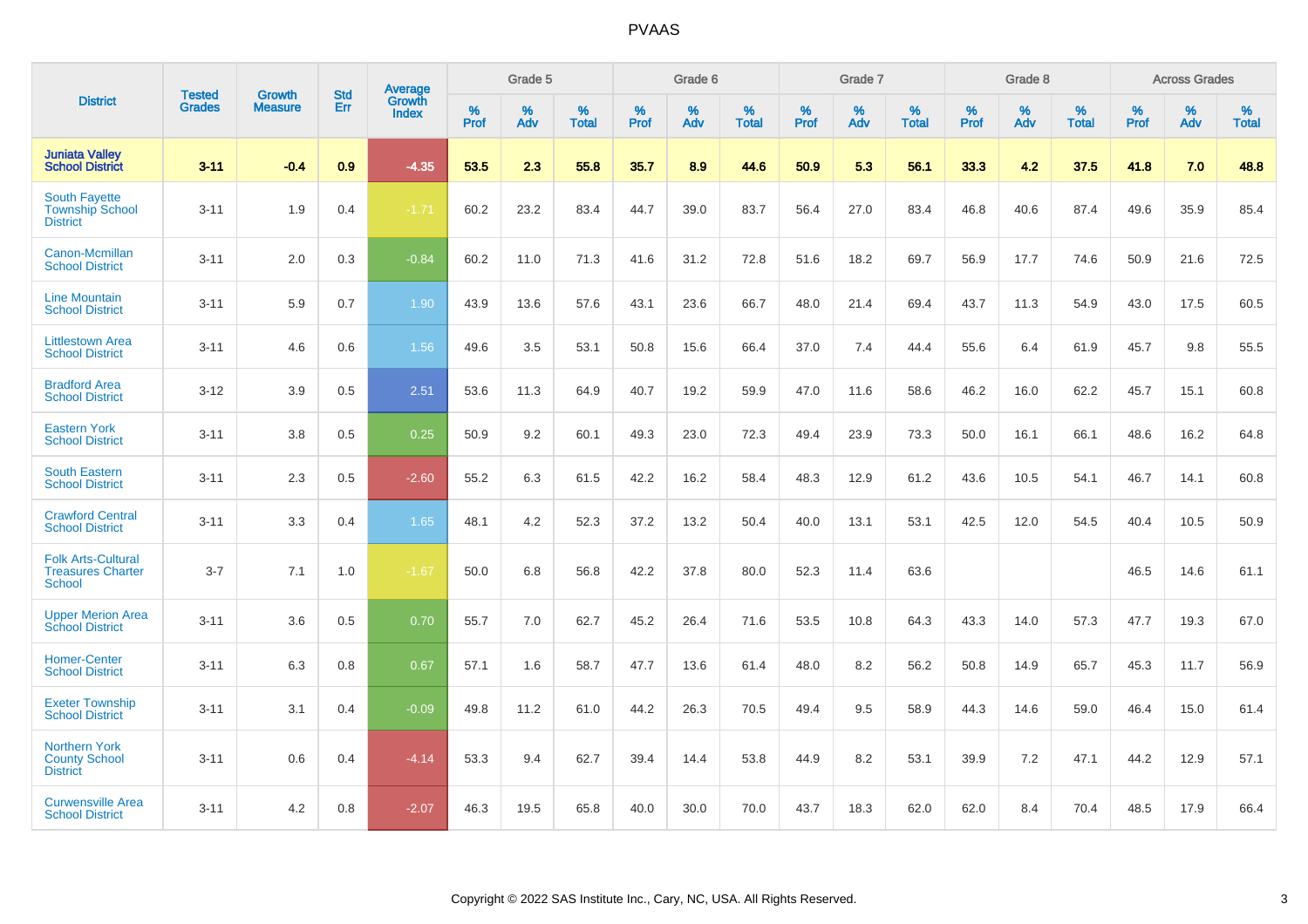# PVAAS

| District | Tested Grades | Growth Measure | Std Err | Average Growth Index | Grade 5 | | | Grade 6 | | | Grade 7 | | | Grade 8 | | | Across Grades | | |
|---|---|---|---|---|---|---|---|---|---|---|---|---|---|---|---|---|---|---|---|
| | | | | | % Prof | % Adv | % Total | % Prof | % Adv | % Total | % Prof | % Adv | % Total | % Prof | % Adv | % Total | % Prof | % Adv | % Total |
| **Juniata Valley School District** | **3-11** | **-0.4** | **0.9** | **-4.35** | **53.5** | **2.3** | **55.8** | **35.7** | **8.9** | **44.6** | **50.9** | **5.3** | **56.1** | **33.3** | **4.2** | **37.5** | **41.8** | **7.0** | **48.8** |
| South Fayette Township School District | 3-11 | 1.9 | 0.4 | -1.71 | 60.2 | 23.2 | 83.4 | 44.7 | 39.0 | 83.7 | 56.4 | 27.0 | 83.4 | 46.8 | 40.6 | 87.4 | 49.6 | 35.9 | 85.4 |
| Canon-Mcmillan School District | 3-11 | 2.0 | 0.3 | -0.84 | 60.2 | 11.0 | 71.3 | 41.6 | 31.2 | 72.8 | 51.6 | 18.2 | 69.7 | 56.9 | 17.7 | 74.6 | 50.9 | 21.6 | 72.5 |
| Line Mountain School District | 3-11 | 5.9 | 0.7 | 1.90 | 43.9 | 13.6 | 57.6 | 43.1 | 23.6 | 66.7 | 48.0 | 21.4 | 69.4 | 43.7 | 11.3 | 54.9 | 43.0 | 17.5 | 60.5 |
| Littlestown Area School District | 3-11 | 4.6 | 0.6 | 1.56 | 49.6 | 3.5 | 53.1 | 50.8 | 15.6 | 66.4 | 37.0 | 7.4 | 44.4 | 55.6 | 6.4 | 61.9 | 45.7 | 9.8 | 55.5 |
| Bradford Area School District | 3-12 | 3.9 | 0.5 | 2.51 | 53.6 | 11.3 | 64.9 | 40.7 | 19.2 | 59.9 | 47.0 | 11.6 | 58.6 | 46.2 | 16.0 | 62.2 | 45.7 | 15.1 | 60.8 |
| Eastern York School District | 3-11 | 3.8 | 0.5 | 0.25 | 50.9 | 9.2 | 60.1 | 49.3 | 23.0 | 72.3 | 49.4 | 23.9 | 73.3 | 50.0 | 16.1 | 66.1 | 48.6 | 16.2 | 64.8 |
| South Eastern School District | 3-11 | 2.3 | 0.5 | -2.60 | 55.2 | 6.3 | 61.5 | 42.2 | 16.2 | 58.4 | 48.3 | 12.9 | 61.2 | 43.6 | 10.5 | 54.1 | 46.7 | 14.1 | 60.8 |
| Crawford Central School District | 3-11 | 3.3 | 0.4 | 1.65 | 48.1 | 4.2 | 52.3 | 37.2 | 13.2 | 50.4 | 40.0 | 13.1 | 53.1 | 42.5 | 12.0 | 54.5 | 40.4 | 10.5 | 50.9 |
| Folk Arts-Cultural Treasures Charter School | 3-7 | 7.1 | 1.0 | -1.67 | 50.0 | 6.8 | 56.8 | 42.2 | 37.8 | 80.0 | 52.3 | 11.4 | 63.6 | | | | 46.5 | 14.6 | 61.1 |
| Upper Merion Area School District | 3-11 | 3.6 | 0.5 | 0.70 | 55.7 | 7.0 | 62.7 | 45.2 | 26.4 | 71.6 | 53.5 | 10.8 | 64.3 | 43.3 | 14.0 | 57.3 | 47.7 | 19.3 | 67.0 |
| Homer-Center School District | 3-11 | 6.3 | 0.8 | 0.67 | 57.1 | 1.6 | 58.7 | 47.7 | 13.6 | 61.4 | 48.0 | 8.2 | 56.2 | 50.8 | 14.9 | 65.7 | 45.3 | 11.7 | 56.9 |
| Exeter Township School District | 3-11 | 3.1 | 0.4 | -0.09 | 49.8 | 11.2 | 61.0 | 44.2 | 26.3 | 70.5 | 49.4 | 9.5 | 58.9 | 44.3 | 14.6 | 59.0 | 46.4 | 15.0 | 61.4 |
| Northern York County School District | 3-11 | 0.6 | 0.4 | -4.14 | 53.3 | 9.4 | 62.7 | 39.4 | 14.4 | 53.8 | 44.9 | 8.2 | 53.1 | 39.9 | 7.2 | 47.1 | 44.2 | 12.9 | 57.1 |
| Curwensville Area School District | 3-11 | 4.2 | 0.8 | -2.07 | 46.3 | 19.5 | 65.8 | 40.0 | 30.0 | 70.0 | 43.7 | 18.3 | 62.0 | 62.0 | 8.4 | 70.4 | 48.5 | 17.9 | 66.4 |

Copyright © 2022 SAS Institute Inc., Cary, NC, USA. All Rights Reserved.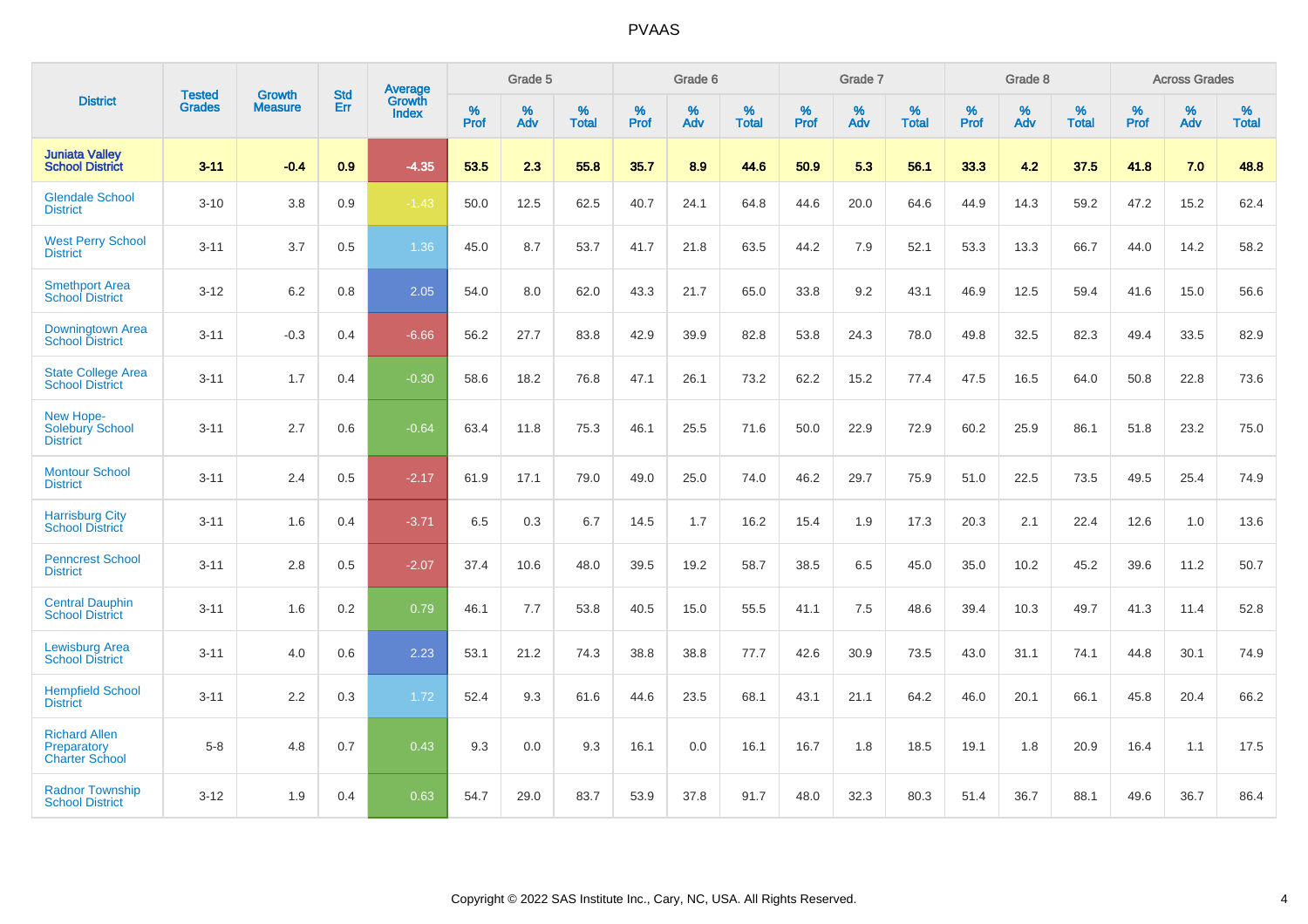# PVAAS

| District | Tested Grades | Growth Measure | Std Err | Average Growth Index | Grade 5 | | | Grade 6 | | | Grade 7 | | | Grade 8 | | | Across Grades | | |
|---|---|---|---|---|---|---|---|---|---|---|---|---|---|---|---|---|---|---|---|
| | | | | | % Prof | % Adv | % Total | % Prof | % Adv | % Total | % Prof | % Adv | % Total | % Prof | % Adv | % Total | % Prof | % Adv | % Total |
| **Juniata Valley School District** | **3-11** | **-0.4** | **0.9** | **-4.35** | **53.5** | **2.3** | **55.8** | **35.7** | **8.9** | **44.6** | **50.9** | **5.3** | **56.1** | **33.3** | **4.2** | **37.5** | **41.8** | **7.0** | **48.8** |
| Glendale School District | 3-10 | 3.8 | 0.9 | -1.43 | 50.0 | 12.5 | 62.5 | 40.7 | 24.1 | 64.8 | 44.6 | 20.0 | 64.6 | 44.9 | 14.3 | 59.2 | 47.2 | 15.2 | 62.4 |
| West Perry School District | 3-11 | 3.7 | 0.5 | 1.36 | 45.0 | 8.7 | 53.7 | 41.7 | 21.8 | 63.5 | 44.2 | 7.9 | 52.1 | 53.3 | 13.3 | 66.7 | 44.0 | 14.2 | 58.2 |
| Smethport Area School District | 3-12 | 6.2 | 0.8 | 2.05 | 54.0 | 8.0 | 62.0 | 43.3 | 21.7 | 65.0 | 33.8 | 9.2 | 43.1 | 46.9 | 12.5 | 59.4 | 41.6 | 15.0 | 56.6 |
| Downingtown Area School District | 3-11 | -0.3 | 0.4 | -6.66 | 56.2 | 27.7 | 83.8 | 42.9 | 39.9 | 82.8 | 53.8 | 24.3 | 78.0 | 49.8 | 32.5 | 82.3 | 49.4 | 33.5 | 82.9 |
| State College Area School District | 3-11 | 1.7 | 0.4 | -0.30 | 58.6 | 18.2 | 76.8 | 47.1 | 26.1 | 73.2 | 62.2 | 15.2 | 77.4 | 47.5 | 16.5 | 64.0 | 50.8 | 22.8 | 73.6 |
| New Hope-Solebury School District | 3-11 | 2.7 | 0.6 | -0.64 | 63.4 | 11.8 | 75.3 | 46.1 | 25.5 | 71.6 | 50.0 | 22.9 | 72.9 | 60.2 | 25.9 | 86.1 | 51.8 | 23.2 | 75.0 |
| Montour School District | 3-11 | 2.4 | 0.5 | -2.17 | 61.9 | 17.1 | 79.0 | 49.0 | 25.0 | 74.0 | 46.2 | 29.7 | 75.9 | 51.0 | 22.5 | 73.5 | 49.5 | 25.4 | 74.9 |
| Harrisburg City School District | 3-11 | 1.6 | 0.4 | -3.71 | 6.5 | 0.3 | 6.7 | 14.5 | 1.7 | 16.2 | 15.4 | 1.9 | 17.3 | 20.3 | 2.1 | 22.4 | 12.6 | 1.0 | 13.6 |
| Penncrest School District | 3-11 | 2.8 | 0.5 | -2.07 | 37.4 | 10.6 | 48.0 | 39.5 | 19.2 | 58.7 | 38.5 | 6.5 | 45.0 | 35.0 | 10.2 | 45.2 | 39.6 | 11.2 | 50.7 |
| Central Dauphin School District | 3-11 | 1.6 | 0.2 | 0.79 | 46.1 | 7.7 | 53.8 | 40.5 | 15.0 | 55.5 | 41.1 | 7.5 | 48.6 | 39.4 | 10.3 | 49.7 | 41.3 | 11.4 | 52.8 |
| Lewisburg Area School District | 3-11 | 4.0 | 0.6 | 2.23 | 53.1 | 21.2 | 74.3 | 38.8 | 38.8 | 77.7 | 42.6 | 30.9 | 73.5 | 43.0 | 31.1 | 74.1 | 44.8 | 30.1 | 74.9 |
| Hempfield School District | 3-11 | 2.2 | 0.3 | 1.72 | 52.4 | 9.3 | 61.6 | 44.6 | 23.5 | 68.1 | 43.1 | 21.1 | 64.2 | 46.0 | 20.1 | 66.1 | 45.8 | 20.4 | 66.2 |
| Richard Allen Preparatory Charter School | 5-8 | 4.8 | 0.7 | 0.43 | 9.3 | 0.0 | 9.3 | 16.1 | 0.0 | 16.1 | 16.7 | 1.8 | 18.5 | 19.1 | 1.8 | 20.9 | 16.4 | 1.1 | 17.5 |
| Radnor Township School District | 3-12 | 1.9 | 0.4 | 0.63 | 54.7 | 29.0 | 83.7 | 53.9 | 37.8 | 91.7 | 48.0 | 32.3 | 80.3 | 51.4 | 36.7 | 88.1 | 49.6 | 36.7 | 86.4 |

Copyright © 2022 SAS Institute Inc., Cary, NC, USA. All Rights Reserved.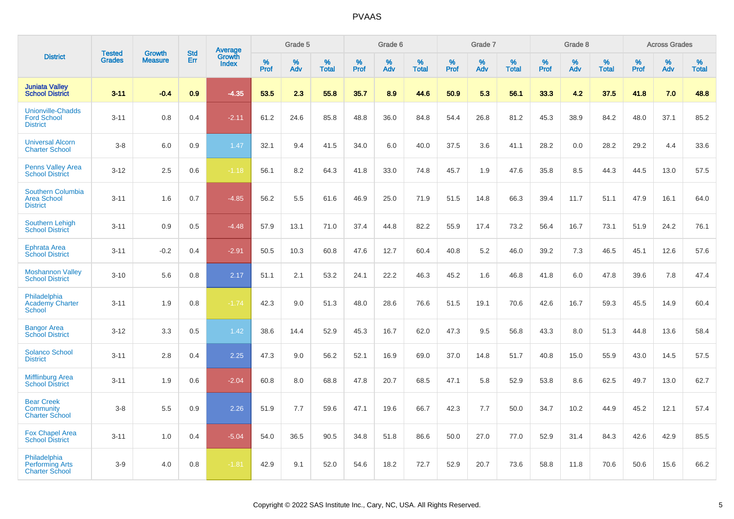# PVAAS

| District | Tested Grades | Growth Measure | Std Err | Average Growth Index | Grade 5 | | | Grade 6 | | | Grade 7 | | | Grade 8 | | | Across Grades | | |
|---|---|---|---|---|---|---|---|---|---|---|---|---|---|---|---|---|---|---|---|
| | | | | | % Prof | % Adv | % Total | % Prof | % Adv | % Total | % Prof | % Adv | % Total | % Prof | % Adv | % Total | % Prof | % Adv | % Total |
| **Juniata Valley School District** | **3-11** | **-0.4** | **0.9** | **-4.35** | **53.5** | **2.3** | **55.8** | **35.7** | **8.9** | **44.6** | **50.9** | **5.3** | **56.1** | **33.3** | **4.2** | **37.5** | **41.8** | **7.0** | **48.8** |
| Unionville-Chadds Ford School District | 3-11 | 0.8 | 0.4 | -2.11 | 61.2 | 24.6 | 85.8 | 48.8 | 36.0 | 84.8 | 54.4 | 26.8 | 81.2 | 45.3 | 38.9 | 84.2 | 48.0 | 37.1 | 85.2 |
| Universal Alcorn Charter School | 3-8 | 6.0 | 0.9 | 1.47 | 32.1 | 9.4 | 41.5 | 34.0 | 6.0 | 40.0 | 37.5 | 3.6 | 41.1 | 28.2 | 0.0 | 28.2 | 29.2 | 4.4 | 33.6 |
| Penns Valley Area School District | 3-12 | 2.5 | 0.6 | -1.18 | 56.1 | 8.2 | 64.3 | 41.8 | 33.0 | 74.8 | 45.7 | 1.9 | 47.6 | 35.8 | 8.5 | 44.3 | 44.5 | 13.0 | 57.5 |
| Southern Columbia Area School District | 3-11 | 1.6 | 0.7 | -4.85 | 56.2 | 5.5 | 61.6 | 46.9 | 25.0 | 71.9 | 51.5 | 14.8 | 66.3 | 39.4 | 11.7 | 51.1 | 47.9 | 16.1 | 64.0 |
| Southern Lehigh School District | 3-11 | 0.9 | 0.5 | -4.48 | 57.9 | 13.1 | 71.0 | 37.4 | 44.8 | 82.2 | 55.9 | 17.4 | 73.2 | 56.4 | 16.7 | 73.1 | 51.9 | 24.2 | 76.1 |
| Ephrata Area School District | 3-11 | -0.2 | 0.4 | -2.91 | 50.5 | 10.3 | 60.8 | 47.6 | 12.7 | 60.4 | 40.8 | 5.2 | 46.0 | 39.2 | 7.3 | 46.5 | 45.1 | 12.6 | 57.6 |
| Moshannon Valley School District | 3-10 | 5.6 | 0.8 | 2.17 | 51.1 | 2.1 | 53.2 | 24.1 | 22.2 | 46.3 | 45.2 | 1.6 | 46.8 | 41.8 | 6.0 | 47.8 | 39.6 | 7.8 | 47.4 |
| Philadelphia Academy Charter School | 3-11 | 1.9 | 0.8 | -1.74 | 42.3 | 9.0 | 51.3 | 48.0 | 28.6 | 76.6 | 51.5 | 19.1 | 70.6 | 42.6 | 16.7 | 59.3 | 45.5 | 14.9 | 60.4 |
| Bangor Area School District | 3-12 | 3.3 | 0.5 | 1.42 | 38.6 | 14.4 | 52.9 | 45.3 | 16.7 | 62.0 | 47.3 | 9.5 | 56.8 | 43.3 | 8.0 | 51.3 | 44.8 | 13.6 | 58.4 |
| Solanco School District | 3-11 | 2.8 | 0.4 | 2.25 | 47.3 | 9.0 | 56.2 | 52.1 | 16.9 | 69.0 | 37.0 | 14.8 | 51.7 | 40.8 | 15.0 | 55.9 | 43.0 | 14.5 | 57.5 |
| Mifflinburg Area School District | 3-11 | 1.9 | 0.6 | -2.04 | 60.8 | 8.0 | 68.8 | 47.8 | 20.7 | 68.5 | 47.1 | 5.8 | 52.9 | 53.8 | 8.6 | 62.5 | 49.7 | 13.0 | 62.7 |
| Bear Creek Community Charter School | 3-8 | 5.5 | 0.9 | 2.26 | 51.9 | 7.7 | 59.6 | 47.1 | 19.6 | 66.7 | 42.3 | 7.7 | 50.0 | 34.7 | 10.2 | 44.9 | 45.2 | 12.1 | 57.4 |
| Fox Chapel Area School District | 3-11 | 1.0 | 0.4 | -5.04 | 54.0 | 36.5 | 90.5 | 34.8 | 51.8 | 86.6 | 50.0 | 27.0 | 77.0 | 52.9 | 31.4 | 84.3 | 42.6 | 42.9 | 85.5 |
| Philadelphia Performing Arts Charter School | 3-9 | 4.0 | 0.8 | -1.81 | 42.9 | 9.1 | 52.0 | 54.6 | 18.2 | 72.7 | 52.9 | 20.7 | 73.6 | 58.8 | 11.8 | 70.6 | 50.6 | 15.6 | 66.2 |

Copyright © 2022 SAS Institute Inc., Cary, NC, USA. All Rights Reserved.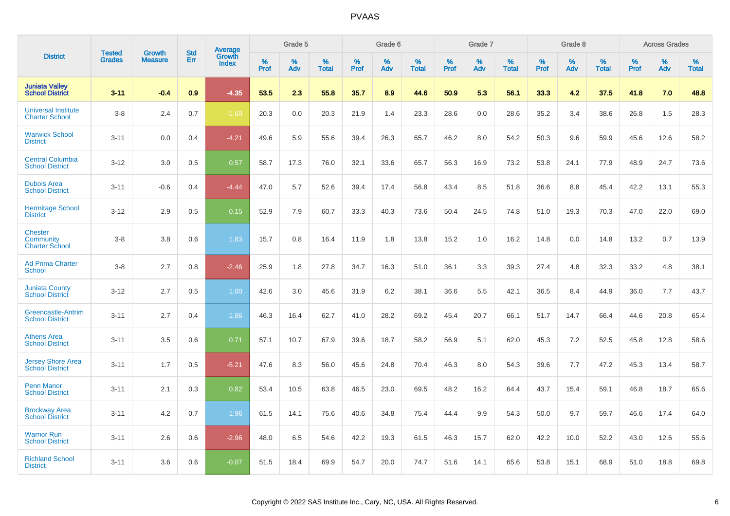# PVAAS

| District | Tested Grades | Growth Measure | Std Err | Average Growth Index | Grade 5 | | | Grade 6 | | | Grade 7 | | | Grade 8 | | | Across Grades | | |
|---|---|---|---|---|---|---|---|---|---|---|---|---|---|---|---|---|---|---|---|
| | | | | | % Prof | % Adv | % Total | % Prof | % Adv | % Total | % Prof | % Adv | % Total | % Prof | % Adv | % Total | % Prof | % Adv | % Total |
| **Juniata Valley School District** | **3-11** | **-0.4** | **0.9** | **-4.35** | **53.5** | **2.3** | **55.8** | **35.7** | **8.9** | **44.6** | **50.9** | **5.3** | **56.1** | **33.3** | **4.2** | **37.5** | **41.8** | **7.0** | **48.8** |
| Universal Institute Charter School | 3-8 | 2.4 | 0.7 | -1.60 | 20.3 | 0.0 | 20.3 | 21.9 | 1.4 | 23.3 | 28.6 | 0.0 | 28.6 | 35.2 | 3.4 | 38.6 | 26.8 | 1.5 | 28.3 |
| Warwick School District | 3-11 | 0.0 | 0.4 | -4.21 | 49.6 | 5.9 | 55.6 | 39.4 | 26.3 | 65.7 | 46.2 | 8.0 | 54.2 | 50.3 | 9.6 | 59.9 | 45.6 | 12.6 | 58.2 |
| Central Columbia School District | 3-12 | 3.0 | 0.5 | 0.57 | 58.7 | 17.3 | 76.0 | 32.1 | 33.6 | 65.7 | 56.3 | 16.9 | 73.2 | 53.8 | 24.1 | 77.9 | 48.9 | 24.7 | 73.6 |
| Dubois Area School District | 3-11 | -0.6 | 0.4 | -4.44 | 47.0 | 5.7 | 52.6 | 39.4 | 17.4 | 56.8 | 43.4 | 8.5 | 51.8 | 36.6 | 8.8 | 45.4 | 42.2 | 13.1 | 55.3 |
| Hermitage School District | 3-12 | 2.9 | 0.5 | 0.15 | 52.9 | 7.9 | 60.7 | 33.3 | 40.3 | 73.6 | 50.4 | 24.5 | 74.8 | 51.0 | 19.3 | 70.3 | 47.0 | 22.0 | 69.0 |
| Chester Community Charter School | 3-8 | 3.8 | 0.6 | 1.83 | 15.7 | 0.8 | 16.4 | 11.9 | 1.8 | 13.8 | 15.2 | 1.0 | 16.2 | 14.8 | 0.0 | 14.8 | 13.2 | 0.7 | 13.9 |
| Ad Prima Charter School | 3-8 | 2.7 | 0.8 | -2.46 | 25.9 | 1.8 | 27.8 | 34.7 | 16.3 | 51.0 | 36.1 | 3.3 | 39.3 | 27.4 | 4.8 | 32.3 | 33.2 | 4.8 | 38.1 |
| Juniata County School District | 3-12 | 2.7 | 0.5 | 1.00 | 42.6 | 3.0 | 45.6 | 31.9 | 6.2 | 38.1 | 36.6 | 5.5 | 42.1 | 36.5 | 8.4 | 44.9 | 36.0 | 7.7 | 43.7 |
| Greencastle-Antrim School District | 3-11 | 2.7 | 0.4 | 1.86 | 46.3 | 16.4 | 62.7 | 41.0 | 28.2 | 69.2 | 45.4 | 20.7 | 66.1 | 51.7 | 14.7 | 66.4 | 44.6 | 20.8 | 65.4 |
| Athens Area School District | 3-11 | 3.5 | 0.6 | 0.71 | 57.1 | 10.7 | 67.9 | 39.6 | 18.7 | 58.2 | 56.9 | 5.1 | 62.0 | 45.3 | 7.2 | 52.5 | 45.8 | 12.8 | 58.6 |
| Jersey Shore Area School District | 3-11 | 1.7 | 0.5 | -5.21 | 47.6 | 8.3 | 56.0 | 45.6 | 24.8 | 70.4 | 46.3 | 8.0 | 54.3 | 39.6 | 7.7 | 47.2 | 45.3 | 13.4 | 58.7 |
| Penn Manor School District | 3-11 | 2.1 | 0.3 | 0.82 | 53.4 | 10.5 | 63.8 | 46.5 | 23.0 | 69.5 | 48.2 | 16.2 | 64.4 | 43.7 | 15.4 | 59.1 | 46.8 | 18.7 | 65.6 |
| Brockway Area School District | 3-11 | 4.2 | 0.7 | 1.96 | 61.5 | 14.1 | 75.6 | 40.6 | 34.8 | 75.4 | 44.4 | 9.9 | 54.3 | 50.0 | 9.7 | 59.7 | 46.6 | 17.4 | 64.0 |
| Warrior Run School District | 3-11 | 2.6 | 0.6 | -2.96 | 48.0 | 6.5 | 54.6 | 42.2 | 19.3 | 61.5 | 46.3 | 15.7 | 62.0 | 42.2 | 10.0 | 52.2 | 43.0 | 12.6 | 55.6 |
| Richland School District | 3-11 | 3.6 | 0.6 | -0.07 | 51.5 | 18.4 | 69.9 | 54.7 | 20.0 | 74.7 | 51.6 | 14.1 | 65.6 | 53.8 | 15.1 | 68.9 | 51.0 | 18.8 | 69.8 |

Copyright © 2022 SAS Institute Inc., Cary, NC, USA. All Rights Reserved.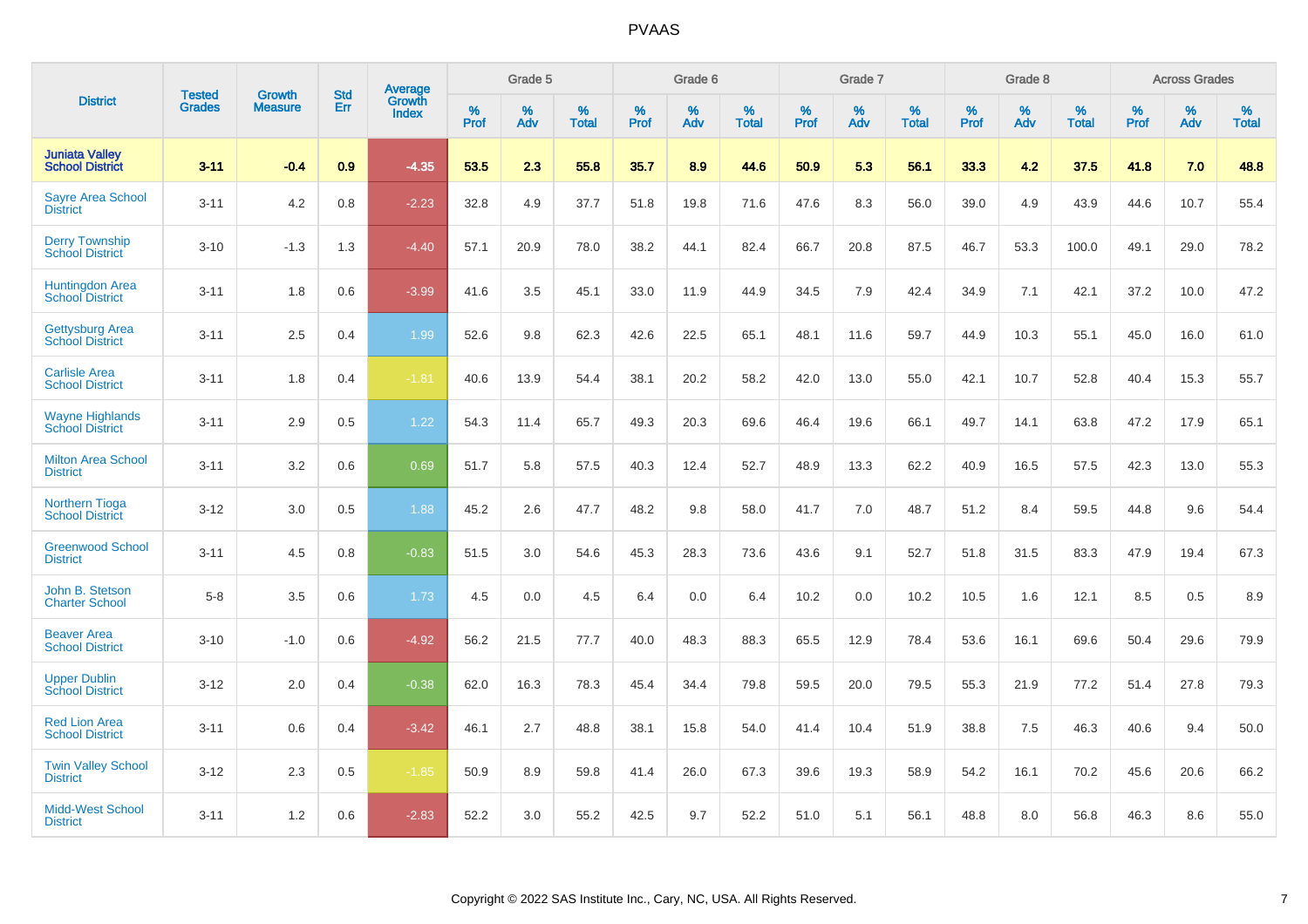# PVAAS

| District | Tested Grades | Growth Measure | Std Err | Average Growth Index | Grade 5 | | | Grade 6 | | | Grade 7 | | | Grade 8 | | | Across Grades | | |
|---|---|---|---|---|---|---|---|---|---|---|---|---|---|---|---|---|---|---|---|
| | | | | | % Prof | % Adv | % Total | % Prof | % Adv | % Total | % Prof | % Adv | % Total | % Prof | % Adv | % Total | % Prof | % Adv | % Total |
| **Juniata Valley School District** | **3-11** | **-0.4** | **0.9** | **-4.35** | **53.5** | **2.3** | **55.8** | **35.7** | **8.9** | **44.6** | **50.9** | **5.3** | **56.1** | **33.3** | **4.2** | **37.5** | **41.8** | **7.0** | **48.8** |
| Sayre Area School District | 3-11 | 4.2 | 0.8 | -2.23 | 32.8 | 4.9 | 37.7 | 51.8 | 19.8 | 71.6 | 47.6 | 8.3 | 56.0 | 39.0 | 4.9 | 43.9 | 44.6 | 10.7 | 55.4 |
| Derry Township School District | 3-10 | -1.3 | 1.3 | -4.40 | 57.1 | 20.9 | 78.0 | 38.2 | 44.1 | 82.4 | 66.7 | 20.8 | 87.5 | 46.7 | 53.3 | 100.0 | 49.1 | 29.0 | 78.2 |
| Huntingdon Area School District | 3-11 | 1.8 | 0.6 | -3.99 | 41.6 | 3.5 | 45.1 | 33.0 | 11.9 | 44.9 | 34.5 | 7.9 | 42.4 | 34.9 | 7.1 | 42.1 | 37.2 | 10.0 | 47.2 |
| Gettysburg Area School District | 3-11 | 2.5 | 0.4 | 1.99 | 52.6 | 9.8 | 62.3 | 42.6 | 22.5 | 65.1 | 48.1 | 11.6 | 59.7 | 44.9 | 10.3 | 55.1 | 45.0 | 16.0 | 61.0 |
| Carlisle Area School District | 3-11 | 1.8 | 0.4 | -1.81 | 40.6 | 13.9 | 54.4 | 38.1 | 20.2 | 58.2 | 42.0 | 13.0 | 55.0 | 42.1 | 10.7 | 52.8 | 40.4 | 15.3 | 55.7 |
| Wayne Highlands School District | 3-11 | 2.9 | 0.5 | 1.22 | 54.3 | 11.4 | 65.7 | 49.3 | 20.3 | 69.6 | 46.4 | 19.6 | 66.1 | 49.7 | 14.1 | 63.8 | 47.2 | 17.9 | 65.1 |
| Milton Area School District | 3-11 | 3.2 | 0.6 | 0.69 | 51.7 | 5.8 | 57.5 | 40.3 | 12.4 | 52.7 | 48.9 | 13.3 | 62.2 | 40.9 | 16.5 | 57.5 | 42.3 | 13.0 | 55.3 |
| Northern Tioga School District | 3-12 | 3.0 | 0.5 | 1.88 | 45.2 | 2.6 | 47.7 | 48.2 | 9.8 | 58.0 | 41.7 | 7.0 | 48.7 | 51.2 | 8.4 | 59.5 | 44.8 | 9.6 | 54.4 |
| Greenwood School District | 3-11 | 4.5 | 0.8 | -0.83 | 51.5 | 3.0 | 54.6 | 45.3 | 28.3 | 73.6 | 43.6 | 9.1 | 52.7 | 51.8 | 31.5 | 83.3 | 47.9 | 19.4 | 67.3 |
| John B. Stetson Charter School | 5-8 | 3.5 | 0.6 | 1.73 | 4.5 | 0.0 | 4.5 | 6.4 | 0.0 | 6.4 | 10.2 | 0.0 | 10.2 | 10.5 | 1.6 | 12.1 | 8.5 | 0.5 | 8.9 |
| Beaver Area School District | 3-10 | -1.0 | 0.6 | -4.92 | 56.2 | 21.5 | 77.7 | 40.0 | 48.3 | 88.3 | 65.5 | 12.9 | 78.4 | 53.6 | 16.1 | 69.6 | 50.4 | 29.6 | 79.9 |
| Upper Dublin School District | 3-12 | 2.0 | 0.4 | -0.38 | 62.0 | 16.3 | 78.3 | 45.4 | 34.4 | 79.8 | 59.5 | 20.0 | 79.5 | 55.3 | 21.9 | 77.2 | 51.4 | 27.8 | 79.3 |
| Red Lion Area School District | 3-11 | 0.6 | 0.4 | -3.42 | 46.1 | 2.7 | 48.8 | 38.1 | 15.8 | 54.0 | 41.4 | 10.4 | 51.9 | 38.8 | 7.5 | 46.3 | 40.6 | 9.4 | 50.0 |
| Twin Valley School District | 3-12 | 2.3 | 0.5 | -1.85 | 50.9 | 8.9 | 59.8 | 41.4 | 26.0 | 67.3 | 39.6 | 19.3 | 58.9 | 54.2 | 16.1 | 70.2 | 45.6 | 20.6 | 66.2 |
| Midd-West School District | 3-11 | 1.2 | 0.6 | -2.83 | 52.2 | 3.0 | 55.2 | 42.5 | 9.7 | 52.2 | 51.0 | 5.1 | 56.1 | 48.8 | 8.0 | 56.8 | 46.3 | 8.6 | 55.0 |

Copyright © 2022 SAS Institute Inc., Cary, NC, USA. All Rights Reserved.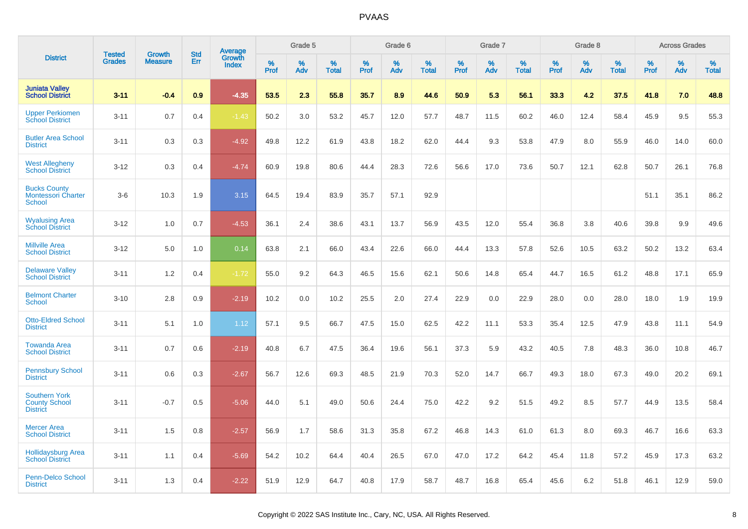# PVAAS

| District | Tested Grades | Growth Measure | Std Err | Average Growth Index | Grade 5 | | | Grade 6 | | | Grade 7 | | | Grade 8 | | | Across Grades | | |
|---|---|---|---|---|---|---|---|---|---|---|---|---|---|---|---|---|---|---|---|
| | | | | | % Prof | % Adv | % Total | % Prof | % Adv | % Total | % Prof | % Adv | % Total | % Prof | % Adv | % Total | % Prof | % Adv | % Total |
| **Juniata Valley School District** | **3-11** | **-0.4** | **0.9** | **-4.35** | **53.5** | **2.3** | **55.8** | **35.7** | **8.9** | **44.6** | **50.9** | **5.3** | **56.1** | **33.3** | **4.2** | **37.5** | **41.8** | **7.0** | **48.8** |
| Upper Perkiomen School District | 3-11 | 0.7 | 0.4 | -1.43 | 50.2 | 3.0 | 53.2 | 45.7 | 12.0 | 57.7 | 48.7 | 11.5 | 60.2 | 46.0 | 12.4 | 58.4 | 45.9 | 9.5 | 55.3 |
| Butler Area School District | 3-11 | 0.3 | 0.3 | -4.92 | 49.8 | 12.2 | 61.9 | 43.8 | 18.2 | 62.0 | 44.4 | 9.3 | 53.8 | 47.9 | 8.0 | 55.9 | 46.0 | 14.0 | 60.0 |
| West Allegheny School District | 3-12 | 0.3 | 0.4 | -4.74 | 60.9 | 19.8 | 80.6 | 44.4 | 28.3 | 72.6 | 56.6 | 17.0 | 73.6 | 50.7 | 12.1 | 62.8 | 50.7 | 26.1 | 76.8 |
| Bucks County Montessori Charter School | 3-6 | 10.3 | 1.9 | 3.15 | 64.5 | 19.4 | 83.9 | 35.7 | 57.1 | 92.9 | | | | | | | 51.1 | 35.1 | 86.2 |
| Wyalusing Area School District | 3-12 | 1.0 | 0.7 | -4.53 | 36.1 | 2.4 | 38.6 | 43.1 | 13.7 | 56.9 | 43.5 | 12.0 | 55.4 | 36.8 | 3.8 | 40.6 | 39.8 | 9.9 | 49.6 |
| Millville Area School District | 3-12 | 5.0 | 1.0 | 0.14 | 63.8 | 2.1 | 66.0 | 43.4 | 22.6 | 66.0 | 44.4 | 13.3 | 57.8 | 52.6 | 10.5 | 63.2 | 50.2 | 13.2 | 63.4 |
| Delaware Valley School District | 3-11 | 1.2 | 0.4 | -1.72 | 55.0 | 9.2 | 64.3 | 46.5 | 15.6 | 62.1 | 50.6 | 14.8 | 65.4 | 44.7 | 16.5 | 61.2 | 48.8 | 17.1 | 65.9 |
| Belmont Charter School | 3-10 | 2.8 | 0.9 | -2.19 | 10.2 | 0.0 | 10.2 | 25.5 | 2.0 | 27.4 | 22.9 | 0.0 | 22.9 | 28.0 | 0.0 | 28.0 | 18.0 | 1.9 | 19.9 |
| Otto-Eldred School District | 3-11 | 5.1 | 1.0 | 1.12 | 57.1 | 9.5 | 66.7 | 47.5 | 15.0 | 62.5 | 42.2 | 11.1 | 53.3 | 35.4 | 12.5 | 47.9 | 43.8 | 11.1 | 54.9 |
| Towanda Area School District | 3-11 | 0.7 | 0.6 | -2.19 | 40.8 | 6.7 | 47.5 | 36.4 | 19.6 | 56.1 | 37.3 | 5.9 | 43.2 | 40.5 | 7.8 | 48.3 | 36.0 | 10.8 | 46.7 |
| Pennsbury School District | 3-11 | 0.6 | 0.3 | -2.67 | 56.7 | 12.6 | 69.3 | 48.5 | 21.9 | 70.3 | 52.0 | 14.7 | 66.7 | 49.3 | 18.0 | 67.3 | 49.0 | 20.2 | 69.1 |
| Southern York County School District | 3-11 | -0.7 | 0.5 | -5.06 | 44.0 | 5.1 | 49.0 | 50.6 | 24.4 | 75.0 | 42.2 | 9.2 | 51.5 | 49.2 | 8.5 | 57.7 | 44.9 | 13.5 | 58.4 |
| Mercer Area School District | 3-11 | 1.5 | 0.8 | -2.57 | 56.9 | 1.7 | 58.6 | 31.3 | 35.8 | 67.2 | 46.8 | 14.3 | 61.0 | 61.3 | 8.0 | 69.3 | 46.7 | 16.6 | 63.3 |
| Hollidaysburg Area School District | 3-11 | 1.1 | 0.4 | -5.69 | 54.2 | 10.2 | 64.4 | 40.4 | 26.5 | 67.0 | 47.0 | 17.2 | 64.2 | 45.4 | 11.8 | 57.2 | 45.9 | 17.3 | 63.2 |
| Penn-Delco School District | 3-11 | 1.3 | 0.4 | -2.22 | 51.9 | 12.9 | 64.7 | 40.8 | 17.9 | 58.7 | 48.7 | 16.8 | 65.4 | 45.6 | 6.2 | 51.8 | 46.1 | 12.9 | 59.0 |

Copyright © 2022 SAS Institute Inc., Cary, NC, USA. All Rights Reserved.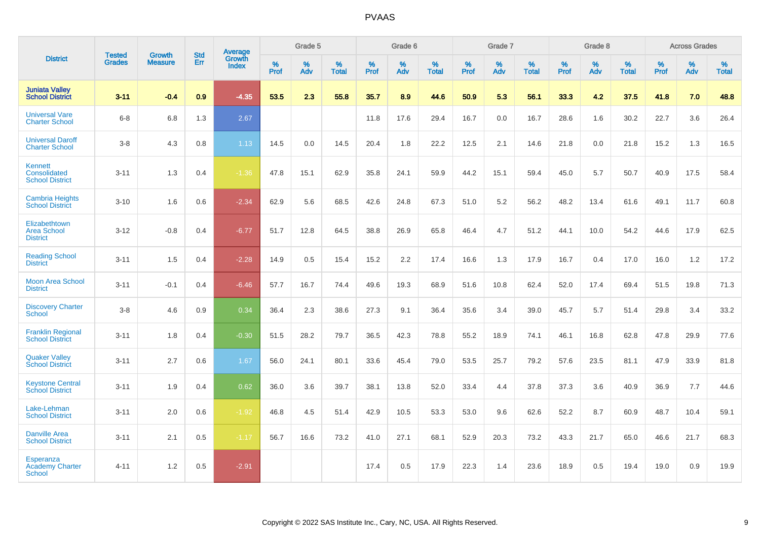| District | Tested Grades | Growth Measure | Std Err | Average Growth Index | Grade 5 | | | Grade 6 | | | Grade 7 | | | Grade 8 | | | Across Grades | | |
|---|---|---|---|---|---|---|---|---|---|---|---|---|---|---|---|---|---|---|---|
| | | | | | % Prof | % Adv | % Total | % Prof | % Adv | % Total | % Prof | % Adv | % Total | % Prof | % Adv | % Total | % Prof | % Adv | % Total |
| **Juniata Valley School District** | **3-11** | **-0.4** | **0.9** | **-4.35** | **53.5** | **2.3** | **55.8** | **35.7** | **8.9** | **44.6** | **50.9** | **5.3** | **56.1** | **33.3** | **4.2** | **37.5** | **41.8** | **7.0** | **48.8** |
| Universal Vare Charter School | 6-8 | 6.8 | 1.3 | 2.67 | | | | 11.8 | 17.6 | 29.4 | 16.7 | 0.0 | 16.7 | 28.6 | 1.6 | 30.2 | 22.7 | 3.6 | 26.4 |
| Universal Daroff Charter School | 3-8 | 4.3 | 0.8 | 1.13 | 14.5 | 0.0 | 14.5 | 20.4 | 1.8 | 22.2 | 12.5 | 2.1 | 14.6 | 21.8 | 0.0 | 21.8 | 15.2 | 1.3 | 16.5 |
| Kennett Consolidated School District | 3-11 | 1.3 | 0.4 | -1.36 | 47.8 | 15.1 | 62.9 | 35.8 | 24.1 | 59.9 | 44.2 | 15.1 | 59.4 | 45.0 | 5.7 | 50.7 | 40.9 | 17.5 | 58.4 |
| Cambria Heights School District | 3-10 | 1.6 | 0.6 | -2.34 | 62.9 | 5.6 | 68.5 | 42.6 | 24.8 | 67.3 | 51.0 | 5.2 | 56.2 | 48.2 | 13.4 | 61.6 | 49.1 | 11.7 | 60.8 |
| Elizabethtown Area School District | 3-12 | -0.8 | 0.4 | -6.77 | 51.7 | 12.8 | 64.5 | 38.8 | 26.9 | 65.8 | 46.4 | 4.7 | 51.2 | 44.1 | 10.0 | 54.2 | 44.6 | 17.9 | 62.5 |
| Reading School District | 3-11 | 1.5 | 0.4 | -2.28 | 14.9 | 0.5 | 15.4 | 15.2 | 2.2 | 17.4 | 16.6 | 1.3 | 17.9 | 16.7 | 0.4 | 17.0 | 16.0 | 1.2 | 17.2 |
| Moon Area School District | 3-11 | -0.1 | 0.4 | -6.46 | 57.7 | 16.7 | 74.4 | 49.6 | 19.3 | 68.9 | 51.6 | 10.8 | 62.4 | 52.0 | 17.4 | 69.4 | 51.5 | 19.8 | 71.3 |
| Discovery Charter School | 3-8 | 4.6 | 0.9 | 0.34 | 36.4 | 2.3 | 38.6 | 27.3 | 9.1 | 36.4 | 35.6 | 3.4 | 39.0 | 45.7 | 5.7 | 51.4 | 29.8 | 3.4 | 33.2 |
| Franklin Regional School District | 3-11 | 1.8 | 0.4 | -0.30 | 51.5 | 28.2 | 79.7 | 36.5 | 42.3 | 78.8 | 55.2 | 18.9 | 74.1 | 46.1 | 16.8 | 62.8 | 47.8 | 29.9 | 77.6 |
| Quaker Valley School District | 3-11 | 2.7 | 0.6 | 1.67 | 56.0 | 24.1 | 80.1 | 33.6 | 45.4 | 79.0 | 53.5 | 25.7 | 79.2 | 57.6 | 23.5 | 81.1 | 47.9 | 33.9 | 81.8 |
| Keystone Central School District | 3-11 | 1.9 | 0.4 | 0.62 | 36.0 | 3.6 | 39.7 | 38.1 | 13.8 | 52.0 | 33.4 | 4.4 | 37.8 | 37.3 | 3.6 | 40.9 | 36.9 | 7.7 | 44.6 |
| Lake-Lehman School District | 3-11 | 2.0 | 0.6 | -1.92 | 46.8 | 4.5 | 51.4 | 42.9 | 10.5 | 53.3 | 53.0 | 9.6 | 62.6 | 52.2 | 8.7 | 60.9 | 48.7 | 10.4 | 59.1 |
| Danville Area School District | 3-11 | 2.1 | 0.5 | -1.17 | 56.7 | 16.6 | 73.2 | 41.0 | 27.1 | 68.1 | 52.9 | 20.3 | 73.2 | 43.3 | 21.7 | 65.0 | 46.6 | 21.7 | 68.3 |
| Esperanza Academy Charter School | 4-11 | 1.2 | 0.5 | -2.91 | | | | 17.4 | 0.5 | 17.9 | 22.3 | 1.4 | 23.6 | 18.9 | 0.5 | 19.4 | 19.0 | 0.9 | 19.9 |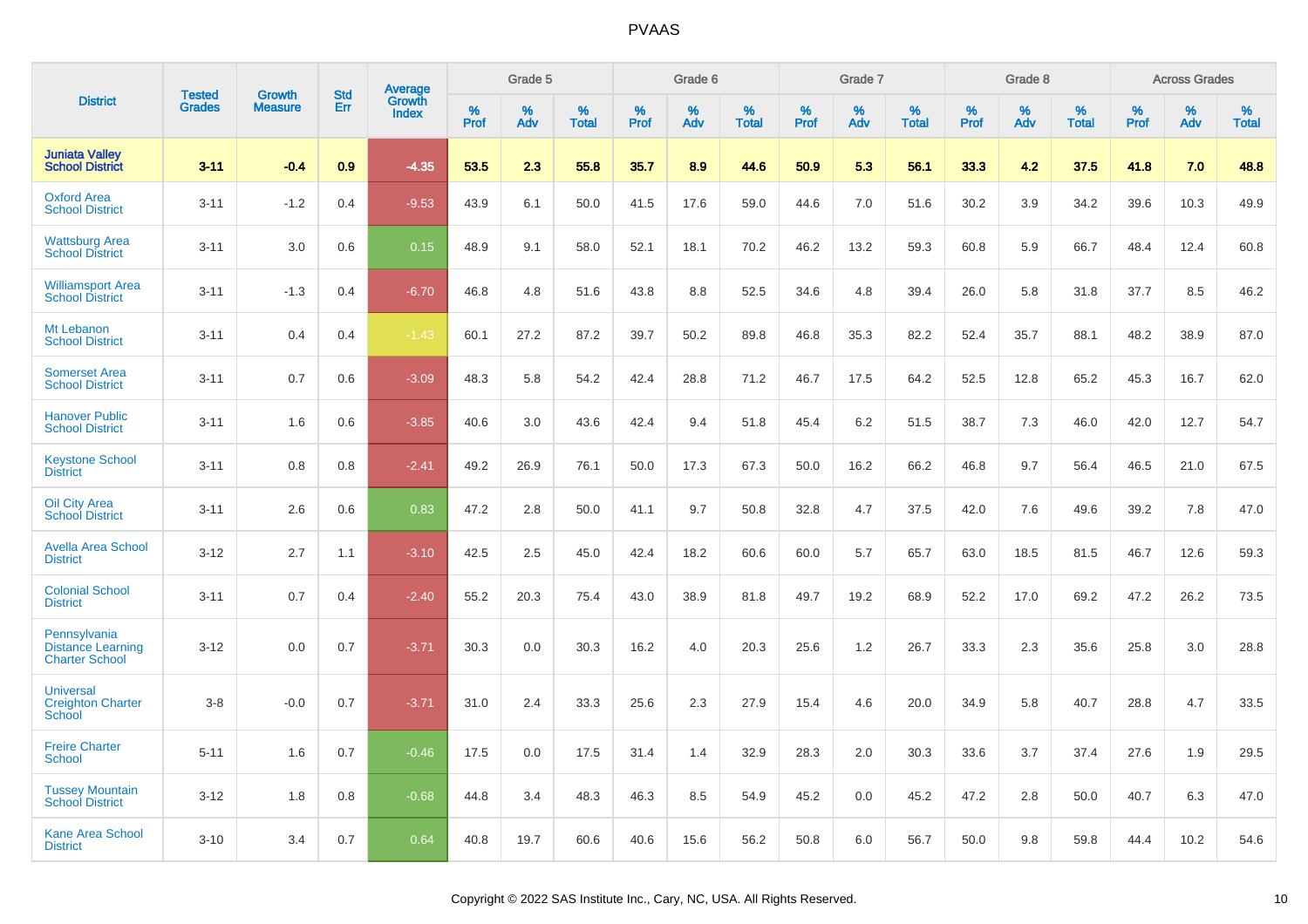# PVAAS

| District | Tested Grades | Growth Measure | Std Err | Average Growth Index | Grade 5 | | | Grade 6 | | | Grade 7 | | | Grade 8 | | | Across Grades | | |
|---|---|---|---|---|---|---|---|---|---|---|---|---|---|---|---|---|---|---|---|
| | | | | | % Prof | % Adv | % Total | % Prof | % Adv | % Total | % Prof | % Adv | % Total | % Prof | % Adv | % Total | % Prof | % Adv | % Total |
| **Juniata Valley School District** | **3-11** | **-0.4** | **0.9** | **-4.35** | **53.5** | **2.3** | **55.8** | **35.7** | **8.9** | **44.6** | **50.9** | **5.3** | **56.1** | **33.3** | **4.2** | **37.5** | **41.8** | **7.0** | **48.8** |
| Oxford Area School District | 3-11 | -1.2 | 0.4 | -9.53 | 43.9 | 6.1 | 50.0 | 41.5 | 17.6 | 59.0 | 44.6 | 7.0 | 51.6 | 30.2 | 3.9 | 34.2 | 39.6 | 10.3 | 49.9 |
| Wattsburg Area School District | 3-11 | 3.0 | 0.6 | 0.15 | 48.9 | 9.1 | 58.0 | 52.1 | 18.1 | 70.2 | 46.2 | 13.2 | 59.3 | 60.8 | 5.9 | 66.7 | 48.4 | 12.4 | 60.8 |
| Williamsport Area School District | 3-11 | -1.3 | 0.4 | -6.70 | 46.8 | 4.8 | 51.6 | 43.8 | 8.8 | 52.5 | 34.6 | 4.8 | 39.4 | 26.0 | 5.8 | 31.8 | 37.7 | 8.5 | 46.2 |
| Mt Lebanon School District | 3-11 | 0.4 | 0.4 | -1.43 | 60.1 | 27.2 | 87.2 | 39.7 | 50.2 | 89.8 | 46.8 | 35.3 | 82.2 | 52.4 | 35.7 | 88.1 | 48.2 | 38.9 | 87.0 |
| Somerset Area School District | 3-11 | 0.7 | 0.6 | -3.09 | 48.3 | 5.8 | 54.2 | 42.4 | 28.8 | 71.2 | 46.7 | 17.5 | 64.2 | 52.5 | 12.8 | 65.2 | 45.3 | 16.7 | 62.0 |
| Hanover Public School District | 3-11 | 1.6 | 0.6 | -3.85 | 40.6 | 3.0 | 43.6 | 42.4 | 9.4 | 51.8 | 45.4 | 6.2 | 51.5 | 38.7 | 7.3 | 46.0 | 42.0 | 12.7 | 54.7 |
| Keystone School District | 3-11 | 0.8 | 0.8 | -2.41 | 49.2 | 26.9 | 76.1 | 50.0 | 17.3 | 67.3 | 50.0 | 16.2 | 66.2 | 46.8 | 9.7 | 56.4 | 46.5 | 21.0 | 67.5 |
| Oil City Area School District | 3-11 | 2.6 | 0.6 | 0.83 | 47.2 | 2.8 | 50.0 | 41.1 | 9.7 | 50.8 | 32.8 | 4.7 | 37.5 | 42.0 | 7.6 | 49.6 | 39.2 | 7.8 | 47.0 |
| Avella Area School District | 3-12 | 2.7 | 1.1 | -3.10 | 42.5 | 2.5 | 45.0 | 42.4 | 18.2 | 60.6 | 60.0 | 5.7 | 65.7 | 63.0 | 18.5 | 81.5 | 46.7 | 12.6 | 59.3 |
| Colonial School District | 3-11 | 0.7 | 0.4 | -2.40 | 55.2 | 20.3 | 75.4 | 43.0 | 38.9 | 81.8 | 49.7 | 19.2 | 68.9 | 52.2 | 17.0 | 69.2 | 47.2 | 26.2 | 73.5 |
| Pennsylvania Distance Learning Charter School | 3-12 | 0.0 | 0.7 | -3.71 | 30.3 | 0.0 | 30.3 | 16.2 | 4.0 | 20.3 | 25.6 | 1.2 | 26.7 | 33.3 | 2.3 | 35.6 | 25.8 | 3.0 | 28.8 |
| Universal Creighton Charter School | 3-8 | -0.0 | 0.7 | -3.71 | 31.0 | 2.4 | 33.3 | 25.6 | 2.3 | 27.9 | 15.4 | 4.6 | 20.0 | 34.9 | 5.8 | 40.7 | 28.8 | 4.7 | 33.5 |
| Freire Charter School | 5-11 | 1.6 | 0.7 | -0.46 | 17.5 | 0.0 | 17.5 | 31.4 | 1.4 | 32.9 | 28.3 | 2.0 | 30.3 | 33.6 | 3.7 | 37.4 | 27.6 | 1.9 | 29.5 |
| Tussey Mountain School District | 3-12 | 1.8 | 0.8 | -0.68 | 44.8 | 3.4 | 48.3 | 46.3 | 8.5 | 54.9 | 45.2 | 0.0 | 45.2 | 47.2 | 2.8 | 50.0 | 40.7 | 6.3 | 47.0 |
| Kane Area School District | 3-10 | 3.4 | 0.7 | 0.64 | 40.8 | 19.7 | 60.6 | 40.6 | 15.6 | 56.2 | 50.8 | 6.0 | 56.7 | 50.0 | 9.8 | 59.8 | 44.4 | 10.2 | 54.6 |

Copyright © 2022 SAS Institute Inc., Cary, NC, USA. All Rights Reserved.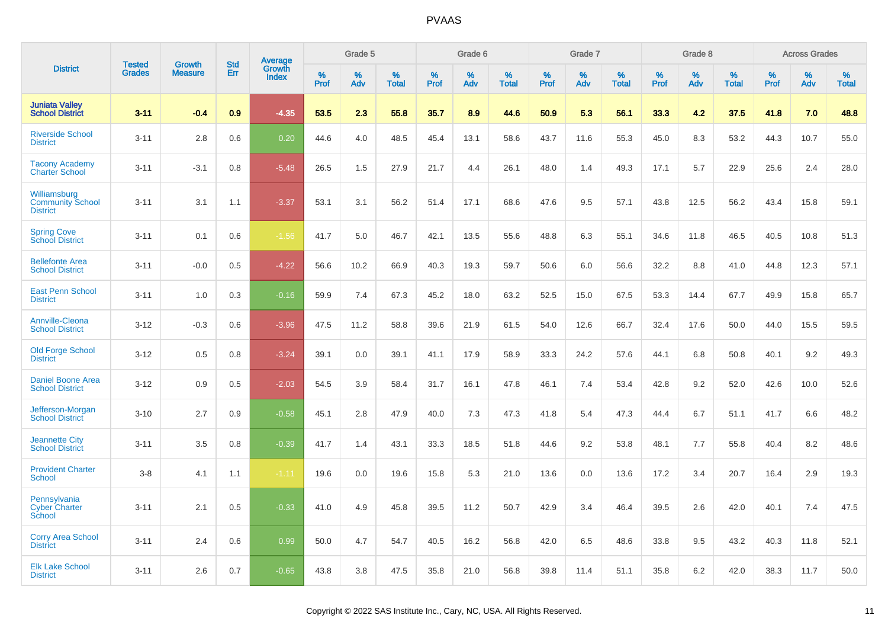# PVAAS

| District | Tested Grades | Growth Measure | Std Err | Average Growth Index | Grade 5 | | | Grade 6 | | | Grade 7 | | | Grade 8 | | | Across Grades | | |
|---|---|---|---|---|---|---|---|---|---|---|---|---|---|---|---|---|---|---|---|
| | | | | | % Prof | % Adv | % Total | % Prof | % Adv | % Total | % Prof | % Adv | % Total | % Prof | % Adv | % Total | % Prof | % Adv | % Total |
| **Juniata Valley School District** | **3-11** | **-0.4** | **0.9** | **-4.35** | **53.5** | **2.3** | **55.8** | **35.7** | **8.9** | **44.6** | **50.9** | **5.3** | **56.1** | **33.3** | **4.2** | **37.5** | **41.8** | **7.0** | **48.8** |
| Riverside School District | 3-11 | 2.8 | 0.6 | 0.20 | 44.6 | 4.0 | 48.5 | 45.4 | 13.1 | 58.6 | 43.7 | 11.6 | 55.3 | 45.0 | 8.3 | 53.2 | 44.3 | 10.7 | 55.0 |
| Tacony Academy Charter School | 3-11 | -3.1 | 0.8 | -5.48 | 26.5 | 1.5 | 27.9 | 21.7 | 4.4 | 26.1 | 48.0 | 1.4 | 49.3 | 17.1 | 5.7 | 22.9 | 25.6 | 2.4 | 28.0 |
| Williamsburg Community School District | 3-11 | 3.1 | 1.1 | -3.37 | 53.1 | 3.1 | 56.2 | 51.4 | 17.1 | 68.6 | 47.6 | 9.5 | 57.1 | 43.8 | 12.5 | 56.2 | 43.4 | 15.8 | 59.1 |
| Spring Cove School District | 3-11 | 0.1 | 0.6 | -1.56 | 41.7 | 5.0 | 46.7 | 42.1 | 13.5 | 55.6 | 48.8 | 6.3 | 55.1 | 34.6 | 11.8 | 46.5 | 40.5 | 10.8 | 51.3 |
| Bellefonte Area School District | 3-11 | -0.0 | 0.5 | -4.22 | 56.6 | 10.2 | 66.9 | 40.3 | 19.3 | 59.7 | 50.6 | 6.0 | 56.6 | 32.2 | 8.8 | 41.0 | 44.8 | 12.3 | 57.1 |
| East Penn School District | 3-11 | 1.0 | 0.3 | -0.16 | 59.9 | 7.4 | 67.3 | 45.2 | 18.0 | 63.2 | 52.5 | 15.0 | 67.5 | 53.3 | 14.4 | 67.7 | 49.9 | 15.8 | 65.7 |
| Annville-Cleona School District | 3-12 | -0.3 | 0.6 | -3.96 | 47.5 | 11.2 | 58.8 | 39.6 | 21.9 | 61.5 | 54.0 | 12.6 | 66.7 | 32.4 | 17.6 | 50.0 | 44.0 | 15.5 | 59.5 |
| Old Forge School District | 3-12 | 0.5 | 0.8 | -3.24 | 39.1 | 0.0 | 39.1 | 41.1 | 17.9 | 58.9 | 33.3 | 24.2 | 57.6 | 44.1 | 6.8 | 50.8 | 40.1 | 9.2 | 49.3 |
| Daniel Boone Area School District | 3-12 | 0.9 | 0.5 | -2.03 | 54.5 | 3.9 | 58.4 | 31.7 | 16.1 | 47.8 | 46.1 | 7.4 | 53.4 | 42.8 | 9.2 | 52.0 | 42.6 | 10.0 | 52.6 |
| Jefferson-Morgan School District | 3-10 | 2.7 | 0.9 | -0.58 | 45.1 | 2.8 | 47.9 | 40.0 | 7.3 | 47.3 | 41.8 | 5.4 | 47.3 | 44.4 | 6.7 | 51.1 | 41.7 | 6.6 | 48.2 |
| Jeannette City School District | 3-11 | 3.5 | 0.8 | -0.39 | 41.7 | 1.4 | 43.1 | 33.3 | 18.5 | 51.8 | 44.6 | 9.2 | 53.8 | 48.1 | 7.7 | 55.8 | 40.4 | 8.2 | 48.6 |
| Provident Charter School | 3-8 | 4.1 | 1.1 | -1.11 | 19.6 | 0.0 | 19.6 | 15.8 | 5.3 | 21.0 | 13.6 | 0.0 | 13.6 | 17.2 | 3.4 | 20.7 | 16.4 | 2.9 | 19.3 |
| Pennsylvania Cyber Charter School | 3-11 | 2.1 | 0.5 | -0.33 | 41.0 | 4.9 | 45.8 | 39.5 | 11.2 | 50.7 | 42.9 | 3.4 | 46.4 | 39.5 | 2.6 | 42.0 | 40.1 | 7.4 | 47.5 |
| Corry Area School District | 3-11 | 2.4 | 0.6 | 0.99 | 50.0 | 4.7 | 54.7 | 40.5 | 16.2 | 56.8 | 42.0 | 6.5 | 48.6 | 33.8 | 9.5 | 43.2 | 40.3 | 11.8 | 52.1 |
| Elk Lake School District | 3-11 | 2.6 | 0.7 | -0.65 | 43.8 | 3.8 | 47.5 | 35.8 | 21.0 | 56.8 | 39.8 | 11.4 | 51.1 | 35.8 | 6.2 | 42.0 | 38.3 | 11.7 | 50.0 |

Copyright © 2022 SAS Institute Inc., Cary, NC, USA. All Rights Reserved.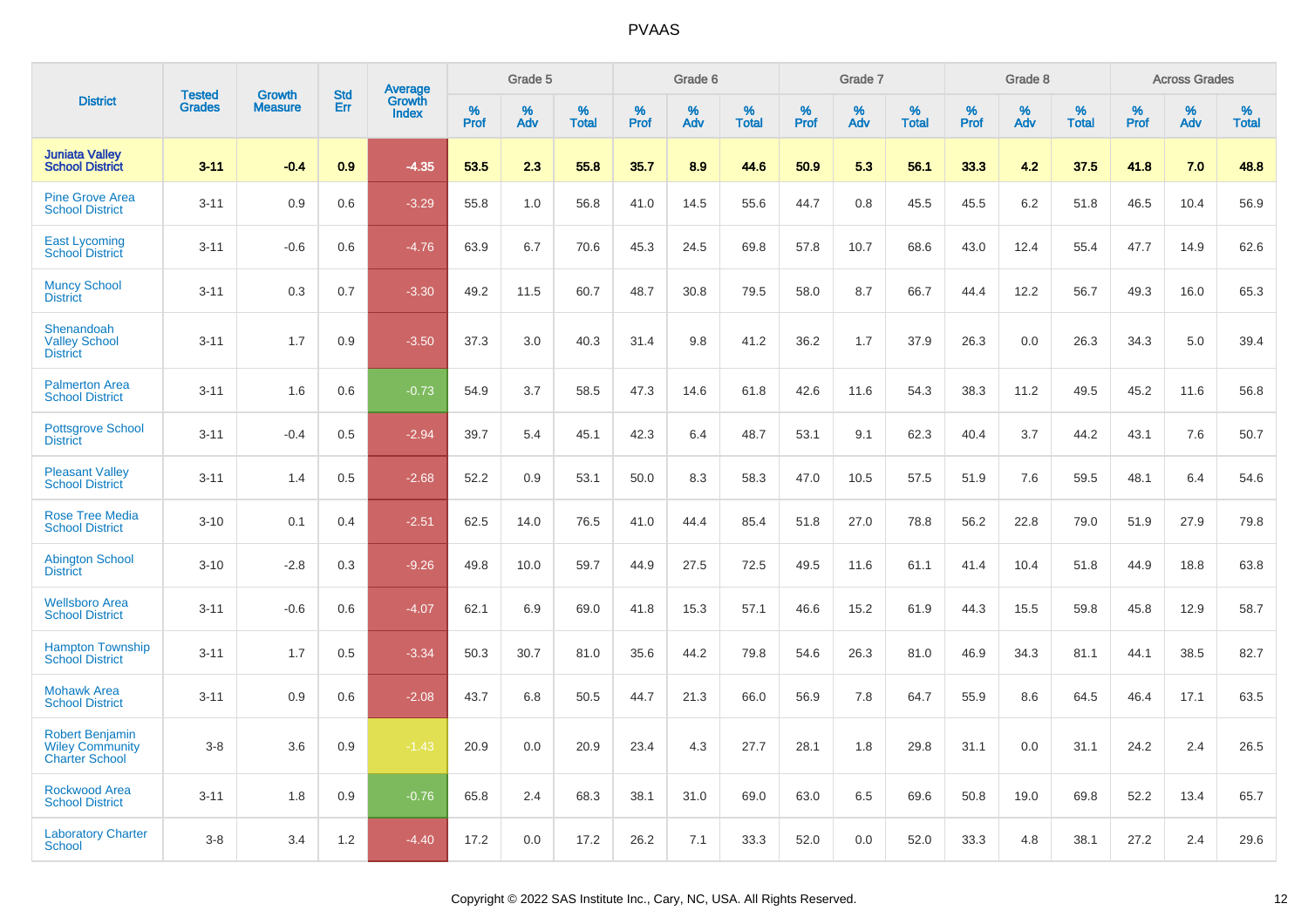# PVAAS

| District | Tested Grades | Growth Measure | Std Err | Average Growth Index | Grade 5 | | | Grade 6 | | | Grade 7 | | | Grade 8 | | | Across Grades | | |
|---|---|---|---|---|---|---|---|---|---|---|---|---|---|---|---|---|---|---|---|
| | | | | | % Prof | % Adv | % Total | % Prof | % Adv | % Total | % Prof | % Adv | % Total | % Prof | % Adv | % Total | % Prof | % Adv | % Total |
| **Juniata Valley School District** | **3-11** | **-0.4** | **0.9** | **-4.35** | **53.5** | **2.3** | **55.8** | **35.7** | **8.9** | **44.6** | **50.9** | **5.3** | **56.1** | **33.3** | **4.2** | **37.5** | **41.8** | **7.0** | **48.8** |
| Pine Grove Area School District | 3-11 | 0.9 | 0.6 | -3.29 | 55.8 | 1.0 | 56.8 | 41.0 | 14.5 | 55.6 | 44.7 | 0.8 | 45.5 | 45.5 | 6.2 | 51.8 | 46.5 | 10.4 | 56.9 |
| East Lycoming School District | 3-11 | -0.6 | 0.6 | -4.76 | 63.9 | 6.7 | 70.6 | 45.3 | 24.5 | 69.8 | 57.8 | 10.7 | 68.6 | 43.0 | 12.4 | 55.4 | 47.7 | 14.9 | 62.6 |
| Muncy School District | 3-11 | 0.3 | 0.7 | -3.30 | 49.2 | 11.5 | 60.7 | 48.7 | 30.8 | 79.5 | 58.0 | 8.7 | 66.7 | 44.4 | 12.2 | 56.7 | 49.3 | 16.0 | 65.3 |
| Shenandoah Valley School District | 3-11 | 1.7 | 0.9 | -3.50 | 37.3 | 3.0 | 40.3 | 31.4 | 9.8 | 41.2 | 36.2 | 1.7 | 37.9 | 26.3 | 0.0 | 26.3 | 34.3 | 5.0 | 39.4 |
| Palmerton Area School District | 3-11 | 1.6 | 0.6 | -0.73 | 54.9 | 3.7 | 58.5 | 47.3 | 14.6 | 61.8 | 42.6 | 11.6 | 54.3 | 38.3 | 11.2 | 49.5 | 45.2 | 11.6 | 56.8 |
| Pottsgrove School District | 3-11 | -0.4 | 0.5 | -2.94 | 39.7 | 5.4 | 45.1 | 42.3 | 6.4 | 48.7 | 53.1 | 9.1 | 62.3 | 40.4 | 3.7 | 44.2 | 43.1 | 7.6 | 50.7 |
| Pleasant Valley School District | 3-11 | 1.4 | 0.5 | -2.68 | 52.2 | 0.9 | 53.1 | 50.0 | 8.3 | 58.3 | 47.0 | 10.5 | 57.5 | 51.9 | 7.6 | 59.5 | 48.1 | 6.4 | 54.6 |
| Rose Tree Media School District | 3-10 | 0.1 | 0.4 | -2.51 | 62.5 | 14.0 | 76.5 | 41.0 | 44.4 | 85.4 | 51.8 | 27.0 | 78.8 | 56.2 | 22.8 | 79.0 | 51.9 | 27.9 | 79.8 |
| Abington School District | 3-10 | -2.8 | 0.3 | -9.26 | 49.8 | 10.0 | 59.7 | 44.9 | 27.5 | 72.5 | 49.5 | 11.6 | 61.1 | 41.4 | 10.4 | 51.8 | 44.9 | 18.8 | 63.8 |
| Wellsboro Area School District | 3-11 | -0.6 | 0.6 | -4.07 | 62.1 | 6.9 | 69.0 | 41.8 | 15.3 | 57.1 | 46.6 | 15.2 | 61.9 | 44.3 | 15.5 | 59.8 | 45.8 | 12.9 | 58.7 |
| Hampton Township School District | 3-11 | 1.7 | 0.5 | -3.34 | 50.3 | 30.7 | 81.0 | 35.6 | 44.2 | 79.8 | 54.6 | 26.3 | 81.0 | 46.9 | 34.3 | 81.1 | 44.1 | 38.5 | 82.7 |
| Mohawk Area School District | 3-11 | 0.9 | 0.6 | -2.08 | 43.7 | 6.8 | 50.5 | 44.7 | 21.3 | 66.0 | 56.9 | 7.8 | 64.7 | 55.9 | 8.6 | 64.5 | 46.4 | 17.1 | 63.5 |
| Robert Benjamin Wiley Community Charter School | 3-8 | 3.6 | 0.9 | -1.43 | 20.9 | 0.0 | 20.9 | 23.4 | 4.3 | 27.7 | 28.1 | 1.8 | 29.8 | 31.1 | 0.0 | 31.1 | 24.2 | 2.4 | 26.5 |
| Rockwood Area School District | 3-11 | 1.8 | 0.9 | -0.76 | 65.8 | 2.4 | 68.3 | 38.1 | 31.0 | 69.0 | 63.0 | 6.5 | 69.6 | 50.8 | 19.0 | 69.8 | 52.2 | 13.4 | 65.7 |
| Laboratory Charter School | 3-8 | 3.4 | 1.2 | -4.40 | 17.2 | 0.0 | 17.2 | 26.2 | 7.1 | 33.3 | 52.0 | 0.0 | 52.0 | 33.3 | 4.8 | 38.1 | 27.2 | 2.4 | 29.6 |

Copyright © 2022 SAS Institute Inc., Cary, NC, USA. All Rights Reserved.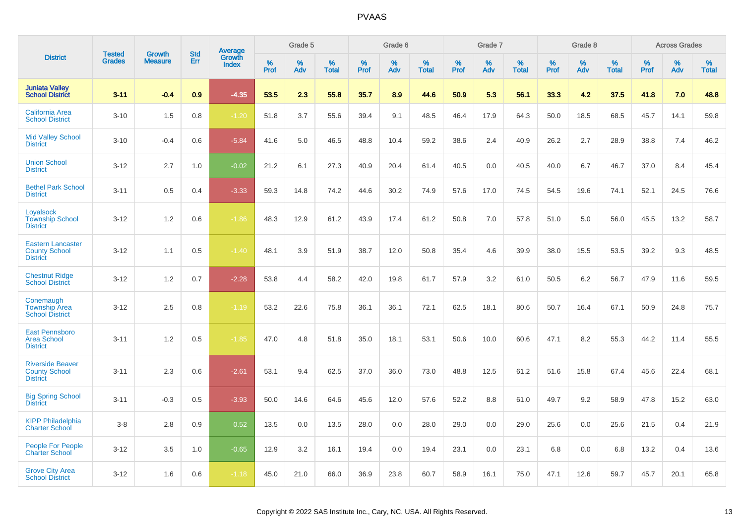# PVAAS

| District | Tested Grades | Growth Measure | Std Err | Average Growth Index | Grade 5 | | | Grade 6 | | | Grade 7 | | | Grade 8 | | | Across Grades | | |
|---|---|---|---|---|---|---|---|---|---|---|---|---|---|---|---|---|---|---|---|
| | | | | | % Prof | % Adv | % Total | % Prof | % Adv | % Total | % Prof | % Adv | % Total | % Prof | % Adv | % Total | % Prof | % Adv | % Total |
| **Juniata Valley School District** | **3-11** | **-0.4** | **0.9** | **-4.35** | **53.5** | **2.3** | **55.8** | **35.7** | **8.9** | **44.6** | **50.9** | **5.3** | **56.1** | **33.3** | **4.2** | **37.5** | **41.8** | **7.0** | **48.8** |
| California Area School District | 3-10 | 1.5 | 0.8 | -1.20 | 51.8 | 3.7 | 55.6 | 39.4 | 9.1 | 48.5 | 46.4 | 17.9 | 64.3 | 50.0 | 18.5 | 68.5 | 45.7 | 14.1 | 59.8 |
| Mid Valley School District | 3-10 | -0.4 | 0.6 | -5.84 | 41.6 | 5.0 | 46.5 | 48.8 | 10.4 | 59.2 | 38.6 | 2.4 | 40.9 | 26.2 | 2.7 | 28.9 | 38.8 | 7.4 | 46.2 |
| Union School District | 3-12 | 2.7 | 1.0 | -0.02 | 21.2 | 6.1 | 27.3 | 40.9 | 20.4 | 61.4 | 40.5 | 0.0 | 40.5 | 40.0 | 6.7 | 46.7 | 37.0 | 8.4 | 45.4 |
| Bethel Park School District | 3-11 | 0.5 | 0.4 | -3.33 | 59.3 | 14.8 | 74.2 | 44.6 | 30.2 | 74.9 | 57.6 | 17.0 | 74.5 | 54.5 | 19.6 | 74.1 | 52.1 | 24.5 | 76.6 |
| Loyalsock Township School District | 3-12 | 1.2 | 0.6 | -1.86 | 48.3 | 12.9 | 61.2 | 43.9 | 17.4 | 61.2 | 50.8 | 7.0 | 57.8 | 51.0 | 5.0 | 56.0 | 45.5 | 13.2 | 58.7 |
| Eastern Lancaster County School District | 3-12 | 1.1 | 0.5 | -1.40 | 48.1 | 3.9 | 51.9 | 38.7 | 12.0 | 50.8 | 35.4 | 4.6 | 39.9 | 38.0 | 15.5 | 53.5 | 39.2 | 9.3 | 48.5 |
| Chestnut Ridge School District | 3-12 | 1.2 | 0.7 | -2.28 | 53.8 | 4.4 | 58.2 | 42.0 | 19.8 | 61.7 | 57.9 | 3.2 | 61.0 | 50.5 | 6.2 | 56.7 | 47.9 | 11.6 | 59.5 |
| Conemaugh Township Area School District | 3-12 | 2.5 | 0.8 | -1.19 | 53.2 | 22.6 | 75.8 | 36.1 | 36.1 | 72.1 | 62.5 | 18.1 | 80.6 | 50.7 | 16.4 | 67.1 | 50.9 | 24.8 | 75.7 |
| East Pennsboro Area School District | 3-11 | 1.2 | 0.5 | -1.85 | 47.0 | 4.8 | 51.8 | 35.0 | 18.1 | 53.1 | 50.6 | 10.0 | 60.6 | 47.1 | 8.2 | 55.3 | 44.2 | 11.4 | 55.5 |
| Riverside Beaver County School District | 3-11 | 2.3 | 0.6 | -2.61 | 53.1 | 9.4 | 62.5 | 37.0 | 36.0 | 73.0 | 48.8 | 12.5 | 61.2 | 51.6 | 15.8 | 67.4 | 45.6 | 22.4 | 68.1 |
| Big Spring School District | 3-11 | -0.3 | 0.5 | -3.93 | 50.0 | 14.6 | 64.6 | 45.6 | 12.0 | 57.6 | 52.2 | 8.8 | 61.0 | 49.7 | 9.2 | 58.9 | 47.8 | 15.2 | 63.0 |
| KIPP Philadelphia Charter School | 3-8 | 2.8 | 0.9 | 0.52 | 13.5 | 0.0 | 13.5 | 28.0 | 0.0 | 28.0 | 29.0 | 0.0 | 29.0 | 25.6 | 0.0 | 25.6 | 21.5 | 0.4 | 21.9 |
| People For People Charter School | 3-12 | 3.5 | 1.0 | -0.65 | 12.9 | 3.2 | 16.1 | 19.4 | 0.0 | 19.4 | 23.1 | 0.0 | 23.1 | 6.8 | 0.0 | 6.8 | 13.2 | 0.4 | 13.6 |
| Grove City Area School District | 3-12 | 1.6 | 0.6 | -1.18 | 45.0 | 21.0 | 66.0 | 36.9 | 23.8 | 60.7 | 58.9 | 16.1 | 75.0 | 47.1 | 12.6 | 59.7 | 45.7 | 20.1 | 65.8 |

Copyright © 2022 SAS Institute Inc., Cary, NC, USA. All Rights Reserved.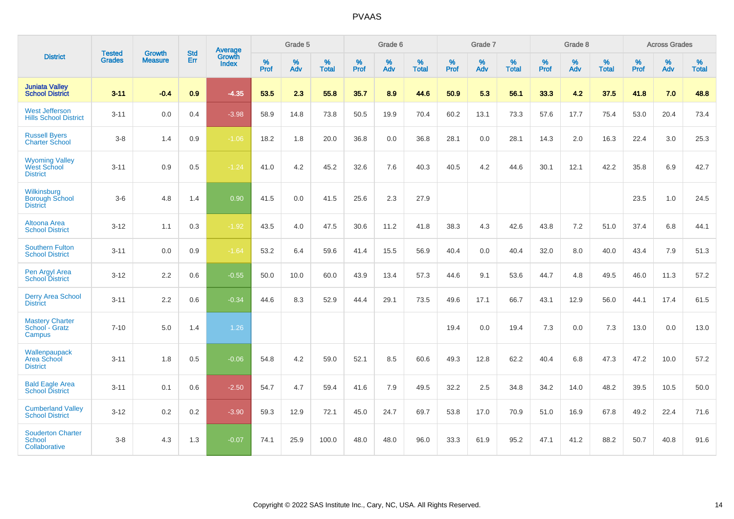# PVAAS

| District | Tested Grades | Growth Measure | Std Err | Average Growth Index | Grade 5 | | | Grade 6 | | | Grade 7 | | | Grade 8 | | | Across Grades | | |
|---|---|---|---|---|---|---|---|---|---|---|---|---|---|---|---|---|---|---|---|
| | | | | | % Prof | % Adv | % Total | % Prof | % Adv | % Total | % Prof | % Adv | % Total | % Prof | % Adv | % Total | % Prof | % Adv | % Total |
| **Juniata Valley School District** | **3-11** | **-0.4** | **0.9** | **-4.35** | **53.5** | **2.3** | **55.8** | **35.7** | **8.9** | **44.6** | **50.9** | **5.3** | **56.1** | **33.3** | **4.2** | **37.5** | **41.8** | **7.0** | **48.8** |
| West Jefferson Hills School District | 3-11 | 0.0 | 0.4 | -3.98 | 58.9 | 14.8 | 73.8 | 50.5 | 19.9 | 70.4 | 60.2 | 13.1 | 73.3 | 57.6 | 17.7 | 75.4 | 53.0 | 20.4 | 73.4 |
| Russell Byers Charter School | 3-8 | 1.4 | 0.9 | -1.06 | 18.2 | 1.8 | 20.0 | 36.8 | 0.0 | 36.8 | 28.1 | 0.0 | 28.1 | 14.3 | 2.0 | 16.3 | 22.4 | 3.0 | 25.3 |
| Wyoming Valley West School District | 3-11 | 0.9 | 0.5 | -1.24 | 41.0 | 4.2 | 45.2 | 32.6 | 7.6 | 40.3 | 40.5 | 4.2 | 44.6 | 30.1 | 12.1 | 42.2 | 35.8 | 6.9 | 42.7 |
| Wilkinsburg Borough School District | 3-6 | 4.8 | 1.4 | 0.90 | 41.5 | 0.0 | 41.5 | 25.6 | 2.3 | 27.9 | | | | | | | 23.5 | 1.0 | 24.5 |
| Altoona Area School District | 3-12 | 1.1 | 0.3 | -1.92 | 43.5 | 4.0 | 47.5 | 30.6 | 11.2 | 41.8 | 38.3 | 4.3 | 42.6 | 43.8 | 7.2 | 51.0 | 37.4 | 6.8 | 44.1 |
| Southern Fulton School District | 3-11 | 0.0 | 0.9 | -1.64 | 53.2 | 6.4 | 59.6 | 41.4 | 15.5 | 56.9 | 40.4 | 0.0 | 40.4 | 32.0 | 8.0 | 40.0 | 43.4 | 7.9 | 51.3 |
| Pen Argyl Area School District | 3-12 | 2.2 | 0.6 | -0.55 | 50.0 | 10.0 | 60.0 | 43.9 | 13.4 | 57.3 | 44.6 | 9.1 | 53.6 | 44.7 | 4.8 | 49.5 | 46.0 | 11.3 | 57.2 |
| Derry Area School District | 3-11 | 2.2 | 0.6 | -0.34 | 44.6 | 8.3 | 52.9 | 44.4 | 29.1 | 73.5 | 49.6 | 17.1 | 66.7 | 43.1 | 12.9 | 56.0 | 44.1 | 17.4 | 61.5 |
| Mastery Charter School - Gratz Campus | 7-10 | 5.0 | 1.4 | 1.26 | | | | | | | 19.4 | 0.0 | 19.4 | 7.3 | 0.0 | 7.3 | 13.0 | 0.0 | 13.0 |
| Wallenpaupack Area School District | 3-11 | 1.8 | 0.5 | -0.06 | 54.8 | 4.2 | 59.0 | 52.1 | 8.5 | 60.6 | 49.3 | 12.8 | 62.2 | 40.4 | 6.8 | 47.3 | 47.2 | 10.0 | 57.2 |
| Bald Eagle Area School District | 3-11 | 0.1 | 0.6 | -2.50 | 54.7 | 4.7 | 59.4 | 41.6 | 7.9 | 49.5 | 32.2 | 2.5 | 34.8 | 34.2 | 14.0 | 48.2 | 39.5 | 10.5 | 50.0 |
| Cumberland Valley School District | 3-12 | 0.2 | 0.2 | -3.90 | 59.3 | 12.9 | 72.1 | 45.0 | 24.7 | 69.7 | 53.8 | 17.0 | 70.9 | 51.0 | 16.9 | 67.8 | 49.2 | 22.4 | 71.6 |
| Souderton Charter School Collaborative | 3-8 | 4.3 | 1.3 | -0.07 | 74.1 | 25.9 | 100.0 | 48.0 | 48.0 | 96.0 | 33.3 | 61.9 | 95.2 | 47.1 | 41.2 | 88.2 | 50.7 | 40.8 | 91.6 |

Copyright © 2022 SAS Institute Inc., Cary, NC, USA. All Rights Reserved.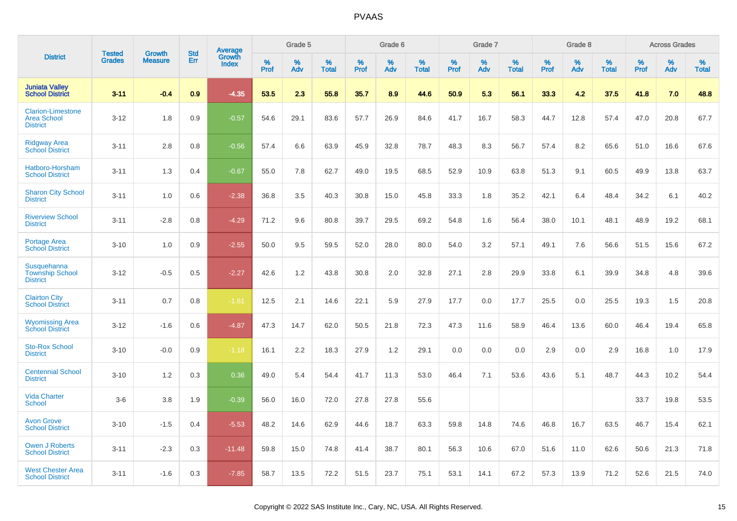| District | Tested Grades | Growth Measure | Std Err | Average Growth Index | Grade 5 | | | Grade 6 | | | Grade 7 | | | Grade 8 | | | Across Grades | | |
|---|---|---|---|---|---|---|---|---|---|---|---|---|---|---|---|---|---|---|---|
| | | | | | % Prof | % Adv | % Total | % Prof | % Adv | % Total | % Prof | % Adv | % Total | % Prof | % Adv | % Total | % Prof | % Adv | % Total |
| **Juniata Valley School District** | **3-11** | **-0.4** | **0.9** | **-4.35** | **53.5** | **2.3** | **55.8** | **35.7** | **8.9** | **44.6** | **50.9** | **5.3** | **56.1** | **33.3** | **4.2** | **37.5** | **41.8** | **7.0** | **48.8** |
| Clarion-Limestone Area School District | 3-12 | 1.8 | 0.9 | -0.57 | 54.6 | 29.1 | 83.6 | 57.7 | 26.9 | 84.6 | 41.7 | 16.7 | 58.3 | 44.7 | 12.8 | 57.4 | 47.0 | 20.8 | 67.7 |
| Ridgway Area School District | 3-11 | 2.8 | 0.8 | -0.56 | 57.4 | 6.6 | 63.9 | 45.9 | 32.8 | 78.7 | 48.3 | 8.3 | 56.7 | 57.4 | 8.2 | 65.6 | 51.0 | 16.6 | 67.6 |
| Hatboro-Horsham School District | 3-11 | 1.3 | 0.4 | -0.67 | 55.0 | 7.8 | 62.7 | 49.0 | 19.5 | 68.5 | 52.9 | 10.9 | 63.8 | 51.3 | 9.1 | 60.5 | 49.9 | 13.8 | 63.7 |
| Sharon City School District | 3-11 | 1.0 | 0.6 | -2.38 | 36.8 | 3.5 | 40.3 | 30.8 | 15.0 | 45.8 | 33.3 | 1.8 | 35.2 | 42.1 | 6.4 | 48.4 | 34.2 | 6.1 | 40.2 |
| Riverview School District | 3-11 | -2.8 | 0.8 | -4.29 | 71.2 | 9.6 | 80.8 | 39.7 | 29.5 | 69.2 | 54.8 | 1.6 | 56.4 | 38.0 | 10.1 | 48.1 | 48.9 | 19.2 | 68.1 |
| Portage Area School District | 3-10 | 1.0 | 0.9 | -2.55 | 50.0 | 9.5 | 59.5 | 52.0 | 28.0 | 80.0 | 54.0 | 3.2 | 57.1 | 49.1 | 7.6 | 56.6 | 51.5 | 15.6 | 67.2 |
| Susquehanna Township School District | 3-12 | -0.5 | 0.5 | -2.27 | 42.6 | 1.2 | 43.8 | 30.8 | 2.0 | 32.8 | 27.1 | 2.8 | 29.9 | 33.8 | 6.1 | 39.9 | 34.8 | 4.8 | 39.6 |
| Clairton City School District | 3-11 | 0.7 | 0.8 | -1.61 | 12.5 | 2.1 | 14.6 | 22.1 | 5.9 | 27.9 | 17.7 | 0.0 | 17.7 | 25.5 | 0.0 | 25.5 | 19.3 | 1.5 | 20.8 |
| Wyomissing Area School District | 3-12 | -1.6 | 0.6 | -4.87 | 47.3 | 14.7 | 62.0 | 50.5 | 21.8 | 72.3 | 47.3 | 11.6 | 58.9 | 46.4 | 13.6 | 60.0 | 46.4 | 19.4 | 65.8 |
| Sto-Rox School District | 3-10 | -0.0 | 0.9 | -1.18 | 16.1 | 2.2 | 18.3 | 27.9 | 1.2 | 29.1 | 0.0 | 0.0 | 0.0 | 2.9 | 0.0 | 2.9 | 16.8 | 1.0 | 17.9 |
| Centennial School District | 3-10 | 1.2 | 0.3 | 0.36 | 49.0 | 5.4 | 54.4 | 41.7 | 11.3 | 53.0 | 46.4 | 7.1 | 53.6 | 43.6 | 5.1 | 48.7 | 44.3 | 10.2 | 54.4 |
| Vida Charter School | 3-6 | 3.8 | 1.9 | -0.39 | 56.0 | 16.0 | 72.0 | 27.8 | 27.8 | 55.6 | | | | | | | 33.7 | 19.8 | 53.5 |
| Avon Grove School District | 3-10 | -1.5 | 0.4 | -5.53 | 48.2 | 14.6 | 62.9 | 44.6 | 18.7 | 63.3 | 59.8 | 14.8 | 74.6 | 46.8 | 16.7 | 63.5 | 46.7 | 15.4 | 62.1 |
| Owen J Roberts School District | 3-11 | -2.3 | 0.3 | -11.48 | 59.8 | 15.0 | 74.8 | 41.4 | 38.7 | 80.1 | 56.3 | 10.6 | 67.0 | 51.6 | 11.0 | 62.6 | 50.6 | 21.3 | 71.8 |
| West Chester Area School District | 3-11 | -1.6 | 0.3 | -7.85 | 58.7 | 13.5 | 72.2 | 51.5 | 23.7 | 75.1 | 53.1 | 14.1 | 67.2 | 57.3 | 13.9 | 71.2 | 52.6 | 21.5 | 74.0 |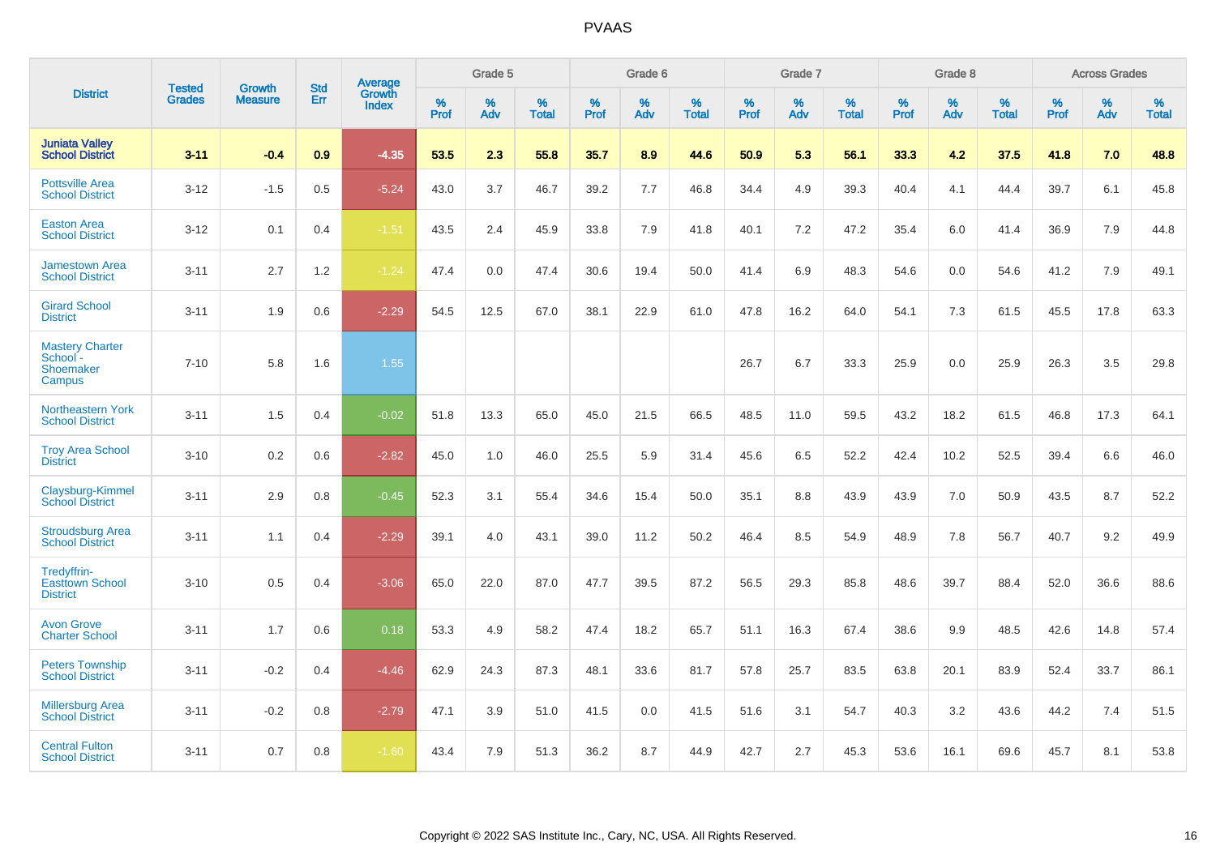# PVAAS

| District | Tested Grades | Growth Measure | Std Err | Average Growth Index | Grade 5 | | | Grade 6 | | | Grade 7 | | | Grade 8 | | | Across Grades | | |
|---|---|---|---|---|---|---|---|---|---|---|---|---|---|---|---|---|---|---|---|
| | | | | | % Prof | % Adv | % Total | % Prof | % Adv | % Total | % Prof | % Adv | % Total | % Prof | % Adv | % Total | % Prof | % Adv | % Total |
| **Juniata Valley School District** | **3-11** | **-0.4** | **0.9** | **-4.35** | **53.5** | **2.3** | **55.8** | **35.7** | **8.9** | **44.6** | **50.9** | **5.3** | **56.1** | **33.3** | **4.2** | **37.5** | **41.8** | **7.0** | **48.8** |
| Pottsville Area School District | 3-12 | -1.5 | 0.5 | -5.24 | 43.0 | 3.7 | 46.7 | 39.2 | 7.7 | 46.8 | 34.4 | 4.9 | 39.3 | 40.4 | 4.1 | 44.4 | 39.7 | 6.1 | 45.8 |
| Easton Area School District | 3-12 | 0.1 | 0.4 | -1.51 | 43.5 | 2.4 | 45.9 | 33.8 | 7.9 | 41.8 | 40.1 | 7.2 | 47.2 | 35.4 | 6.0 | 41.4 | 36.9 | 7.9 | 44.8 |
| Jamestown Area School District | 3-11 | 2.7 | 1.2 | -1.24 | 47.4 | 0.0 | 47.4 | 30.6 | 19.4 | 50.0 | 41.4 | 6.9 | 48.3 | 54.6 | 0.0 | 54.6 | 41.2 | 7.9 | 49.1 |
| Girard School District | 3-11 | 1.9 | 0.6 | -2.29 | 54.5 | 12.5 | 67.0 | 38.1 | 22.9 | 61.0 | 47.8 | 16.2 | 64.0 | 54.1 | 7.3 | 61.5 | 45.5 | 17.8 | 63.3 |
| Mastery Charter School - Shoemaker Campus | 7-10 | 5.8 | 1.6 | 1.55 | | | | | | | 26.7 | 6.7 | 33.3 | 25.9 | 0.0 | 25.9 | 26.3 | 3.5 | 29.8 |
| Northeastern York School District | 3-11 | 1.5 | 0.4 | -0.02 | 51.8 | 13.3 | 65.0 | 45.0 | 21.5 | 66.5 | 48.5 | 11.0 | 59.5 | 43.2 | 18.2 | 61.5 | 46.8 | 17.3 | 64.1 |
| Troy Area School District | 3-10 | 0.2 | 0.6 | -2.82 | 45.0 | 1.0 | 46.0 | 25.5 | 5.9 | 31.4 | 45.6 | 6.5 | 52.2 | 42.4 | 10.2 | 52.5 | 39.4 | 6.6 | 46.0 |
| Claysburg-Kimmel School District | 3-11 | 2.9 | 0.8 | -0.45 | 52.3 | 3.1 | 55.4 | 34.6 | 15.4 | 50.0 | 35.1 | 8.8 | 43.9 | 43.9 | 7.0 | 50.9 | 43.5 | 8.7 | 52.2 |
| Stroudsburg Area School District | 3-11 | 1.1 | 0.4 | -2.29 | 39.1 | 4.0 | 43.1 | 39.0 | 11.2 | 50.2 | 46.4 | 8.5 | 54.9 | 48.9 | 7.8 | 56.7 | 40.7 | 9.2 | 49.9 |
| Tredyffrin-Easttown School District | 3-10 | 0.5 | 0.4 | -3.06 | 65.0 | 22.0 | 87.0 | 47.7 | 39.5 | 87.2 | 56.5 | 29.3 | 85.8 | 48.6 | 39.7 | 88.4 | 52.0 | 36.6 | 88.6 |
| Avon Grove Charter School | 3-11 | 1.7 | 0.6 | 0.18 | 53.3 | 4.9 | 58.2 | 47.4 | 18.2 | 65.7 | 51.1 | 16.3 | 67.4 | 38.6 | 9.9 | 48.5 | 42.6 | 14.8 | 57.4 |
| Peters Township School District | 3-11 | -0.2 | 0.4 | -4.46 | 62.9 | 24.3 | 87.3 | 48.1 | 33.6 | 81.7 | 57.8 | 25.7 | 83.5 | 63.8 | 20.1 | 83.9 | 52.4 | 33.7 | 86.1 |
| Millersburg Area School District | 3-11 | -0.2 | 0.8 | -2.79 | 47.1 | 3.9 | 51.0 | 41.5 | 0.0 | 41.5 | 51.6 | 3.1 | 54.7 | 40.3 | 3.2 | 43.6 | 44.2 | 7.4 | 51.5 |
| Central Fulton School District | 3-11 | 0.7 | 0.8 | -1.60 | 43.4 | 7.9 | 51.3 | 36.2 | 8.7 | 44.9 | 42.7 | 2.7 | 45.3 | 53.6 | 16.1 | 69.6 | 45.7 | 8.1 | 53.8 |

Copyright © 2022 SAS Institute Inc., Cary, NC, USA. All Rights Reserved.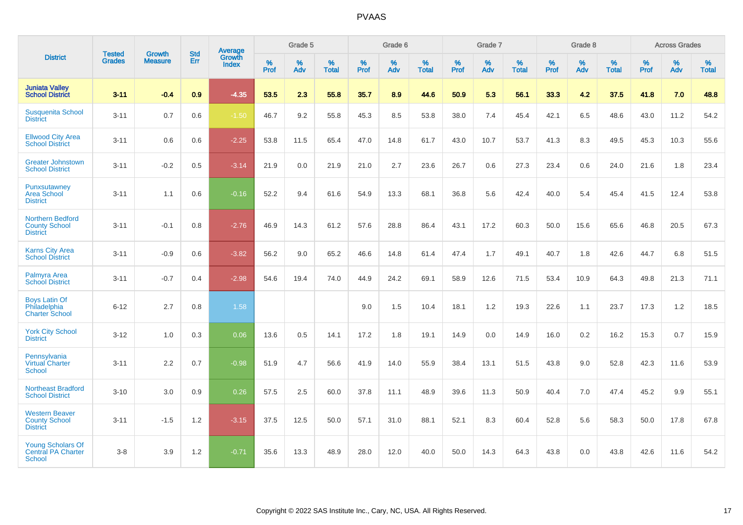# PVAAS

| District | Tested Grades | Growth Measure | Std Err | Average Growth Index | Grade 5 | | | Grade 6 | | | Grade 7 | | | Grade 8 | | | Across Grades | | |
|---|---|---|---|---|---|---|---|---|---|---|---|---|---|---|---|---|---|---|---|
| | | | | | % Prof | % Adv | % Total | % Prof | % Adv | % Total | % Prof | % Adv | % Total | % Prof | % Adv | % Total | % Prof | % Adv | % Total |
| **Juniata Valley School District** | **3-11** | **-0.4** | **0.9** | **-4.35** | **53.5** | **2.3** | **55.8** | **35.7** | **8.9** | **44.6** | **50.9** | **5.3** | **56.1** | **33.3** | **4.2** | **37.5** | **41.8** | **7.0** | **48.8** |
| Susquenita School District | 3-11 | 0.7 | 0.6 | -1.50 | 46.7 | 9.2 | 55.8 | 45.3 | 8.5 | 53.8 | 38.0 | 7.4 | 45.4 | 42.1 | 6.5 | 48.6 | 43.0 | 11.2 | 54.2 |
| Ellwood City Area School District | 3-11 | 0.6 | 0.6 | -2.25 | 53.8 | 11.5 | 65.4 | 47.0 | 14.8 | 61.7 | 43.0 | 10.7 | 53.7 | 41.3 | 8.3 | 49.5 | 45.3 | 10.3 | 55.6 |
| Greater Johnstown School District | 3-11 | -0.2 | 0.5 | -3.14 | 21.9 | 0.0 | 21.9 | 21.0 | 2.7 | 23.6 | 26.7 | 0.6 | 27.3 | 23.4 | 0.6 | 24.0 | 21.6 | 1.8 | 23.4 |
| Punxsutawney Area School District | 3-11 | 1.1 | 0.6 | -0.16 | 52.2 | 9.4 | 61.6 | 54.9 | 13.3 | 68.1 | 36.8 | 5.6 | 42.4 | 40.0 | 5.4 | 45.4 | 41.5 | 12.4 | 53.8 |
| Northern Bedford County School District | 3-11 | -0.1 | 0.8 | -2.76 | 46.9 | 14.3 | 61.2 | 57.6 | 28.8 | 86.4 | 43.1 | 17.2 | 60.3 | 50.0 | 15.6 | 65.6 | 46.8 | 20.5 | 67.3 |
| Karns City Area School District | 3-11 | -0.9 | 0.6 | -3.82 | 56.2 | 9.0 | 65.2 | 46.6 | 14.8 | 61.4 | 47.4 | 1.7 | 49.1 | 40.7 | 1.8 | 42.6 | 44.7 | 6.8 | 51.5 |
| Palmyra Area School District | 3-11 | -0.7 | 0.4 | -2.98 | 54.6 | 19.4 | 74.0 | 44.9 | 24.2 | 69.1 | 58.9 | 12.6 | 71.5 | 53.4 | 10.9 | 64.3 | 49.8 | 21.3 | 71.1 |
| Boys Latin Of Philadelphia Charter School | 6-12 | 2.7 | 0.8 | 1.58 | | | | 9.0 | 1.5 | 10.4 | 18.1 | 1.2 | 19.3 | 22.6 | 1.1 | 23.7 | 17.3 | 1.2 | 18.5 |
| York City School District | 3-12 | 1.0 | 0.3 | 0.06 | 13.6 | 0.5 | 14.1 | 17.2 | 1.8 | 19.1 | 14.9 | 0.0 | 14.9 | 16.0 | 0.2 | 16.2 | 15.3 | 0.7 | 15.9 |
| Pennsylvania Virtual Charter School | 3-11 | 2.2 | 0.7 | -0.98 | 51.9 | 4.7 | 56.6 | 41.9 | 14.0 | 55.9 | 38.4 | 13.1 | 51.5 | 43.8 | 9.0 | 52.8 | 42.3 | 11.6 | 53.9 |
| Northeast Bradford School District | 3-10 | 3.0 | 0.9 | 0.26 | 57.5 | 2.5 | 60.0 | 37.8 | 11.1 | 48.9 | 39.6 | 11.3 | 50.9 | 40.4 | 7.0 | 47.4 | 45.2 | 9.9 | 55.1 |
| Western Beaver County School District | 3-11 | -1.5 | 1.2 | -3.15 | 37.5 | 12.5 | 50.0 | 57.1 | 31.0 | 88.1 | 52.1 | 8.3 | 60.4 | 52.8 | 5.6 | 58.3 | 50.0 | 17.8 | 67.8 |
| Young Scholars Of Central PA Charter School | 3-8 | 3.9 | 1.2 | -0.71 | 35.6 | 13.3 | 48.9 | 28.0 | 12.0 | 40.0 | 50.0 | 14.3 | 64.3 | 43.8 | 0.0 | 43.8 | 42.6 | 11.6 | 54.2 |

Copyright © 2022 SAS Institute Inc., Cary, NC, USA. All Rights Reserved.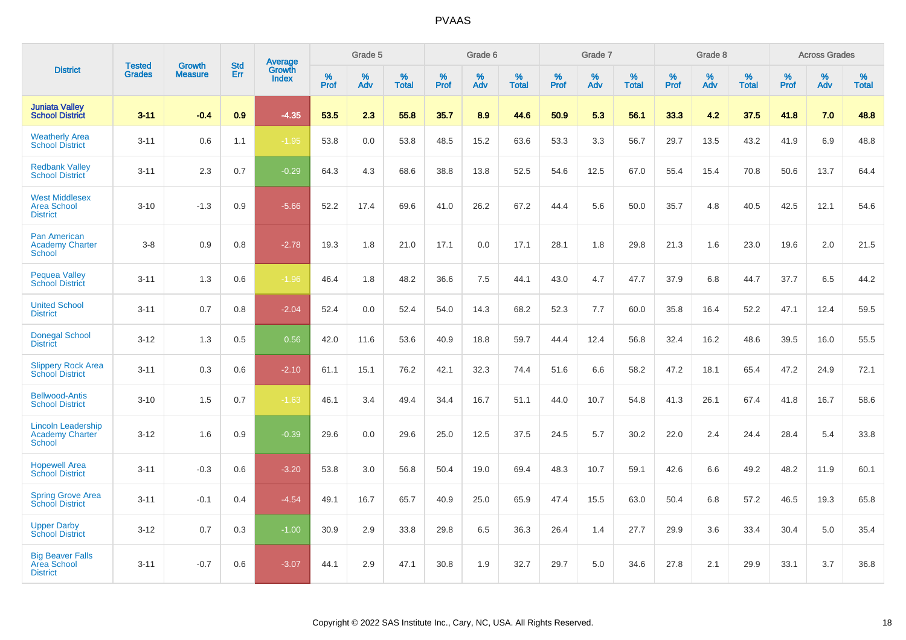# PVAAS

| District | Tested Grades | Growth Measure | Std Err | Average Growth Index | Grade 5 | | | Grade 6 | | | Grade 7 | | | Grade 8 | | | Across Grades | | |
|---|---|---|---|---|---|---|---|---|---|---|---|---|---|---|---|---|---|---|---|
| | | | | | % Prof | % Adv | % Total | % Prof | % Adv | % Total | % Prof | % Adv | % Total | % Prof | % Adv | % Total | % Prof | % Adv | % Total |
| **Juniata Valley School District** | **3-11** | **-0.4** | **0.9** | **-4.35** | **53.5** | **2.3** | **55.8** | **35.7** | **8.9** | **44.6** | **50.9** | **5.3** | **56.1** | **33.3** | **4.2** | **37.5** | **41.8** | **7.0** | **48.8** |
| Weatherly Area School District | 3-11 | 0.6 | 1.1 | -1.95 | 53.8 | 0.0 | 53.8 | 48.5 | 15.2 | 63.6 | 53.3 | 3.3 | 56.7 | 29.7 | 13.5 | 43.2 | 41.9 | 6.9 | 48.8 |
| Redbank Valley School District | 3-11 | 2.3 | 0.7 | -0.29 | 64.3 | 4.3 | 68.6 | 38.8 | 13.8 | 52.5 | 54.6 | 12.5 | 67.0 | 55.4 | 15.4 | 70.8 | 50.6 | 13.7 | 64.4 |
| West Middlesex Area School District | 3-10 | -1.3 | 0.9 | -5.66 | 52.2 | 17.4 | 69.6 | 41.0 | 26.2 | 67.2 | 44.4 | 5.6 | 50.0 | 35.7 | 4.8 | 40.5 | 42.5 | 12.1 | 54.6 |
| Pan American Academy Charter School | 3-8 | 0.9 | 0.8 | -2.78 | 19.3 | 1.8 | 21.0 | 17.1 | 0.0 | 17.1 | 28.1 | 1.8 | 29.8 | 21.3 | 1.6 | 23.0 | 19.6 | 2.0 | 21.5 |
| Pequea Valley School District | 3-11 | 1.3 | 0.6 | -1.96 | 46.4 | 1.8 | 48.2 | 36.6 | 7.5 | 44.1 | 43.0 | 4.7 | 47.7 | 37.9 | 6.8 | 44.7 | 37.7 | 6.5 | 44.2 |
| United School District | 3-11 | 0.7 | 0.8 | -2.04 | 52.4 | 0.0 | 52.4 | 54.0 | 14.3 | 68.2 | 52.3 | 7.7 | 60.0 | 35.8 | 16.4 | 52.2 | 47.1 | 12.4 | 59.5 |
| Donegal School District | 3-12 | 1.3 | 0.5 | 0.56 | 42.0 | 11.6 | 53.6 | 40.9 | 18.8 | 59.7 | 44.4 | 12.4 | 56.8 | 32.4 | 16.2 | 48.6 | 39.5 | 16.0 | 55.5 |
| Slippery Rock Area School District | 3-11 | 0.3 | 0.6 | -2.10 | 61.1 | 15.1 | 76.2 | 42.1 | 32.3 | 74.4 | 51.6 | 6.6 | 58.2 | 47.2 | 18.1 | 65.4 | 47.2 | 24.9 | 72.1 |
| Bellwood-Antis School District | 3-10 | 1.5 | 0.7 | -1.63 | 46.1 | 3.4 | 49.4 | 34.4 | 16.7 | 51.1 | 44.0 | 10.7 | 54.8 | 41.3 | 26.1 | 67.4 | 41.8 | 16.7 | 58.6 |
| Lincoln Leadership Academy Charter School | 3-12 | 1.6 | 0.9 | -0.39 | 29.6 | 0.0 | 29.6 | 25.0 | 12.5 | 37.5 | 24.5 | 5.7 | 30.2 | 22.0 | 2.4 | 24.4 | 28.4 | 5.4 | 33.8 |
| Hopewell Area School District | 3-11 | -0.3 | 0.6 | -3.20 | 53.8 | 3.0 | 56.8 | 50.4 | 19.0 | 69.4 | 48.3 | 10.7 | 59.1 | 42.6 | 6.6 | 49.2 | 48.2 | 11.9 | 60.1 |
| Spring Grove Area School District | 3-11 | -0.1 | 0.4 | -4.54 | 49.1 | 16.7 | 65.7 | 40.9 | 25.0 | 65.9 | 47.4 | 15.5 | 63.0 | 50.4 | 6.8 | 57.2 | 46.5 | 19.3 | 65.8 |
| Upper Darby School District | 3-12 | 0.7 | 0.3 | -1.00 | 30.9 | 2.9 | 33.8 | 29.8 | 6.5 | 36.3 | 26.4 | 1.4 | 27.7 | 29.9 | 3.6 | 33.4 | 30.4 | 5.0 | 35.4 |
| Big Beaver Falls Area School District | 3-11 | -0.7 | 0.6 | -3.07 | 44.1 | 2.9 | 47.1 | 30.8 | 1.9 | 32.7 | 29.7 | 5.0 | 34.6 | 27.8 | 2.1 | 29.9 | 33.1 | 3.7 | 36.8 |

Copyright © 2022 SAS Institute Inc., Cary, NC, USA. All Rights Reserved.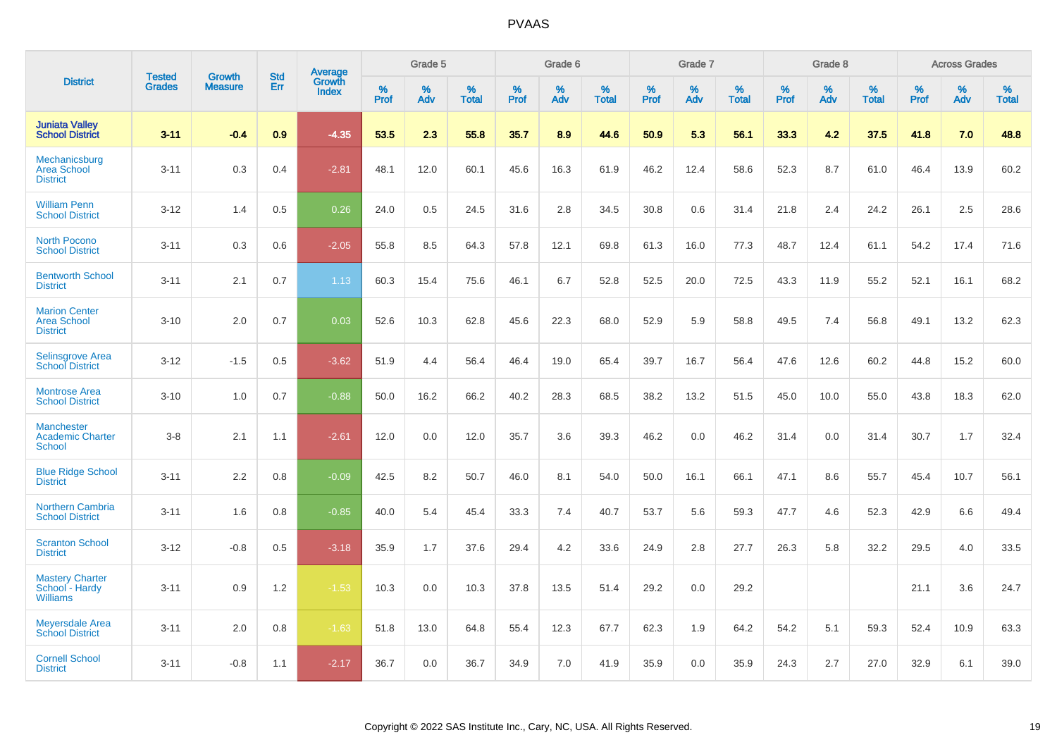# PVAAS

| District | Tested Grades | Growth Measure | Std Err | Average Growth Index | Grade 5 | | | Grade 6 | | | Grade 7 | | | Grade 8 | | | Across Grades | | |
|---|---|---|---|---|---|---|---|---|---|---|---|---|---|---|---|---|---|---|---|
| | | | | | % Prof | % Adv | % Total | % Prof | % Adv | % Total | % Prof | % Adv | % Total | % Prof | % Adv | % Total | % Prof | % Adv | % Total |
| **Juniata Valley School District** | **3-11** | **-0.4** | **0.9** | **-4.35** | **53.5** | **2.3** | **55.8** | **35.7** | **8.9** | **44.6** | **50.9** | **5.3** | **56.1** | **33.3** | **4.2** | **37.5** | **41.8** | **7.0** | **48.8** |
| Mechanicsburg Area School District | 3-11 | 0.3 | 0.4 | -2.81 | 48.1 | 12.0 | 60.1 | 45.6 | 16.3 | 61.9 | 46.2 | 12.4 | 58.6 | 52.3 | 8.7 | 61.0 | 46.4 | 13.9 | 60.2 |
| William Penn School District | 3-12 | 1.4 | 0.5 | 0.26 | 24.0 | 0.5 | 24.5 | 31.6 | 2.8 | 34.5 | 30.8 | 0.6 | 31.4 | 21.8 | 2.4 | 24.2 | 26.1 | 2.5 | 28.6 |
| North Pocono School District | 3-11 | 0.3 | 0.6 | -2.05 | 55.8 | 8.5 | 64.3 | 57.8 | 12.1 | 69.8 | 61.3 | 16.0 | 77.3 | 48.7 | 12.4 | 61.1 | 54.2 | 17.4 | 71.6 |
| Bentworth School District | 3-11 | 2.1 | 0.7 | 1.13 | 60.3 | 15.4 | 75.6 | 46.1 | 6.7 | 52.8 | 52.5 | 20.0 | 72.5 | 43.3 | 11.9 | 55.2 | 52.1 | 16.1 | 68.2 |
| Marion Center Area School District | 3-10 | 2.0 | 0.7 | 0.03 | 52.6 | 10.3 | 62.8 | 45.6 | 22.3 | 68.0 | 52.9 | 5.9 | 58.8 | 49.5 | 7.4 | 56.8 | 49.1 | 13.2 | 62.3 |
| Selinsgrove Area School District | 3-12 | -1.5 | 0.5 | -3.62 | 51.9 | 4.4 | 56.4 | 46.4 | 19.0 | 65.4 | 39.7 | 16.7 | 56.4 | 47.6 | 12.6 | 60.2 | 44.8 | 15.2 | 60.0 |
| Montrose Area School District | 3-10 | 1.0 | 0.7 | -0.88 | 50.0 | 16.2 | 66.2 | 40.2 | 28.3 | 68.5 | 38.2 | 13.2 | 51.5 | 45.0 | 10.0 | 55.0 | 43.8 | 18.3 | 62.0 |
| Manchester Academic Charter School | 3-8 | 2.1 | 1.1 | -2.61 | 12.0 | 0.0 | 12.0 | 35.7 | 3.6 | 39.3 | 46.2 | 0.0 | 46.2 | 31.4 | 0.0 | 31.4 | 30.7 | 1.7 | 32.4 |
| Blue Ridge School District | 3-11 | 2.2 | 0.8 | -0.09 | 42.5 | 8.2 | 50.7 | 46.0 | 8.1 | 54.0 | 50.0 | 16.1 | 66.1 | 47.1 | 8.6 | 55.7 | 45.4 | 10.7 | 56.1 |
| Northern Cambria School District | 3-11 | 1.6 | 0.8 | -0.85 | 40.0 | 5.4 | 45.4 | 33.3 | 7.4 | 40.7 | 53.7 | 5.6 | 59.3 | 47.7 | 4.6 | 52.3 | 42.9 | 6.6 | 49.4 |
| Scranton School District | 3-12 | -0.8 | 0.5 | -3.18 | 35.9 | 1.7 | 37.6 | 29.4 | 4.2 | 33.6 | 24.9 | 2.8 | 27.7 | 26.3 | 5.8 | 32.2 | 29.5 | 4.0 | 33.5 |
| Mastery Charter School - Hardy Williams | 3-11 | 0.9 | 1.2 | -1.53 | 10.3 | 0.0 | 10.3 | 37.8 | 13.5 | 51.4 | 29.2 | 0.0 | 29.2 | | | | 21.1 | 3.6 | 24.7 |
| Meyersdale Area School District | 3-11 | 2.0 | 0.8 | -1.63 | 51.8 | 13.0 | 64.8 | 55.4 | 12.3 | 67.7 | 62.3 | 1.9 | 64.2 | 54.2 | 5.1 | 59.3 | 52.4 | 10.9 | 63.3 |
| Cornell School District | 3-11 | -0.8 | 1.1 | -2.17 | 36.7 | 0.0 | 36.7 | 34.9 | 7.0 | 41.9 | 35.9 | 0.0 | 35.9 | 24.3 | 2.7 | 27.0 | 32.9 | 6.1 | 39.0 |

Copyright © 2022 SAS Institute Inc., Cary, NC, USA. All Rights Reserved.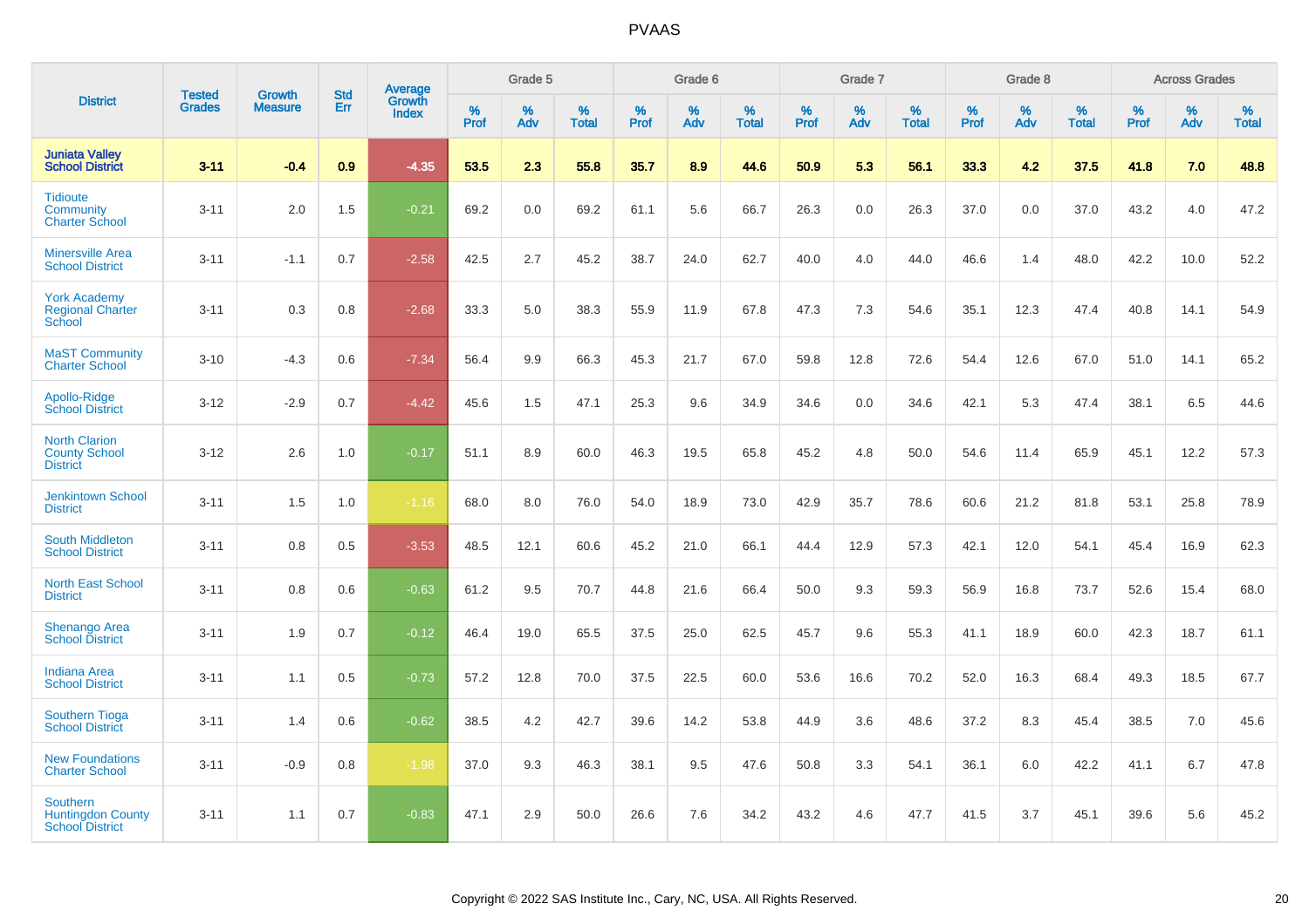# PVAAS

| District | Tested Grades | Growth Measure | Std Err | Average Growth Index | Grade 5 | | | Grade 6 | | | Grade 7 | | | Grade 8 | | | Across Grades | | |
|---|---|---|---|---|---|---|---|---|---|---|---|---|---|---|---|---|---|---|---|
| | | | | | % Prof | % Adv | % Total | % Prof | % Adv | % Total | % Prof | % Adv | % Total | % Prof | % Adv | % Total | % Prof | % Adv | % Total |
| **Juniata Valley School District** | **3-11** | **-0.4** | **0.9** | **-4.35** | **53.5** | **2.3** | **55.8** | **35.7** | **8.9** | **44.6** | **50.9** | **5.3** | **56.1** | **33.3** | **4.2** | **37.5** | **41.8** | **7.0** | **48.8** |
| Tidioute Community Charter School | 3-11 | 2.0 | 1.5 | -0.21 | 69.2 | 0.0 | 69.2 | 61.1 | 5.6 | 66.7 | 26.3 | 0.0 | 26.3 | 37.0 | 0.0 | 37.0 | 43.2 | 4.0 | 47.2 |
| Minersville Area School District | 3-11 | -1.1 | 0.7 | -2.58 | 42.5 | 2.7 | 45.2 | 38.7 | 24.0 | 62.7 | 40.0 | 4.0 | 44.0 | 46.6 | 1.4 | 48.0 | 42.2 | 10.0 | 52.2 |
| York Academy Regional Charter School | 3-11 | 0.3 | 0.8 | -2.68 | 33.3 | 5.0 | 38.3 | 55.9 | 11.9 | 67.8 | 47.3 | 7.3 | 54.6 | 35.1 | 12.3 | 47.4 | 40.8 | 14.1 | 54.9 |
| MaST Community Charter School | 3-10 | -4.3 | 0.6 | -7.34 | 56.4 | 9.9 | 66.3 | 45.3 | 21.7 | 67.0 | 59.8 | 12.8 | 72.6 | 54.4 | 12.6 | 67.0 | 51.0 | 14.1 | 65.2 |
| Apollo-Ridge School District | 3-12 | -2.9 | 0.7 | -4.42 | 45.6 | 1.5 | 47.1 | 25.3 | 9.6 | 34.9 | 34.6 | 0.0 | 34.6 | 42.1 | 5.3 | 47.4 | 38.1 | 6.5 | 44.6 |
| North Clarion County School District | 3-12 | 2.6 | 1.0 | -0.17 | 51.1 | 8.9 | 60.0 | 46.3 | 19.5 | 65.8 | 45.2 | 4.8 | 50.0 | 54.6 | 11.4 | 65.9 | 45.1 | 12.2 | 57.3 |
| Jenkintown School District | 3-11 | 1.5 | 1.0 | -1.16 | 68.0 | 8.0 | 76.0 | 54.0 | 18.9 | 73.0 | 42.9 | 35.7 | 78.6 | 60.6 | 21.2 | 81.8 | 53.1 | 25.8 | 78.9 |
| South Middleton School District | 3-11 | 0.8 | 0.5 | -3.53 | 48.5 | 12.1 | 60.6 | 45.2 | 21.0 | 66.1 | 44.4 | 12.9 | 57.3 | 42.1 | 12.0 | 54.1 | 45.4 | 16.9 | 62.3 |
| North East School District | 3-11 | 0.8 | 0.6 | -0.63 | 61.2 | 9.5 | 70.7 | 44.8 | 21.6 | 66.4 | 50.0 | 9.3 | 59.3 | 56.9 | 16.8 | 73.7 | 52.6 | 15.4 | 68.0 |
| Shenango Area School District | 3-11 | 1.9 | 0.7 | -0.12 | 46.4 | 19.0 | 65.5 | 37.5 | 25.0 | 62.5 | 45.7 | 9.6 | 55.3 | 41.1 | 18.9 | 60.0 | 42.3 | 18.7 | 61.1 |
| Indiana Area School District | 3-11 | 1.1 | 0.5 | -0.73 | 57.2 | 12.8 | 70.0 | 37.5 | 22.5 | 60.0 | 53.6 | 16.6 | 70.2 | 52.0 | 16.3 | 68.4 | 49.3 | 18.5 | 67.7 |
| Southern Tioga School District | 3-11 | 1.4 | 0.6 | -0.62 | 38.5 | 4.2 | 42.7 | 39.6 | 14.2 | 53.8 | 44.9 | 3.6 | 48.6 | 37.2 | 8.3 | 45.4 | 38.5 | 7.0 | 45.6 |
| New Foundations Charter School | 3-11 | -0.9 | 0.8 | -1.98 | 37.0 | 9.3 | 46.3 | 38.1 | 9.5 | 47.6 | 50.8 | 3.3 | 54.1 | 36.1 | 6.0 | 42.2 | 41.1 | 6.7 | 47.8 |
| Southern Huntingdon County School District | 3-11 | 1.1 | 0.7 | -0.83 | 47.1 | 2.9 | 50.0 | 26.6 | 7.6 | 34.2 | 43.2 | 4.6 | 47.7 | 41.5 | 3.7 | 45.1 | 39.6 | 5.6 | 45.2 |

Copyright © 2022 SAS Institute Inc., Cary, NC, USA. All Rights Reserved.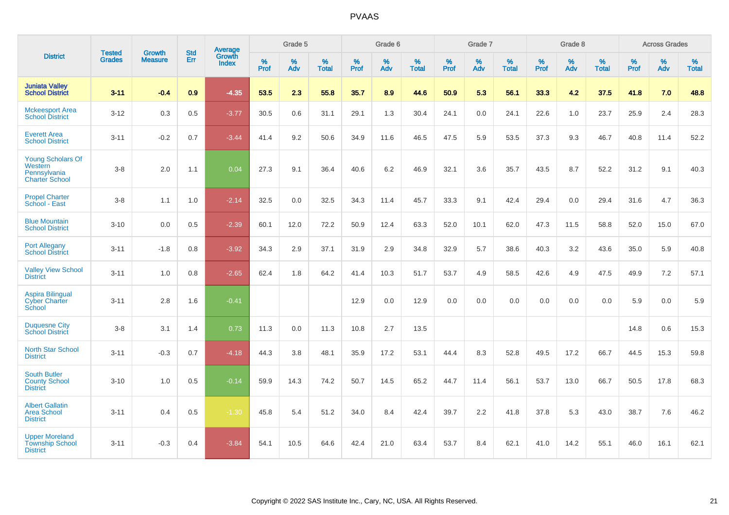| District | Tested Grades | Growth Measure | Std Err | Average Growth Index | Grade 5 | | | Grade 6 | | | Grade 7 | | | Grade 8 | | | Across Grades | | |
|---|---|---|---|---|---|---|---|---|---|---|---|---|---|---|---|---|---|---|---|
| | | | | | % Prof | % Adv | % Total | % Prof | % Adv | % Total | % Prof | % Adv | % Total | % Prof | % Adv | % Total | % Prof | % Adv | % Total |
| **Juniata Valley School District** | **3-11** | **-0.4** | **0.9** | **-4.35** | **53.5** | **2.3** | **55.8** | **35.7** | **8.9** | **44.6** | **50.9** | **5.3** | **56.1** | **33.3** | **4.2** | **37.5** | **41.8** | **7.0** | **48.8** |
| Mckeesport Area School District | 3-12 | 0.3 | 0.5 | -3.77 | 30.5 | 0.6 | 31.1 | 29.1 | 1.3 | 30.4 | 24.1 | 0.0 | 24.1 | 22.6 | 1.0 | 23.7 | 25.9 | 2.4 | 28.3 |
| Everett Area School District | 3-11 | -0.2 | 0.7 | -3.44 | 41.4 | 9.2 | 50.6 | 34.9 | 11.6 | 46.5 | 47.5 | 5.9 | 53.5 | 37.3 | 9.3 | 46.7 | 40.8 | 11.4 | 52.2 |
| Young Scholars Of Western Pennsylvania Charter School | 3-8 | 2.0 | 1.1 | 0.04 | 27.3 | 9.1 | 36.4 | 40.6 | 6.2 | 46.9 | 32.1 | 3.6 | 35.7 | 43.5 | 8.7 | 52.2 | 31.2 | 9.1 | 40.3 |
| Propel Charter School - East | 3-8 | 1.1 | 1.0 | -2.14 | 32.5 | 0.0 | 32.5 | 34.3 | 11.4 | 45.7 | 33.3 | 9.1 | 42.4 | 29.4 | 0.0 | 29.4 | 31.6 | 4.7 | 36.3 |
| Blue Mountain School District | 3-10 | 0.0 | 0.5 | -2.39 | 60.1 | 12.0 | 72.2 | 50.9 | 12.4 | 63.3 | 52.0 | 10.1 | 62.0 | 47.3 | 11.5 | 58.8 | 52.0 | 15.0 | 67.0 |
| Port Allegany School District | 3-11 | -1.8 | 0.8 | -3.92 | 34.3 | 2.9 | 37.1 | 31.9 | 2.9 | 34.8 | 32.9 | 5.7 | 38.6 | 40.3 | 3.2 | 43.6 | 35.0 | 5.9 | 40.8 |
| Valley View School District | 3-11 | 1.0 | 0.8 | -2.65 | 62.4 | 1.8 | 64.2 | 41.4 | 10.3 | 51.7 | 53.7 | 4.9 | 58.5 | 42.6 | 4.9 | 47.5 | 49.9 | 7.2 | 57.1 |
| Aspira Bilingual Cyber Charter School | 3-11 | 2.8 | 1.6 | -0.41 | | | | 12.9 | 0.0 | 12.9 | 0.0 | 0.0 | 0.0 | 0.0 | 0.0 | 0.0 | 5.9 | 0.0 | 5.9 |
| Duquesne City School District | 3-8 | 3.1 | 1.4 | 0.73 | 11.3 | 0.0 | 11.3 | 10.8 | 2.7 | 13.5 | | | | | | | 14.8 | 0.6 | 15.3 |
| North Star School District | 3-11 | -0.3 | 0.7 | -4.18 | 44.3 | 3.8 | 48.1 | 35.9 | 17.2 | 53.1 | 44.4 | 8.3 | 52.8 | 49.5 | 17.2 | 66.7 | 44.5 | 15.3 | 59.8 |
| South Butler County School District | 3-10 | 1.0 | 0.5 | -0.14 | 59.9 | 14.3 | 74.2 | 50.7 | 14.5 | 65.2 | 44.7 | 11.4 | 56.1 | 53.7 | 13.0 | 66.7 | 50.5 | 17.8 | 68.3 |
| Albert Gallatin Area School District | 3-11 | 0.4 | 0.5 | -1.30 | 45.8 | 5.4 | 51.2 | 34.0 | 8.4 | 42.4 | 39.7 | 2.2 | 41.8 | 37.8 | 5.3 | 43.0 | 38.7 | 7.6 | 46.2 |
| Upper Moreland Township School District | 3-11 | -0.3 | 0.4 | -3.84 | 54.1 | 10.5 | 64.6 | 42.4 | 21.0 | 63.4 | 53.7 | 8.4 | 62.1 | 41.0 | 14.2 | 55.1 | 46.0 | 16.1 | 62.1 |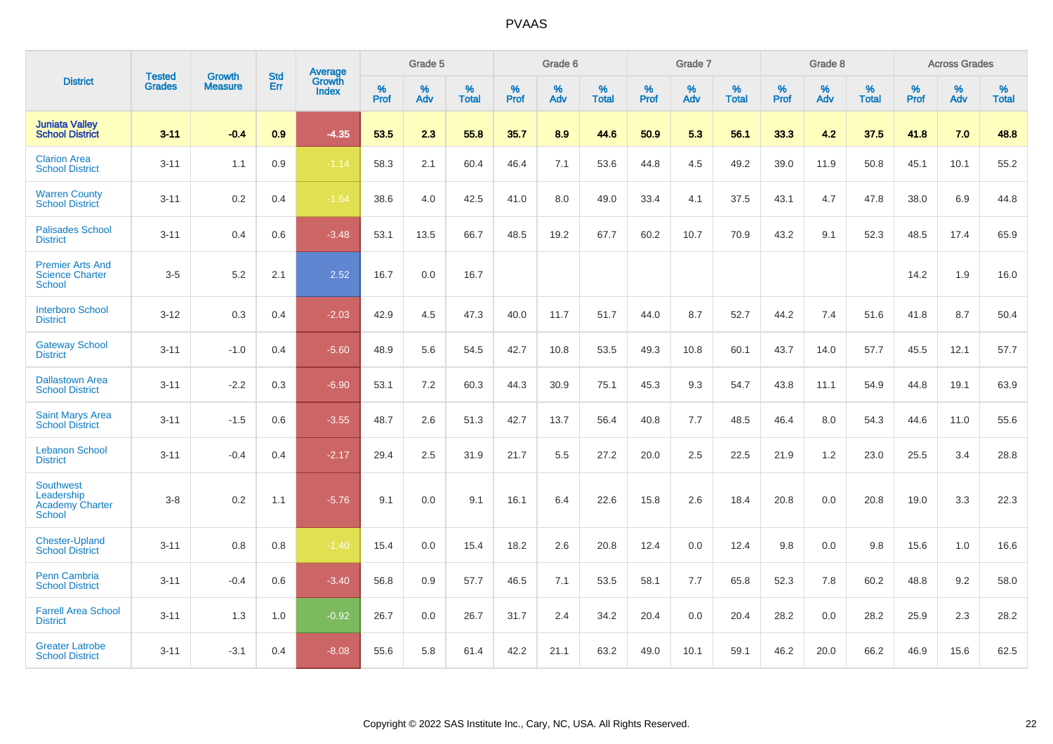# PVAAS

| District | Tested Grades | Growth Measure | Std Err | Average Growth Index | Grade 5 | | | Grade 6 | | | Grade 7 | | | Grade 8 | | | Across Grades | | |
|---|---|---|---|---|---|---|---|---|---|---|---|---|---|---|---|---|---|---|---|
| | | | | | % Prof | % Adv | % Total | % Prof | % Adv | % Total | % Prof | % Adv | % Total | % Prof | % Adv | % Total | % Prof | % Adv | % Total |
| **Juniata Valley School District** | **3-11** | **-0.4** | **0.9** | **-4.35** | **53.5** | **2.3** | **55.8** | **35.7** | **8.9** | **44.6** | **50.9** | **5.3** | **56.1** | **33.3** | **4.2** | **37.5** | **41.8** | **7.0** | **48.8** |
| Clarion Area School District | 3-11 | 1.1 | 0.9 | -1.14 | 58.3 | 2.1 | 60.4 | 46.4 | 7.1 | 53.6 | 44.8 | 4.5 | 49.2 | 39.0 | 11.9 | 50.8 | 45.1 | 10.1 | 55.2 |
| Warren County School District | 3-11 | 0.2 | 0.4 | -1.64 | 38.6 | 4.0 | 42.5 | 41.0 | 8.0 | 49.0 | 33.4 | 4.1 | 37.5 | 43.1 | 4.7 | 47.8 | 38.0 | 6.9 | 44.8 |
| Palisades School District | 3-11 | 0.4 | 0.6 | -3.48 | 53.1 | 13.5 | 66.7 | 48.5 | 19.2 | 67.7 | 60.2 | 10.7 | 70.9 | 43.2 | 9.1 | 52.3 | 48.5 | 17.4 | 65.9 |
| Premier Arts And Science Charter School | 3-5 | 5.2 | 2.1 | 2.52 | 16.7 | 0.0 | 16.7 | | | | | | | | | | 14.2 | 1.9 | 16.0 |
| Interboro School District | 3-12 | 0.3 | 0.4 | -2.03 | 42.9 | 4.5 | 47.3 | 40.0 | 11.7 | 51.7 | 44.0 | 8.7 | 52.7 | 44.2 | 7.4 | 51.6 | 41.8 | 8.7 | 50.4 |
| Gateway School District | 3-11 | -1.0 | 0.4 | -5.60 | 48.9 | 5.6 | 54.5 | 42.7 | 10.8 | 53.5 | 49.3 | 10.8 | 60.1 | 43.7 | 14.0 | 57.7 | 45.5 | 12.1 | 57.7 |
| Dallastown Area School District | 3-11 | -2.2 | 0.3 | -6.90 | 53.1 | 7.2 | 60.3 | 44.3 | 30.9 | 75.1 | 45.3 | 9.3 | 54.7 | 43.8 | 11.1 | 54.9 | 44.8 | 19.1 | 63.9 |
| Saint Marys Area School District | 3-11 | -1.5 | 0.6 | -3.55 | 48.7 | 2.6 | 51.3 | 42.7 | 13.7 | 56.4 | 40.8 | 7.7 | 48.5 | 46.4 | 8.0 | 54.3 | 44.6 | 11.0 | 55.6 |
| Lebanon School District | 3-11 | -0.4 | 0.4 | -2.17 | 29.4 | 2.5 | 31.9 | 21.7 | 5.5 | 27.2 | 20.0 | 2.5 | 22.5 | 21.9 | 1.2 | 23.0 | 25.5 | 3.4 | 28.8 |
| Southwest Leadership Academy Charter School | 3-8 | 0.2 | 1.1 | -5.76 | 9.1 | 0.0 | 9.1 | 16.1 | 6.4 | 22.6 | 15.8 | 2.6 | 18.4 | 20.8 | 0.0 | 20.8 | 19.0 | 3.3 | 22.3 |
| Chester-Upland School District | 3-11 | 0.8 | 0.8 | -1.40 | 15.4 | 0.0 | 15.4 | 18.2 | 2.6 | 20.8 | 12.4 | 0.0 | 12.4 | 9.8 | 0.0 | 9.8 | 15.6 | 1.0 | 16.6 |
| Penn Cambria School District | 3-11 | -0.4 | 0.6 | -3.40 | 56.8 | 0.9 | 57.7 | 46.5 | 7.1 | 53.5 | 58.1 | 7.7 | 65.8 | 52.3 | 7.8 | 60.2 | 48.8 | 9.2 | 58.0 |
| Farrell Area School District | 3-11 | 1.3 | 1.0 | -0.92 | 26.7 | 0.0 | 26.7 | 31.7 | 2.4 | 34.2 | 20.4 | 0.0 | 20.4 | 28.2 | 0.0 | 28.2 | 25.9 | 2.3 | 28.2 |
| Greater Latrobe School District | 3-11 | -3.1 | 0.4 | -8.08 | 55.6 | 5.8 | 61.4 | 42.2 | 21.1 | 63.2 | 49.0 | 10.1 | 59.1 | 46.2 | 20.0 | 66.2 | 46.9 | 15.6 | 62.5 |

Copyright © 2022 SAS Institute Inc., Cary, NC, USA. All Rights Reserved.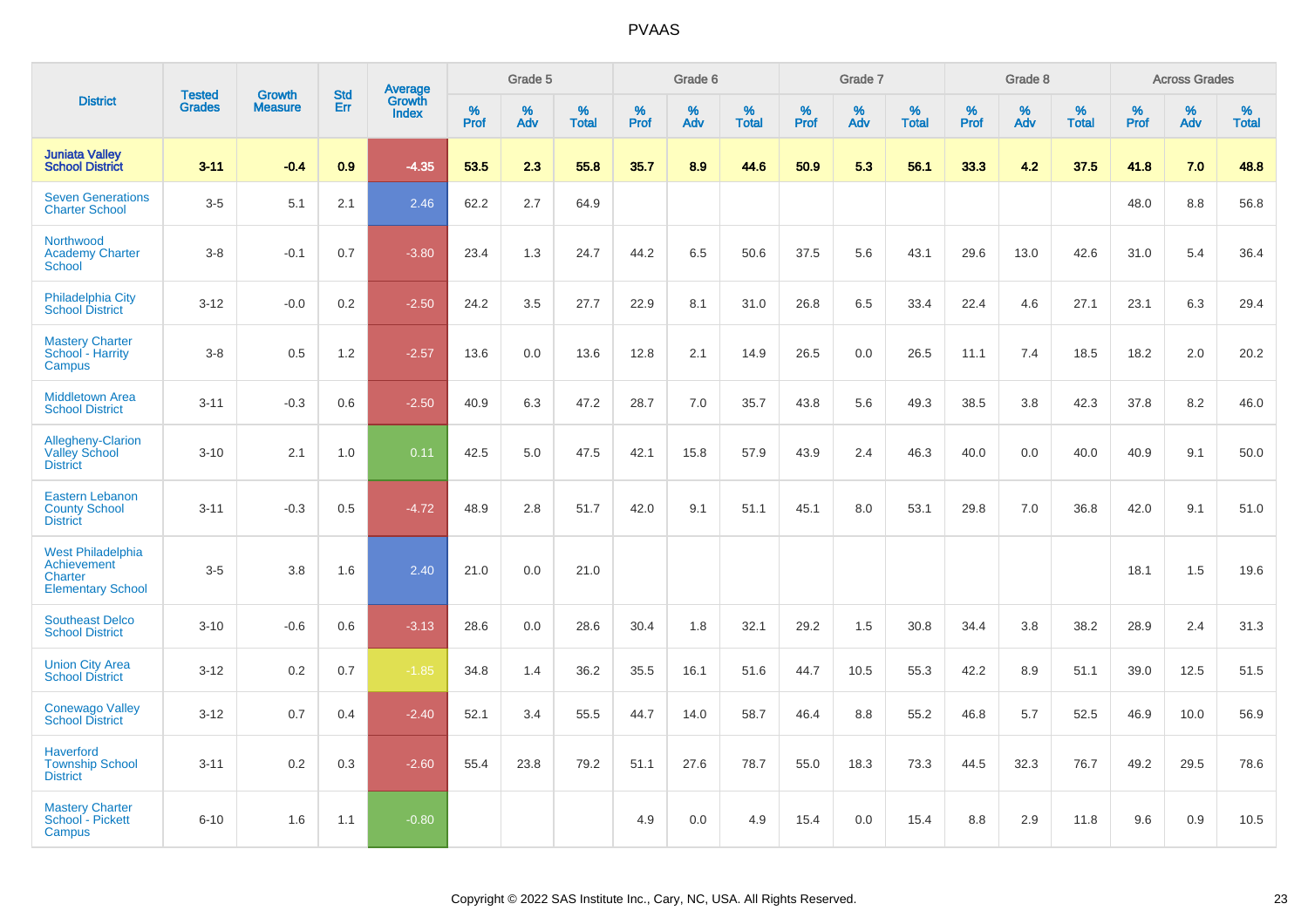# PVAAS

| District | Tested Grades | Growth Measure | Std Err | Average Growth Index | Grade 5 | | | Grade 6 | | | Grade 7 | | | Grade 8 | | | Across Grades | | |
|---|---|---|---|---|---|---|---|---|---|---|---|---|---|---|---|---|---|---|---|
| | | | | | % Prof | % Adv | % Total | % Prof | % Adv | % Total | % Prof | % Adv | % Total | % Prof | % Adv | % Total | % Prof | % Adv | % Total |
| **Juniata Valley School District** | **3-11** | **-0.4** | **0.9** | **-4.35** | **53.5** | **2.3** | **55.8** | **35.7** | **8.9** | **44.6** | **50.9** | **5.3** | **56.1** | **33.3** | **4.2** | **37.5** | **41.8** | **7.0** | **48.8** |
| Seven Generations Charter School | 3-5 | 5.1 | 2.1 | 2.46 | 62.2 | 2.7 | 64.9 | | | | | | | | | | 48.0 | 8.8 | 56.8 |
| Northwood Academy Charter School | 3-8 | -0.1 | 0.7 | -3.80 | 23.4 | 1.3 | 24.7 | 44.2 | 6.5 | 50.6 | 37.5 | 5.6 | 43.1 | 29.6 | 13.0 | 42.6 | 31.0 | 5.4 | 36.4 |
| Philadelphia City School District | 3-12 | -0.0 | 0.2 | -2.50 | 24.2 | 3.5 | 27.7 | 22.9 | 8.1 | 31.0 | 26.8 | 6.5 | 33.4 | 22.4 | 4.6 | 27.1 | 23.1 | 6.3 | 29.4 |
| Mastery Charter School - Harrity Campus | 3-8 | 0.5 | 1.2 | -2.57 | 13.6 | 0.0 | 13.6 | 12.8 | 2.1 | 14.9 | 26.5 | 0.0 | 26.5 | 11.1 | 7.4 | 18.5 | 18.2 | 2.0 | 20.2 |
| Middletown Area School District | 3-11 | -0.3 | 0.6 | -2.50 | 40.9 | 6.3 | 47.2 | 28.7 | 7.0 | 35.7 | 43.8 | 5.6 | 49.3 | 38.5 | 3.8 | 42.3 | 37.8 | 8.2 | 46.0 |
| Allegheny-Clarion Valley School District | 3-10 | 2.1 | 1.0 | 0.11 | 42.5 | 5.0 | 47.5 | 42.1 | 15.8 | 57.9 | 43.9 | 2.4 | 46.3 | 40.0 | 0.0 | 40.0 | 40.9 | 9.1 | 50.0 |
| Eastern Lebanon County School District | 3-11 | -0.3 | 0.5 | -4.72 | 48.9 | 2.8 | 51.7 | 42.0 | 9.1 | 51.1 | 45.1 | 8.0 | 53.1 | 29.8 | 7.0 | 36.8 | 42.0 | 9.1 | 51.0 |
| West Philadelphia Achievement Charter Elementary School | 3-5 | 3.8 | 1.6 | 2.40 | 21.0 | 0.0 | 21.0 | | | | | | | | | | 18.1 | 1.5 | 19.6 |
| Southeast Delco School District | 3-10 | -0.6 | 0.6 | -3.13 | 28.6 | 0.0 | 28.6 | 30.4 | 1.8 | 32.1 | 29.2 | 1.5 | 30.8 | 34.4 | 3.8 | 38.2 | 28.9 | 2.4 | 31.3 |
| Union City Area School District | 3-12 | 0.2 | 0.7 | -1.85 | 34.8 | 1.4 | 36.2 | 35.5 | 16.1 | 51.6 | 44.7 | 10.5 | 55.3 | 42.2 | 8.9 | 51.1 | 39.0 | 12.5 | 51.5 |
| Conewago Valley School District | 3-12 | 0.7 | 0.4 | -2.40 | 52.1 | 3.4 | 55.5 | 44.7 | 14.0 | 58.7 | 46.4 | 8.8 | 55.2 | 46.8 | 5.7 | 52.5 | 46.9 | 10.0 | 56.9 |
| Haverford Township School District | 3-11 | 0.2 | 0.3 | -2.60 | 55.4 | 23.8 | 79.2 | 51.1 | 27.6 | 78.7 | 55.0 | 18.3 | 73.3 | 44.5 | 32.3 | 76.7 | 49.2 | 29.5 | 78.6 |
| Mastery Charter School - Pickett Campus | 6-10 | 1.6 | 1.1 | -0.80 | | | | 4.9 | 0.0 | 4.9 | 15.4 | 0.0 | 15.4 | 8.8 | 2.9 | 11.8 | 9.6 | 0.9 | 10.5 |

Copyright © 2022 SAS Institute Inc., Cary, NC, USA. All Rights Reserved.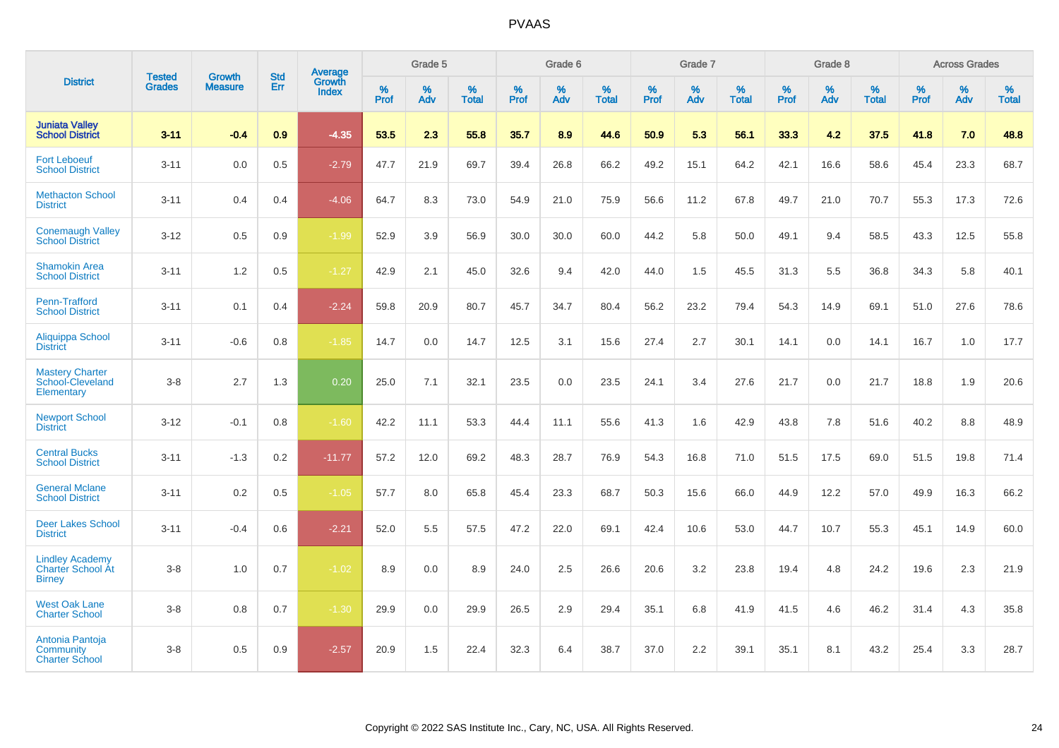| District | Tested Grades | Growth Measure | Std Err | Average Growth Index | Grade 5 | | | Grade 6 | | | Grade 7 | | | Grade 8 | | | Across Grades | | |
|---|---|---|---|---|---|---|---|---|---|---|---|---|---|---|---|---|---|---|---|
| | | | | | % Prof | % Adv | % Total | % Prof | % Adv | % Total | % Prof | % Adv | % Total | % Prof | % Adv | % Total | % Prof | % Adv | % Total |
| **Juniata Valley School District** | **3-11** | **-0.4** | **0.9** | **-4.35** | **53.5** | **2.3** | **55.8** | **35.7** | **8.9** | **44.6** | **50.9** | **5.3** | **56.1** | **33.3** | **4.2** | **37.5** | **41.8** | **7.0** | **48.8** |
| Fort Leboeuf School District | 3-11 | 0.0 | 0.5 | -2.79 | 47.7 | 21.9 | 69.7 | 39.4 | 26.8 | 66.2 | 49.2 | 15.1 | 64.2 | 42.1 | 16.6 | 58.6 | 45.4 | 23.3 | 68.7 |
| Methacton School District | 3-11 | 0.4 | 0.4 | -4.06 | 64.7 | 8.3 | 73.0 | 54.9 | 21.0 | 75.9 | 56.6 | 11.2 | 67.8 | 49.7 | 21.0 | 70.7 | 55.3 | 17.3 | 72.6 |
| Conemaugh Valley School District | 3-12 | 0.5 | 0.9 | -1.99 | 52.9 | 3.9 | 56.9 | 30.0 | 30.0 | 60.0 | 44.2 | 5.8 | 50.0 | 49.1 | 9.4 | 58.5 | 43.3 | 12.5 | 55.8 |
| Shamokin Area School District | 3-11 | 1.2 | 0.5 | -1.27 | 42.9 | 2.1 | 45.0 | 32.6 | 9.4 | 42.0 | 44.0 | 1.5 | 45.5 | 31.3 | 5.5 | 36.8 | 34.3 | 5.8 | 40.1 |
| Penn-Trafford School District | 3-11 | 0.1 | 0.4 | -2.24 | 59.8 | 20.9 | 80.7 | 45.7 | 34.7 | 80.4 | 56.2 | 23.2 | 79.4 | 54.3 | 14.9 | 69.1 | 51.0 | 27.6 | 78.6 |
| Aliquippa School District | 3-11 | -0.6 | 0.8 | -1.85 | 14.7 | 0.0 | 14.7 | 12.5 | 3.1 | 15.6 | 27.4 | 2.7 | 30.1 | 14.1 | 0.0 | 14.1 | 16.7 | 1.0 | 17.7 |
| Mastery Charter School-Cleveland Elementary | 3-8 | 2.7 | 1.3 | 0.20 | 25.0 | 7.1 | 32.1 | 23.5 | 0.0 | 23.5 | 24.1 | 3.4 | 27.6 | 21.7 | 0.0 | 21.7 | 18.8 | 1.9 | 20.6 |
| Newport School District | 3-12 | -0.1 | 0.8 | -1.60 | 42.2 | 11.1 | 53.3 | 44.4 | 11.1 | 55.6 | 41.3 | 1.6 | 42.9 | 43.8 | 7.8 | 51.6 | 40.2 | 8.8 | 48.9 |
| Central Bucks School District | 3-11 | -1.3 | 0.2 | -11.77 | 57.2 | 12.0 | 69.2 | 48.3 | 28.7 | 76.9 | 54.3 | 16.8 | 71.0 | 51.5 | 17.5 | 69.0 | 51.5 | 19.8 | 71.4 |
| General Mclane School District | 3-11 | 0.2 | 0.5 | -1.05 | 57.7 | 8.0 | 65.8 | 45.4 | 23.3 | 68.7 | 50.3 | 15.6 | 66.0 | 44.9 | 12.2 | 57.0 | 49.9 | 16.3 | 66.2 |
| Deer Lakes School District | 3-11 | -0.4 | 0.6 | -2.21 | 52.0 | 5.5 | 57.5 | 47.2 | 22.0 | 69.1 | 42.4 | 10.6 | 53.0 | 44.7 | 10.7 | 55.3 | 45.1 | 14.9 | 60.0 |
| Lindley Academy Charter School At Birney | 3-8 | 1.0 | 0.7 | -1.02 | 8.9 | 0.0 | 8.9 | 24.0 | 2.5 | 26.6 | 20.6 | 3.2 | 23.8 | 19.4 | 4.8 | 24.2 | 19.6 | 2.3 | 21.9 |
| West Oak Lane Charter School | 3-8 | 0.8 | 0.7 | -1.30 | 29.9 | 0.0 | 29.9 | 26.5 | 2.9 | 29.4 | 35.1 | 6.8 | 41.9 | 41.5 | 4.6 | 46.2 | 31.4 | 4.3 | 35.8 |
| Antonia Pantoja Community Charter School | 3-8 | 0.5 | 0.9 | -2.57 | 20.9 | 1.5 | 22.4 | 32.3 | 6.4 | 38.7 | 37.0 | 2.2 | 39.1 | 35.1 | 8.1 | 43.2 | 25.4 | 3.3 | 28.7 |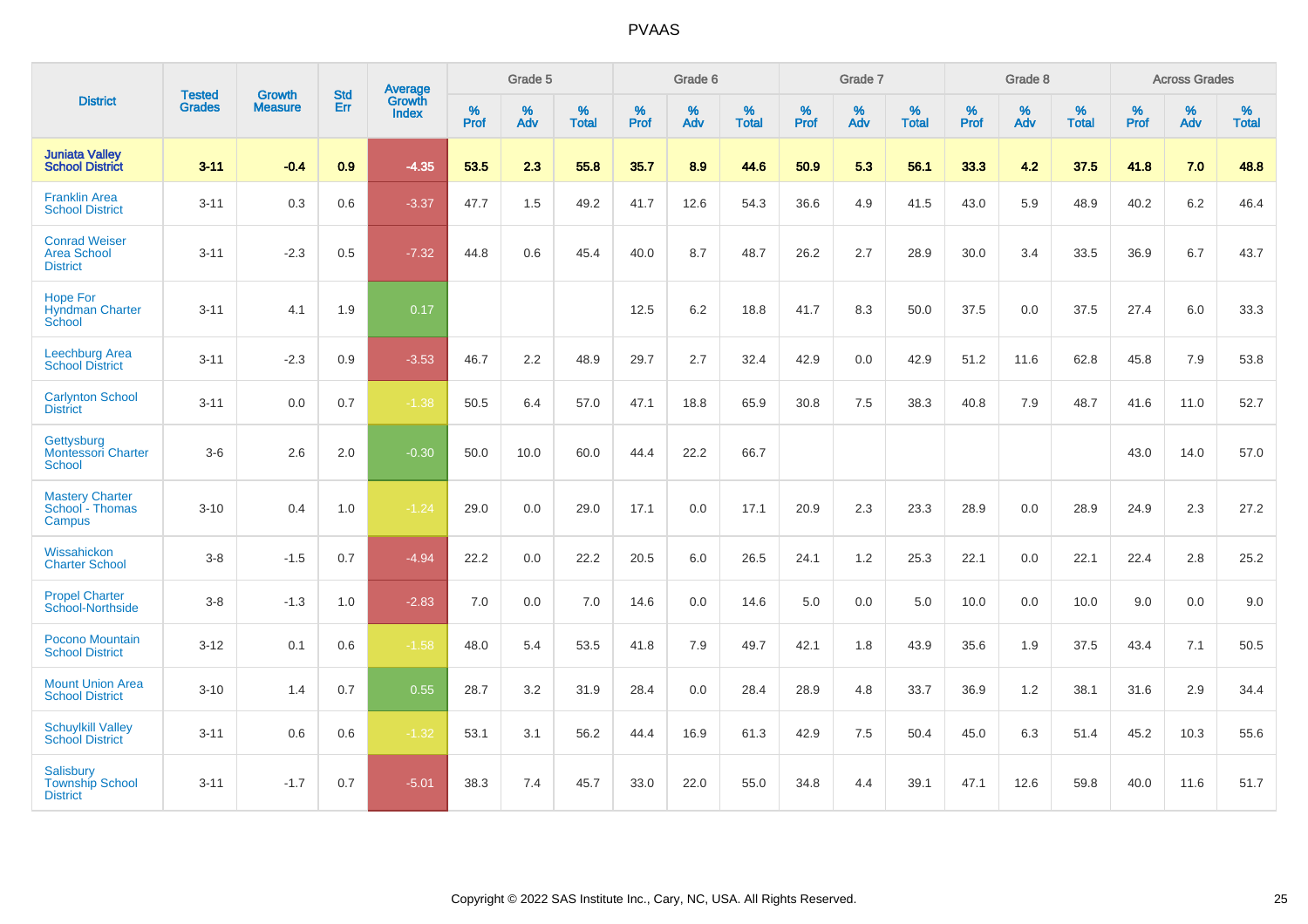# PVAAS

| District | Tested Grades | Growth Measure | Std Err | Average Growth Index | Grade 5 | | | Grade 6 | | | Grade 7 | | | Grade 8 | | | Across Grades | | |
|---|---|---|---|---|---|---|---|---|---|---|---|---|---|---|---|---|---|---|---|
| | | | | | % Prof | % Adv | % Total | % Prof | % Adv | % Total | % Prof | % Adv | % Total | % Prof | % Adv | % Total | % Prof | % Adv | % Total |
| **Juniata Valley School District** | **3-11** | **-0.4** | **0.9** | **-4.35** | **53.5** | **2.3** | **55.8** | **35.7** | **8.9** | **44.6** | **50.9** | **5.3** | **56.1** | **33.3** | **4.2** | **37.5** | **41.8** | **7.0** | **48.8** |
| Franklin Area School District | 3-11 | 0.3 | 0.6 | -3.37 | 47.7 | 1.5 | 49.2 | 41.7 | 12.6 | 54.3 | 36.6 | 4.9 | 41.5 | 43.0 | 5.9 | 48.9 | 40.2 | 6.2 | 46.4 |
| Conrad Weiser Area School District | 3-11 | -2.3 | 0.5 | -7.32 | 44.8 | 0.6 | 45.4 | 40.0 | 8.7 | 48.7 | 26.2 | 2.7 | 28.9 | 30.0 | 3.4 | 33.5 | 36.9 | 6.7 | 43.7 |
| Hope For Hyndman Charter School | 3-11 | 4.1 | 1.9 | 0.17 | | | | 12.5 | 6.2 | 18.8 | 41.7 | 8.3 | 50.0 | 37.5 | 0.0 | 37.5 | 27.4 | 6.0 | 33.3 |
| Leechburg Area School District | 3-11 | -2.3 | 0.9 | -3.53 | 46.7 | 2.2 | 48.9 | 29.7 | 2.7 | 32.4 | 42.9 | 0.0 | 42.9 | 51.2 | 11.6 | 62.8 | 45.8 | 7.9 | 53.8 |
| Carlynton School District | 3-11 | 0.0 | 0.7 | -1.38 | 50.5 | 6.4 | 57.0 | 47.1 | 18.8 | 65.9 | 30.8 | 7.5 | 38.3 | 40.8 | 7.9 | 48.7 | 41.6 | 11.0 | 52.7 |
| Gettysburg Montessori Charter School | 3-6 | 2.6 | 2.0 | -0.30 | 50.0 | 10.0 | 60.0 | 44.4 | 22.2 | 66.7 | | | | | | | 43.0 | 14.0 | 57.0 |
| Mastery Charter School - Thomas Campus | 3-10 | 0.4 | 1.0 | -1.24 | 29.0 | 0.0 | 29.0 | 17.1 | 0.0 | 17.1 | 20.9 | 2.3 | 23.3 | 28.9 | 0.0 | 28.9 | 24.9 | 2.3 | 27.2 |
| Wissahickon Charter School | 3-8 | -1.5 | 0.7 | -4.94 | 22.2 | 0.0 | 22.2 | 20.5 | 6.0 | 26.5 | 24.1 | 1.2 | 25.3 | 22.1 | 0.0 | 22.1 | 22.4 | 2.8 | 25.2 |
| Propel Charter School-Northside | 3-8 | -1.3 | 1.0 | -2.83 | 7.0 | 0.0 | 7.0 | 14.6 | 0.0 | 14.6 | 5.0 | 0.0 | 5.0 | 10.0 | 0.0 | 10.0 | 9.0 | 0.0 | 9.0 |
| Pocono Mountain School District | 3-12 | 0.1 | 0.6 | -1.58 | 48.0 | 5.4 | 53.5 | 41.8 | 7.9 | 49.7 | 42.1 | 1.8 | 43.9 | 35.6 | 1.9 | 37.5 | 43.4 | 7.1 | 50.5 |
| Mount Union Area School District | 3-10 | 1.4 | 0.7 | 0.55 | 28.7 | 3.2 | 31.9 | 28.4 | 0.0 | 28.4 | 28.9 | 4.8 | 33.7 | 36.9 | 1.2 | 38.1 | 31.6 | 2.9 | 34.4 |
| Schuylkill Valley School District | 3-11 | 0.6 | 0.6 | -1.32 | 53.1 | 3.1 | 56.2 | 44.4 | 16.9 | 61.3 | 42.9 | 7.5 | 50.4 | 45.0 | 6.3 | 51.4 | 45.2 | 10.3 | 55.6 |
| Salisbury Township School District | 3-11 | -1.7 | 0.7 | -5.01 | 38.3 | 7.4 | 45.7 | 33.0 | 22.0 | 55.0 | 34.8 | 4.4 | 39.1 | 47.1 | 12.6 | 59.8 | 40.0 | 11.6 | 51.7 |

Copyright © 2022 SAS Institute Inc., Cary, NC, USA. All Rights Reserved.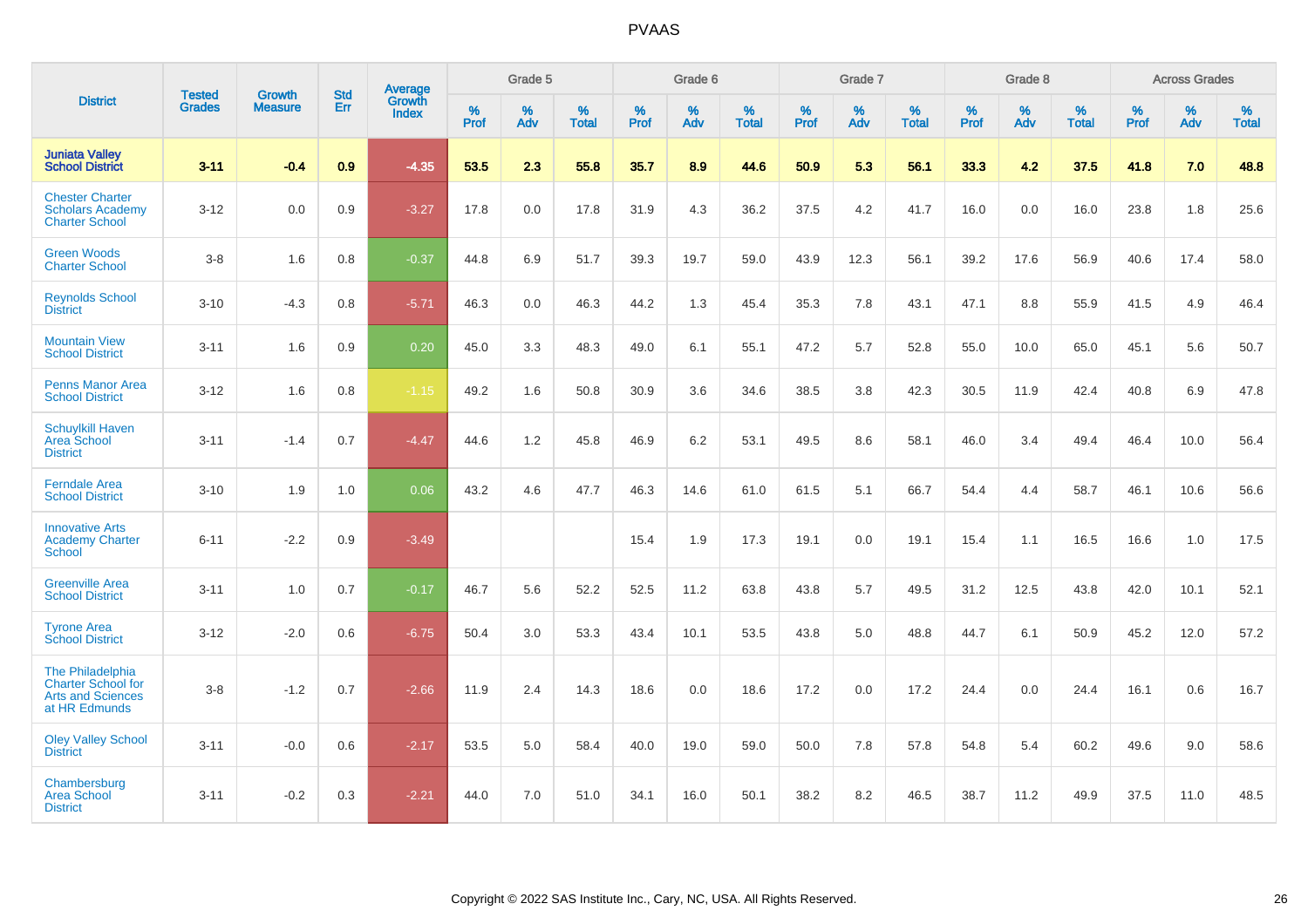| District | Tested Grades | Growth Measure | Std Err | Average Growth Index | Grade 5 | | | Grade 6 | | | Grade 7 | | | Grade 8 | | | Across Grades | | |
|---|---|---|---|---|---|---|---|---|---|---|---|---|---|---|---|---|---|---|---|
| | | | | | % Prof | % Adv | % Total | % Prof | % Adv | % Total | % Prof | % Adv | % Total | % Prof | % Adv | % Total | % Prof | % Adv | % Total |
| **Juniata Valley School District** | **3-11** | **-0.4** | **0.9** | **-4.35** | **53.5** | **2.3** | **55.8** | **35.7** | **8.9** | **44.6** | **50.9** | **5.3** | **56.1** | **33.3** | **4.2** | **37.5** | **41.8** | **7.0** | **48.8** |
| Chester Charter Scholars Academy Charter School | 3-12 | 0.0 | 0.9 | -3.27 | 17.8 | 0.0 | 17.8 | 31.9 | 4.3 | 36.2 | 37.5 | 4.2 | 41.7 | 16.0 | 0.0 | 16.0 | 23.8 | 1.8 | 25.6 |
| Green Woods Charter School | 3-8 | 1.6 | 0.8 | -0.37 | 44.8 | 6.9 | 51.7 | 39.3 | 19.7 | 59.0 | 43.9 | 12.3 | 56.1 | 39.2 | 17.6 | 56.9 | 40.6 | 17.4 | 58.0 |
| Reynolds School District | 3-10 | -4.3 | 0.8 | -5.71 | 46.3 | 0.0 | 46.3 | 44.2 | 1.3 | 45.4 | 35.3 | 7.8 | 43.1 | 47.1 | 8.8 | 55.9 | 41.5 | 4.9 | 46.4 |
| Mountain View School District | 3-11 | 1.6 | 0.9 | 0.20 | 45.0 | 3.3 | 48.3 | 49.0 | 6.1 | 55.1 | 47.2 | 5.7 | 52.8 | 55.0 | 10.0 | 65.0 | 45.1 | 5.6 | 50.7 |
| Penns Manor Area School District | 3-12 | 1.6 | 0.8 | -1.15 | 49.2 | 1.6 | 50.8 | 30.9 | 3.6 | 34.6 | 38.5 | 3.8 | 42.3 | 30.5 | 11.9 | 42.4 | 40.8 | 6.9 | 47.8 |
| Schuylkill Haven Area School District | 3-11 | -1.4 | 0.7 | -4.47 | 44.6 | 1.2 | 45.8 | 46.9 | 6.2 | 53.1 | 49.5 | 8.6 | 58.1 | 46.0 | 3.4 | 49.4 | 46.4 | 10.0 | 56.4 |
| Ferndale Area School District | 3-10 | 1.9 | 1.0 | 0.06 | 43.2 | 4.6 | 47.7 | 46.3 | 14.6 | 61.0 | 61.5 | 5.1 | 66.7 | 54.4 | 4.4 | 58.7 | 46.1 | 10.6 | 56.6 |
| Innovative Arts Academy Charter School | 6-11 | -2.2 | 0.9 | -3.49 | | | | 15.4 | 1.9 | 17.3 | 19.1 | 0.0 | 19.1 | 15.4 | 1.1 | 16.5 | 16.6 | 1.0 | 17.5 |
| Greenville Area School District | 3-11 | 1.0 | 0.7 | -0.17 | 46.7 | 5.6 | 52.2 | 52.5 | 11.2 | 63.8 | 43.8 | 5.7 | 49.5 | 31.2 | 12.5 | 43.8 | 42.0 | 10.1 | 52.1 |
| Tyrone Area School District | 3-12 | -2.0 | 0.6 | -6.75 | 50.4 | 3.0 | 53.3 | 43.4 | 10.1 | 53.5 | 43.8 | 5.0 | 48.8 | 44.7 | 6.1 | 50.9 | 45.2 | 12.0 | 57.2 |
| The Philadelphia Charter School for Arts and Sciences at HR Edmunds | 3-8 | -1.2 | 0.7 | -2.66 | 11.9 | 2.4 | 14.3 | 18.6 | 0.0 | 18.6 | 17.2 | 0.0 | 17.2 | 24.4 | 0.0 | 24.4 | 16.1 | 0.6 | 16.7 |
| Oley Valley School District | 3-11 | -0.0 | 0.6 | -2.17 | 53.5 | 5.0 | 58.4 | 40.0 | 19.0 | 59.0 | 50.0 | 7.8 | 57.8 | 54.8 | 5.4 | 60.2 | 49.6 | 9.0 | 58.6 |
| Chambersburg Area School District | 3-11 | -0.2 | 0.3 | -2.21 | 44.0 | 7.0 | 51.0 | 34.1 | 16.0 | 50.1 | 38.2 | 8.2 | 46.5 | 38.7 | 11.2 | 49.9 | 37.5 | 11.0 | 48.5 |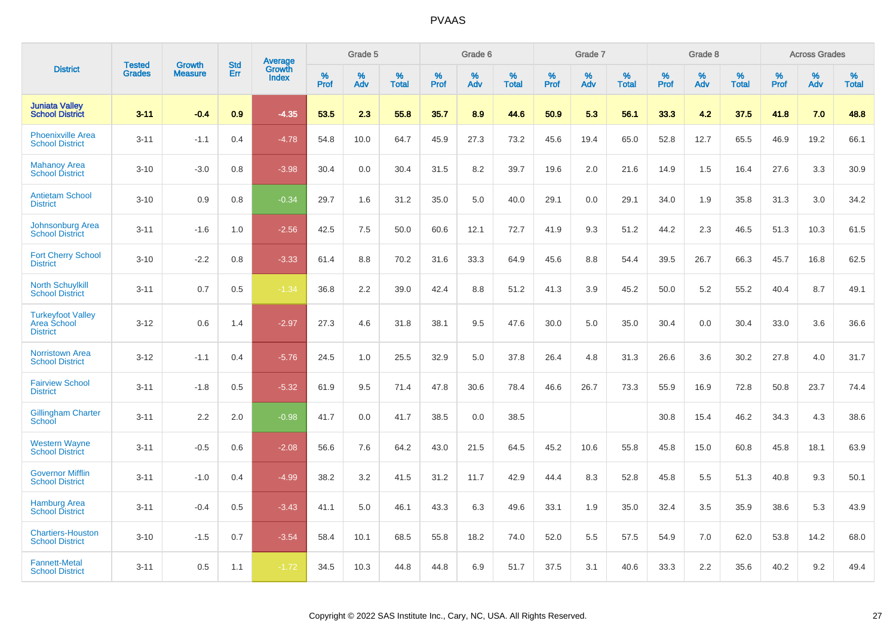# PVAAS

| District | Tested Grades | Growth Measure | Std Err | Average Growth Index | Grade 5 | | | Grade 6 | | | Grade 7 | | | Grade 8 | | | Across Grades | | |
|---|---|---|---|---|---|---|---|---|---|---|---|---|---|---|---|---|---|---|---|
| | | | | | % Prof | % Adv | % Total | % Prof | % Adv | % Total | % Prof | % Adv | % Total | % Prof | % Adv | % Total | % Prof | % Adv | % Total |
| **Juniata Valley School District** | **3-11** | **-0.4** | **0.9** | **-4.35** | **53.5** | **2.3** | **55.8** | **35.7** | **8.9** | **44.6** | **50.9** | **5.3** | **56.1** | **33.3** | **4.2** | **37.5** | **41.8** | **7.0** | **48.8** |
| Phoenixville Area School District | 3-11 | -1.1 | 0.4 | -4.78 | 54.8 | 10.0 | 64.7 | 45.9 | 27.3 | 73.2 | 45.6 | 19.4 | 65.0 | 52.8 | 12.7 | 65.5 | 46.9 | 19.2 | 66.1 |
| Mahanoy Area School District | 3-10 | -3.0 | 0.8 | -3.98 | 30.4 | 0.0 | 30.4 | 31.5 | 8.2 | 39.7 | 19.6 | 2.0 | 21.6 | 14.9 | 1.5 | 16.4 | 27.6 | 3.3 | 30.9 |
| Antietam School District | 3-10 | 0.9 | 0.8 | -0.34 | 29.7 | 1.6 | 31.2 | 35.0 | 5.0 | 40.0 | 29.1 | 0.0 | 29.1 | 34.0 | 1.9 | 35.8 | 31.3 | 3.0 | 34.2 |
| Johnsonburg Area School District | 3-11 | -1.6 | 1.0 | -2.56 | 42.5 | 7.5 | 50.0 | 60.6 | 12.1 | 72.7 | 41.9 | 9.3 | 51.2 | 44.2 | 2.3 | 46.5 | 51.3 | 10.3 | 61.5 |
| Fort Cherry School District | 3-10 | -2.2 | 0.8 | -3.33 | 61.4 | 8.8 | 70.2 | 31.6 | 33.3 | 64.9 | 45.6 | 8.8 | 54.4 | 39.5 | 26.7 | 66.3 | 45.7 | 16.8 | 62.5 |
| North Schuylkill School District | 3-11 | 0.7 | 0.5 | -1.34 | 36.8 | 2.2 | 39.0 | 42.4 | 8.8 | 51.2 | 41.3 | 3.9 | 45.2 | 50.0 | 5.2 | 55.2 | 40.4 | 8.7 | 49.1 |
| Turkeyfoot Valley Area School District | 3-12 | 0.6 | 1.4 | -2.97 | 27.3 | 4.6 | 31.8 | 38.1 | 9.5 | 47.6 | 30.0 | 5.0 | 35.0 | 30.4 | 0.0 | 30.4 | 33.0 | 3.6 | 36.6 |
| Norristown Area School District | 3-12 | -1.1 | 0.4 | -5.76 | 24.5 | 1.0 | 25.5 | 32.9 | 5.0 | 37.8 | 26.4 | 4.8 | 31.3 | 26.6 | 3.6 | 30.2 | 27.8 | 4.0 | 31.7 |
| Fairview School District | 3-11 | -1.8 | 0.5 | -5.32 | 61.9 | 9.5 | 71.4 | 47.8 | 30.6 | 78.4 | 46.6 | 26.7 | 73.3 | 55.9 | 16.9 | 72.8 | 50.8 | 23.7 | 74.4 |
| Gillingham Charter School | 3-11 | 2.2 | 2.0 | -0.98 | 41.7 | 0.0 | 41.7 | 38.5 | 0.0 | 38.5 | | | | 30.8 | 15.4 | 46.2 | 34.3 | 4.3 | 38.6 |
| Western Wayne School District | 3-11 | -0.5 | 0.6 | -2.08 | 56.6 | 7.6 | 64.2 | 43.0 | 21.5 | 64.5 | 45.2 | 10.6 | 55.8 | 45.8 | 15.0 | 60.8 | 45.8 | 18.1 | 63.9 |
| Governor Mifflin School District | 3-11 | -1.0 | 0.4 | -4.99 | 38.2 | 3.2 | 41.5 | 31.2 | 11.7 | 42.9 | 44.4 | 8.3 | 52.8 | 45.8 | 5.5 | 51.3 | 40.8 | 9.3 | 50.1 |
| Hamburg Area School District | 3-11 | -0.4 | 0.5 | -3.43 | 41.1 | 5.0 | 46.1 | 43.3 | 6.3 | 49.6 | 33.1 | 1.9 | 35.0 | 32.4 | 3.5 | 35.9 | 38.6 | 5.3 | 43.9 |
| Chartiers-Houston School District | 3-10 | -1.5 | 0.7 | -3.54 | 58.4 | 10.1 | 68.5 | 55.8 | 18.2 | 74.0 | 52.0 | 5.5 | 57.5 | 54.9 | 7.0 | 62.0 | 53.8 | 14.2 | 68.0 |
| Fannett-Metal School District | 3-11 | 0.5 | 1.1 | -1.72 | 34.5 | 10.3 | 44.8 | 44.8 | 6.9 | 51.7 | 37.5 | 3.1 | 40.6 | 33.3 | 2.2 | 35.6 | 40.2 | 9.2 | 49.4 |

Copyright © 2022 SAS Institute Inc., Cary, NC, USA. All Rights Reserved.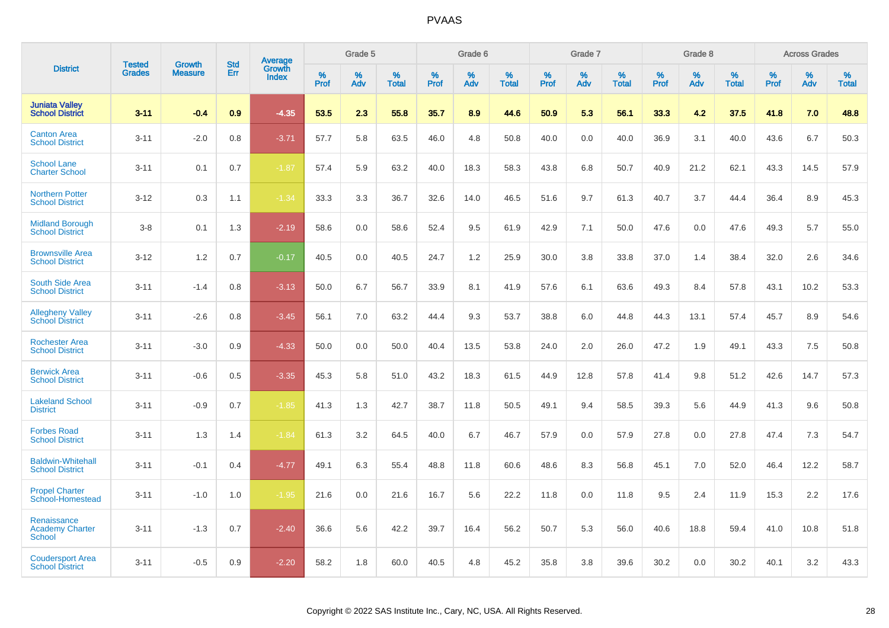| District | Tested Grades | Growth Measure | Std Err | Average Growth Index | Grade 5 | | | Grade 6 | | | Grade 7 | | | Grade 8 | | | Across Grades | | |
|---|---|---|---|---|---|---|---|---|---|---|---|---|---|---|---|---|---|---|---|
| | | | | | % Prof | % Adv | % Total | % Prof | % Adv | % Total | % Prof | % Adv | % Total | % Prof | % Adv | % Total | % Prof | % Adv | % Total |
| **Juniata Valley School District** | **3-11** | **-0.4** | **0.9** | **-4.35** | **53.5** | **2.3** | **55.8** | **35.7** | **8.9** | **44.6** | **50.9** | **5.3** | **56.1** | **33.3** | **4.2** | **37.5** | **41.8** | **7.0** | **48.8** |
| Canton Area School District | 3-11 | -2.0 | 0.8 | -3.71 | 57.7 | 5.8 | 63.5 | 46.0 | 4.8 | 50.8 | 40.0 | 0.0 | 40.0 | 36.9 | 3.1 | 40.0 | 43.6 | 6.7 | 50.3 |
| School Lane Charter School | 3-11 | 0.1 | 0.7 | -1.87 | 57.4 | 5.9 | 63.2 | 40.0 | 18.3 | 58.3 | 43.8 | 6.8 | 50.7 | 40.9 | 21.2 | 62.1 | 43.3 | 14.5 | 57.9 |
| Northern Potter School District | 3-12 | 0.3 | 1.1 | -1.34 | 33.3 | 3.3 | 36.7 | 32.6 | 14.0 | 46.5 | 51.6 | 9.7 | 61.3 | 40.7 | 3.7 | 44.4 | 36.4 | 8.9 | 45.3 |
| Midland Borough School District | 3-8 | 0.1 | 1.3 | -2.19 | 58.6 | 0.0 | 58.6 | 52.4 | 9.5 | 61.9 | 42.9 | 7.1 | 50.0 | 47.6 | 0.0 | 47.6 | 49.3 | 5.7 | 55.0 |
| Brownsville Area School District | 3-12 | 1.2 | 0.7 | -0.17 | 40.5 | 0.0 | 40.5 | 24.7 | 1.2 | 25.9 | 30.0 | 3.8 | 33.8 | 37.0 | 1.4 | 38.4 | 32.0 | 2.6 | 34.6 |
| South Side Area School District | 3-11 | -1.4 | 0.8 | -3.13 | 50.0 | 6.7 | 56.7 | 33.9 | 8.1 | 41.9 | 57.6 | 6.1 | 63.6 | 49.3 | 8.4 | 57.8 | 43.1 | 10.2 | 53.3 |
| Allegheny Valley School District | 3-11 | -2.6 | 0.8 | -3.45 | 56.1 | 7.0 | 63.2 | 44.4 | 9.3 | 53.7 | 38.8 | 6.0 | 44.8 | 44.3 | 13.1 | 57.4 | 45.7 | 8.9 | 54.6 |
| Rochester Area School District | 3-11 | -3.0 | 0.9 | -4.33 | 50.0 | 0.0 | 50.0 | 40.4 | 13.5 | 53.8 | 24.0 | 2.0 | 26.0 | 47.2 | 1.9 | 49.1 | 43.3 | 7.5 | 50.8 |
| Berwick Area School District | 3-11 | -0.6 | 0.5 | -3.35 | 45.3 | 5.8 | 51.0 | 43.2 | 18.3 | 61.5 | 44.9 | 12.8 | 57.8 | 41.4 | 9.8 | 51.2 | 42.6 | 14.7 | 57.3 |
| Lakeland School District | 3-11 | -0.9 | 0.7 | -1.85 | 41.3 | 1.3 | 42.7 | 38.7 | 11.8 | 50.5 | 49.1 | 9.4 | 58.5 | 39.3 | 5.6 | 44.9 | 41.3 | 9.6 | 50.8 |
| Forbes Road School District | 3-11 | 1.3 | 1.4 | -1.84 | 61.3 | 3.2 | 64.5 | 40.0 | 6.7 | 46.7 | 57.9 | 0.0 | 57.9 | 27.8 | 0.0 | 27.8 | 47.4 | 7.3 | 54.7 |
| Baldwin-Whitehall School District | 3-11 | -0.1 | 0.4 | -4.77 | 49.1 | 6.3 | 55.4 | 48.8 | 11.8 | 60.6 | 48.6 | 8.3 | 56.8 | 45.1 | 7.0 | 52.0 | 46.4 | 12.2 | 58.7 |
| Propel Charter School-Homestead | 3-11 | -1.0 | 1.0 | -1.95 | 21.6 | 0.0 | 21.6 | 16.7 | 5.6 | 22.2 | 11.8 | 0.0 | 11.8 | 9.5 | 2.4 | 11.9 | 15.3 | 2.2 | 17.6 |
| Renaissance Academy Charter School | 3-11 | -1.3 | 0.7 | -2.40 | 36.6 | 5.6 | 42.2 | 39.7 | 16.4 | 56.2 | 50.7 | 5.3 | 56.0 | 40.6 | 18.8 | 59.4 | 41.0 | 10.8 | 51.8 |
| Coudersport Area School District | 3-11 | -0.5 | 0.9 | -2.20 | 58.2 | 1.8 | 60.0 | 40.5 | 4.8 | 45.2 | 35.8 | 3.8 | 39.6 | 30.2 | 0.0 | 30.2 | 40.1 | 3.2 | 43.3 |

Copyright © 2022 SAS Institute Inc., Cary, NC, USA. All Rights Reserved.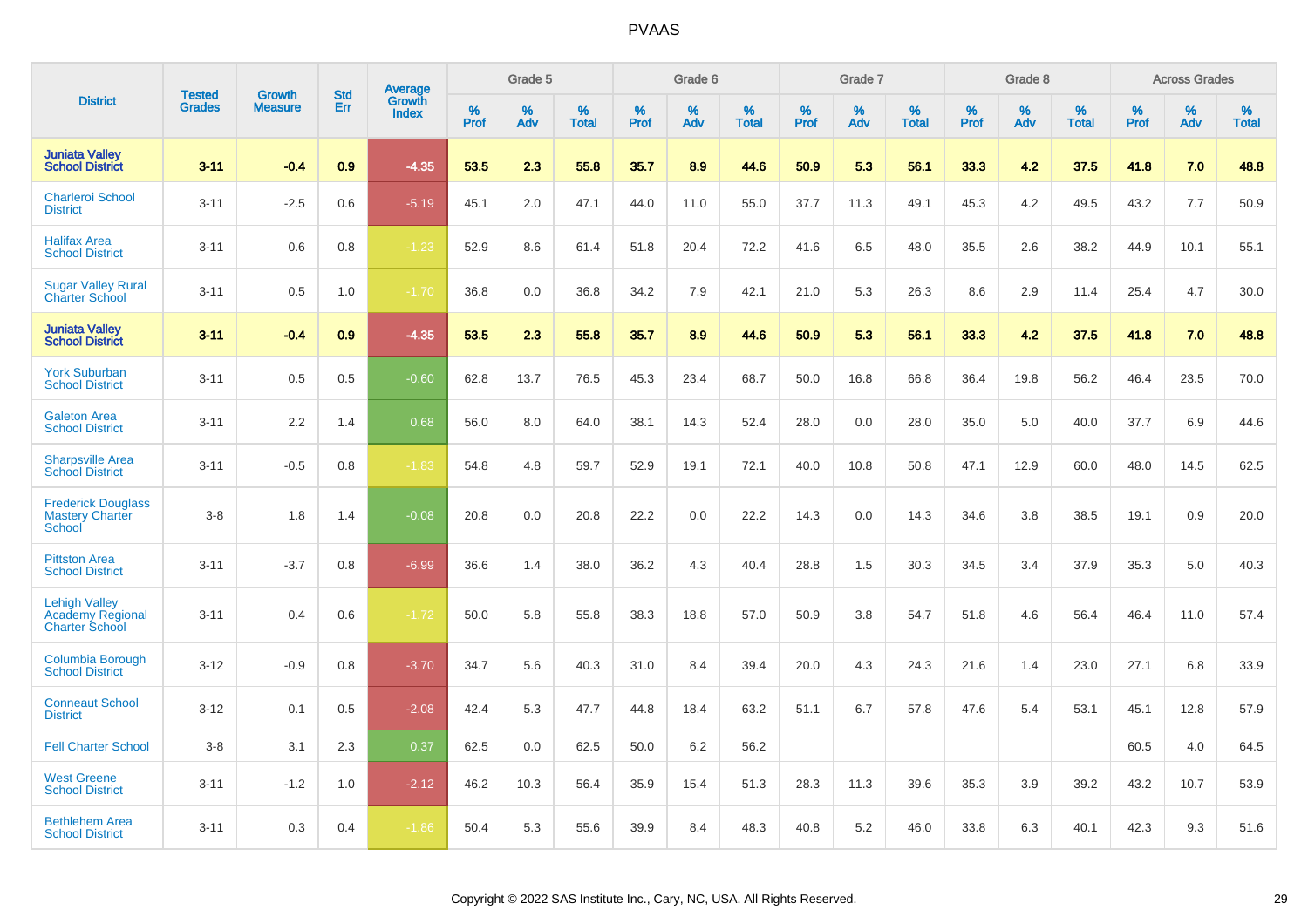| District | Tested Grades | Growth Measure | Std Err | Average Growth Index | Grade 5 | | | Grade 6 | | | Grade 7 | | | Grade 8 | | | Across Grades | | |
|---|---|---|---|---|---|---|---|---|---|---|---|---|---|---|---|---|---|---|---|
| | | | | | % Prof | % Adv | % Total | % Prof | % Adv | % Total | % Prof | % Adv | % Total | % Prof | % Adv | % Total | % Prof | % Adv | % Total |
| **Juniata Valley School District** | **3-11** | **-0.4** | **0.9** | **-4.35** | **53.5** | **2.3** | **55.8** | **35.7** | **8.9** | **44.6** | **50.9** | **5.3** | **56.1** | **33.3** | **4.2** | **37.5** | **41.8** | **7.0** | **48.8** |
| Charleroi School District | 3-11 | -2.5 | 0.6 | -5.19 | 45.1 | 2.0 | 47.1 | 44.0 | 11.0 | 55.0 | 37.7 | 11.3 | 49.1 | 45.3 | 4.2 | 49.5 | 43.2 | 7.7 | 50.9 |
| Halifax Area School District | 3-11 | 0.6 | 0.8 | -1.23 | 52.9 | 8.6 | 61.4 | 51.8 | 20.4 | 72.2 | 41.6 | 6.5 | 48.0 | 35.5 | 2.6 | 38.2 | 44.9 | 10.1 | 55.1 |
| Sugar Valley Rural Charter School | 3-11 | 0.5 | 1.0 | -1.70 | 36.8 | 0.0 | 36.8 | 34.2 | 7.9 | 42.1 | 21.0 | 5.3 | 26.3 | 8.6 | 2.9 | 11.4 | 25.4 | 4.7 | 30.0 |
| **Juniata Valley School District** | **3-11** | **-0.4** | **0.9** | **-4.35** | **53.5** | **2.3** | **55.8** | **35.7** | **8.9** | **44.6** | **50.9** | **5.3** | **56.1** | **33.3** | **4.2** | **37.5** | **41.8** | **7.0** | **48.8** |
| York Suburban School District | 3-11 | 0.5 | 0.5 | -0.60 | 62.8 | 13.7 | 76.5 | 45.3 | 23.4 | 68.7 | 50.0 | 16.8 | 66.8 | 36.4 | 19.8 | 56.2 | 46.4 | 23.5 | 70.0 |
| Galeton Area School District | 3-11 | 2.2 | 1.4 | 0.68 | 56.0 | 8.0 | 64.0 | 38.1 | 14.3 | 52.4 | 28.0 | 0.0 | 28.0 | 35.0 | 5.0 | 40.0 | 37.7 | 6.9 | 44.6 |
| Sharpsville Area School District | 3-11 | -0.5 | 0.8 | -1.83 | 54.8 | 4.8 | 59.7 | 52.9 | 19.1 | 72.1 | 40.0 | 10.8 | 50.8 | 47.1 | 12.9 | 60.0 | 48.0 | 14.5 | 62.5 |
| Frederick Douglass Mastery Charter School | 3-8 | 1.8 | 1.4 | -0.08 | 20.8 | 0.0 | 20.8 | 22.2 | 0.0 | 22.2 | 14.3 | 0.0 | 14.3 | 34.6 | 3.8 | 38.5 | 19.1 | 0.9 | 20.0 |
| Pittston Area School District | 3-11 | -3.7 | 0.8 | -6.99 | 36.6 | 1.4 | 38.0 | 36.2 | 4.3 | 40.4 | 28.8 | 1.5 | 30.3 | 34.5 | 3.4 | 37.9 | 35.3 | 5.0 | 40.3 |
| Lehigh Valley Academy Regional Charter School | 3-11 | 0.4 | 0.6 | -1.72 | 50.0 | 5.8 | 55.8 | 38.3 | 18.8 | 57.0 | 50.9 | 3.8 | 54.7 | 51.8 | 4.6 | 56.4 | 46.4 | 11.0 | 57.4 |
| Columbia Borough School District | 3-12 | -0.9 | 0.8 | -3.70 | 34.7 | 5.6 | 40.3 | 31.0 | 8.4 | 39.4 | 20.0 | 4.3 | 24.3 | 21.6 | 1.4 | 23.0 | 27.1 | 6.8 | 33.9 |
| Conneaut School District | 3-12 | 0.1 | 0.5 | -2.08 | 42.4 | 5.3 | 47.7 | 44.8 | 18.4 | 63.2 | 51.1 | 6.7 | 57.8 | 47.6 | 5.4 | 53.1 | 45.1 | 12.8 | 57.9 |
| Fell Charter School | 3-8 | 3.1 | 2.3 | 0.37 | 62.5 | 0.0 | 62.5 | 50.0 | 6.2 | 56.2 | | | | | | | 60.5 | 4.0 | 64.5 |
| West Greene School District | 3-11 | -1.2 | 1.0 | -2.12 | 46.2 | 10.3 | 56.4 | 35.9 | 15.4 | 51.3 | 28.3 | 11.3 | 39.6 | 35.3 | 3.9 | 39.2 | 43.2 | 10.7 | 53.9 |
| Bethlehem Area School District | 3-11 | 0.3 | 0.4 | -1.86 | 50.4 | 5.3 | 55.6 | 39.9 | 8.4 | 48.3 | 40.8 | 5.2 | 46.0 | 33.8 | 6.3 | 40.1 | 42.3 | 9.3 | 51.6 |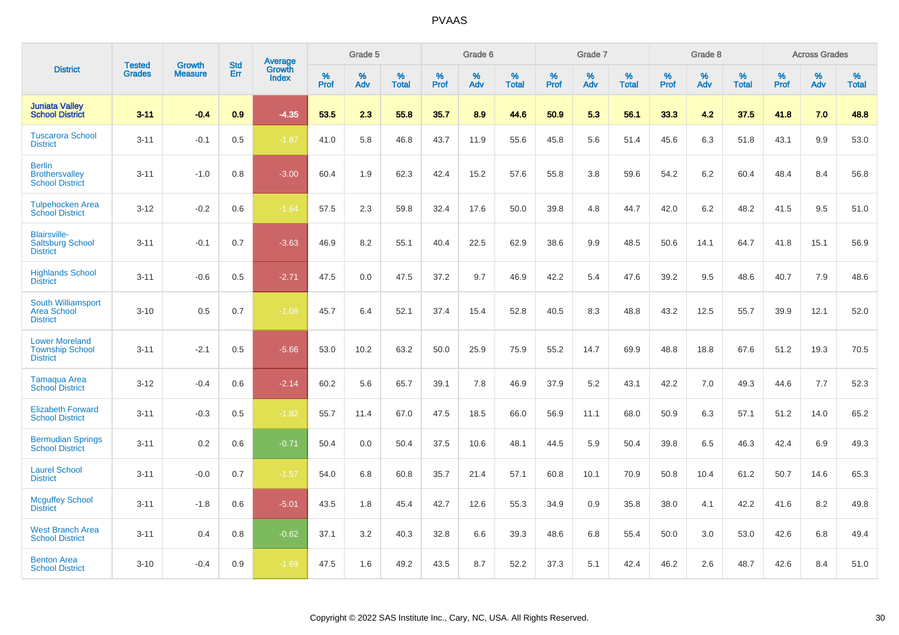## PVAAS

| District | Tested Grades | Growth Measure | Std Err | Average Growth Index | Grade 5 | | | Grade 6 | | | Grade 7 | | | Grade 8 | | | Across Grades | | |
|---|---|---|---|---|---|---|---|---|---|---|---|---|---|---|---|---|---|---|---|
| | | | | | % Prof | % Adv | % Total | % Prof | % Adv | % Total | % Prof | % Adv | % Total | % Prof | % Adv | % Total | % Prof | % Adv | % Total |
| **Juniata Valley School District** | **3-11** | **-0.4** | **0.9** | **-4.35** | **53.5** | **2.3** | **55.8** | **35.7** | **8.9** | **44.6** | **50.9** | **5.3** | **56.1** | **33.3** | **4.2** | **37.5** | **41.8** | **7.0** | **48.8** |
| Tuscarora School District | 3-11 | -0.1 | 0.5 | -1.87 | 41.0 | 5.8 | 46.8 | 43.7 | 11.9 | 55.6 | 45.8 | 5.6 | 51.4 | 45.6 | 6.3 | 51.8 | 43.1 | 9.9 | 53.0 |
| Berlin Brothersvalley School District | 3-11 | -1.0 | 0.8 | -3.00 | 60.4 | 1.9 | 62.3 | 42.4 | 15.2 | 57.6 | 55.8 | 3.8 | 59.6 | 54.2 | 6.2 | 60.4 | 48.4 | 8.4 | 56.8 |
| Tulpehocken Area School District | 3-12 | -0.2 | 0.6 | -1.64 | 57.5 | 2.3 | 59.8 | 32.4 | 17.6 | 50.0 | 39.8 | 4.8 | 44.7 | 42.0 | 6.2 | 48.2 | 41.5 | 9.5 | 51.0 |
| Blairsville-Saltsburg School District | 3-11 | -0.1 | 0.7 | -3.63 | 46.9 | 8.2 | 55.1 | 40.4 | 22.5 | 62.9 | 38.6 | 9.9 | 48.5 | 50.6 | 14.1 | 64.7 | 41.8 | 15.1 | 56.9 |
| Highlands School District | 3-11 | -0.6 | 0.5 | -2.71 | 47.5 | 0.0 | 47.5 | 37.2 | 9.7 | 46.9 | 42.2 | 5.4 | 47.6 | 39.2 | 9.5 | 48.6 | 40.7 | 7.9 | 48.6 |
| South Williamsport Area School District | 3-10 | 0.5 | 0.7 | -1.08 | 45.7 | 6.4 | 52.1 | 37.4 | 15.4 | 52.8 | 40.5 | 8.3 | 48.8 | 43.2 | 12.5 | 55.7 | 39.9 | 12.1 | 52.0 |
| Lower Moreland Township School District | 3-11 | -2.1 | 0.5 | -5.66 | 53.0 | 10.2 | 63.2 | 50.0 | 25.9 | 75.9 | 55.2 | 14.7 | 69.9 | 48.8 | 18.8 | 67.6 | 51.2 | 19.3 | 70.5 |
| Tamaqua Area School District | 3-12 | -0.4 | 0.6 | -2.14 | 60.2 | 5.6 | 65.7 | 39.1 | 7.8 | 46.9 | 37.9 | 5.2 | 43.1 | 42.2 | 7.0 | 49.3 | 44.6 | 7.7 | 52.3 |
| Elizabeth Forward School District | 3-11 | -0.3 | 0.5 | -1.82 | 55.7 | 11.4 | 67.0 | 47.5 | 18.5 | 66.0 | 56.9 | 11.1 | 68.0 | 50.9 | 6.3 | 57.1 | 51.2 | 14.0 | 65.2 |
| Bermudian Springs School District | 3-11 | 0.2 | 0.6 | -0.71 | 50.4 | 0.0 | 50.4 | 37.5 | 10.6 | 48.1 | 44.5 | 5.9 | 50.4 | 39.8 | 6.5 | 46.3 | 42.4 | 6.9 | 49.3 |
| Laurel School District | 3-11 | -0.0 | 0.7 | -1.57 | 54.0 | 6.8 | 60.8 | 35.7 | 21.4 | 57.1 | 60.8 | 10.1 | 70.9 | 50.8 | 10.4 | 61.2 | 50.7 | 14.6 | 65.3 |
| Mcguffey School District | 3-11 | -1.8 | 0.6 | -5.01 | 43.5 | 1.8 | 45.4 | 42.7 | 12.6 | 55.3 | 34.9 | 0.9 | 35.8 | 38.0 | 4.1 | 42.2 | 41.6 | 8.2 | 49.8 |
| West Branch Area School District | 3-11 | 0.4 | 0.8 | -0.62 | 37.1 | 3.2 | 40.3 | 32.8 | 6.6 | 39.3 | 48.6 | 6.8 | 55.4 | 50.0 | 3.0 | 53.0 | 42.6 | 6.8 | 49.4 |
| Benton Area School District | 3-10 | -0.4 | 0.9 | -1.69 | 47.5 | 1.6 | 49.2 | 43.5 | 8.7 | 52.2 | 37.3 | 5.1 | 42.4 | 46.2 | 2.6 | 48.7 | 42.6 | 8.4 | 51.0 |

Copyright © 2022 SAS Institute Inc., Cary, NC, USA. All Rights Reserved.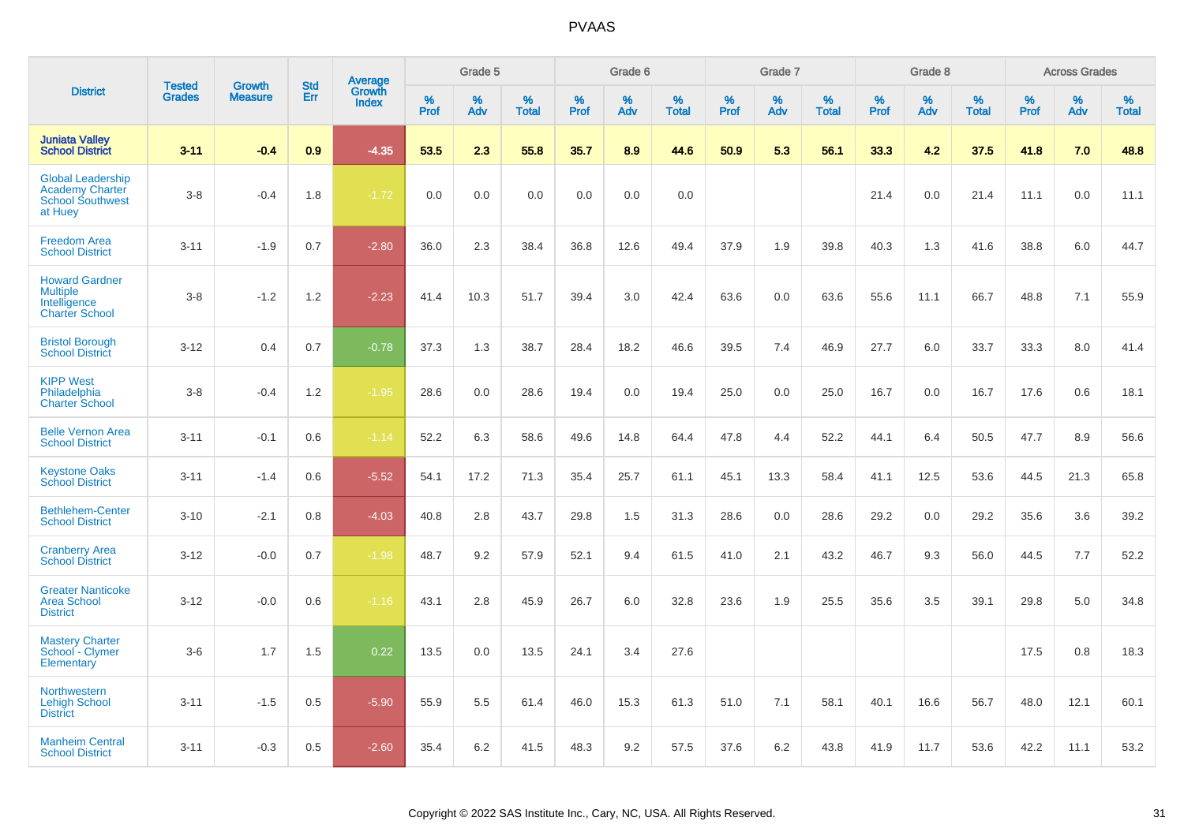# PVAAS

| District | Tested Grades | Growth Measure | Std Err | Average Growth Index | Grade 5 | | | Grade 6 | | | Grade 7 | | | Grade 8 | | | Across Grades | | |
|---|---|---|---|---|---|---|---|---|---|---|---|---|---|---|---|---|---|---|---|
| | | | | | % Prof | % Adv | % Total | % Prof | % Adv | % Total | % Prof | % Adv | % Total | % Prof | % Adv | % Total | % Prof | % Adv | % Total |
| **Juniata Valley School District** | **3-11** | **-0.4** | **0.9** | **-4.35** | **53.5** | **2.3** | **55.8** | **35.7** | **8.9** | **44.6** | **50.9** | **5.3** | **56.1** | **33.3** | **4.2** | **37.5** | **41.8** | **7.0** | **48.8** |
| Global Leadership Academy Charter School Southwest at Huey | 3-8 | -0.4 | 1.8 | -1.72 | 0.0 | 0.0 | 0.0 | 0.0 | 0.0 | 0.0 | | | | 21.4 | 0.0 | 21.4 | 11.1 | 0.0 | 11.1 |
| Freedom Area School District | 3-11 | -1.9 | 0.7 | -2.80 | 36.0 | 2.3 | 38.4 | 36.8 | 12.6 | 49.4 | 37.9 | 1.9 | 39.8 | 40.3 | 1.3 | 41.6 | 38.8 | 6.0 | 44.7 |
| Howard Gardner Multiple Intelligence Charter School | 3-8 | -1.2 | 1.2 | -2.23 | 41.4 | 10.3 | 51.7 | 39.4 | 3.0 | 42.4 | 63.6 | 0.0 | 63.6 | 55.6 | 11.1 | 66.7 | 48.8 | 7.1 | 55.9 |
| Bristol Borough School District | 3-12 | 0.4 | 0.7 | -0.78 | 37.3 | 1.3 | 38.7 | 28.4 | 18.2 | 46.6 | 39.5 | 7.4 | 46.9 | 27.7 | 6.0 | 33.7 | 33.3 | 8.0 | 41.4 |
| KIPP West Philadelphia Charter School | 3-8 | -0.4 | 1.2 | -1.95 | 28.6 | 0.0 | 28.6 | 19.4 | 0.0 | 19.4 | 25.0 | 0.0 | 25.0 | 16.7 | 0.0 | 16.7 | 17.6 | 0.6 | 18.1 |
| Belle Vernon Area School District | 3-11 | -0.1 | 0.6 | -1.14 | 52.2 | 6.3 | 58.6 | 49.6 | 14.8 | 64.4 | 47.8 | 4.4 | 52.2 | 44.1 | 6.4 | 50.5 | 47.7 | 8.9 | 56.6 |
| Keystone Oaks School District | 3-11 | -1.4 | 0.6 | -5.52 | 54.1 | 17.2 | 71.3 | 35.4 | 25.7 | 61.1 | 45.1 | 13.3 | 58.4 | 41.1 | 12.5 | 53.6 | 44.5 | 21.3 | 65.8 |
| Bethlehem-Center School District | 3-10 | -2.1 | 0.8 | -4.03 | 40.8 | 2.8 | 43.7 | 29.8 | 1.5 | 31.3 | 28.6 | 0.0 | 28.6 | 29.2 | 0.0 | 29.2 | 35.6 | 3.6 | 39.2 |
| Cranberry Area School District | 3-12 | -0.0 | 0.7 | -1.98 | 48.7 | 9.2 | 57.9 | 52.1 | 9.4 | 61.5 | 41.0 | 2.1 | 43.2 | 46.7 | 9.3 | 56.0 | 44.5 | 7.7 | 52.2 |
| Greater Nanticoke Area School District | 3-12 | -0.0 | 0.6 | -1.16 | 43.1 | 2.8 | 45.9 | 26.7 | 6.0 | 32.8 | 23.6 | 1.9 | 25.5 | 35.6 | 3.5 | 39.1 | 29.8 | 5.0 | 34.8 |
| Mastery Charter School - Clymer Elementary | 3-6 | 1.7 | 1.5 | 0.22 | 13.5 | 0.0 | 13.5 | 24.1 | 3.4 | 27.6 | | | | | | | 17.5 | 0.8 | 18.3 |
| Northwestern Lehigh School District | 3-11 | -1.5 | 0.5 | -5.90 | 55.9 | 5.5 | 61.4 | 46.0 | 15.3 | 61.3 | 51.0 | 7.1 | 58.1 | 40.1 | 16.6 | 56.7 | 48.0 | 12.1 | 60.1 |
| Manheim Central School District | 3-11 | -0.3 | 0.5 | -2.60 | 35.4 | 6.2 | 41.5 | 48.3 | 9.2 | 57.5 | 37.6 | 6.2 | 43.8 | 41.9 | 11.7 | 53.6 | 42.2 | 11.1 | 53.2 |

Copyright © 2022 SAS Institute Inc., Cary, NC, USA. All Rights Reserved.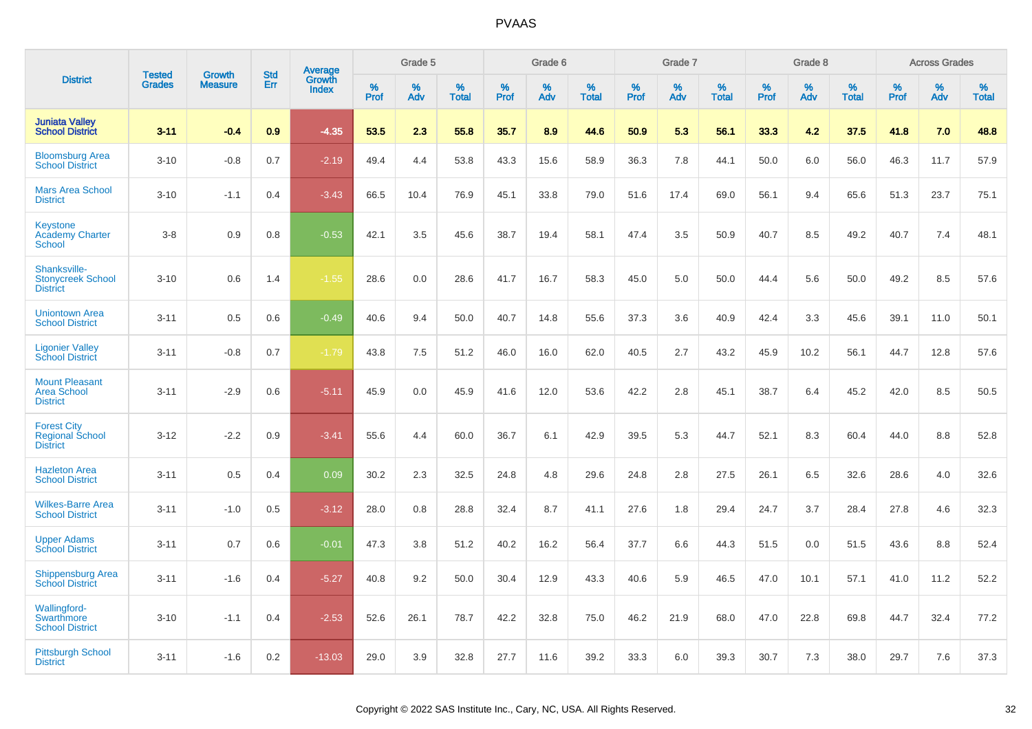# PVAAS

| District | Tested Grades | Growth Measure | Std Err | Average Growth Index | Grade 5 | | | Grade 6 | | | Grade 7 | | | Grade 8 | | | Across Grades | | |
|---|---|---|---|---|---|---|---|---|---|---|---|---|---|---|---|---|---|---|---|
| | | | | | % Prof | % Adv | % Total | % Prof | % Adv | % Total | % Prof | % Adv | % Total | % Prof | % Adv | % Total | % Prof | % Adv | % Total |
| **Juniata Valley School District** | **3-11** | **-0.4** | **0.9** | **-4.35** | **53.5** | **2.3** | **55.8** | **35.7** | **8.9** | **44.6** | **50.9** | **5.3** | **56.1** | **33.3** | **4.2** | **37.5** | **41.8** | **7.0** | **48.8** |
| Bloomsburg Area School District | 3-10 | -0.8 | 0.7 | -2.19 | 49.4 | 4.4 | 53.8 | 43.3 | 15.6 | 58.9 | 36.3 | 7.8 | 44.1 | 50.0 | 6.0 | 56.0 | 46.3 | 11.7 | 57.9 |
| Mars Area School District | 3-10 | -1.1 | 0.4 | -3.43 | 66.5 | 10.4 | 76.9 | 45.1 | 33.8 | 79.0 | 51.6 | 17.4 | 69.0 | 56.1 | 9.4 | 65.6 | 51.3 | 23.7 | 75.1 |
| Keystone Academy Charter School | 3-8 | 0.9 | 0.8 | -0.53 | 42.1 | 3.5 | 45.6 | 38.7 | 19.4 | 58.1 | 47.4 | 3.5 | 50.9 | 40.7 | 8.5 | 49.2 | 40.7 | 7.4 | 48.1 |
| Shanksville-Stonycreek School District | 3-10 | 0.6 | 1.4 | -1.55 | 28.6 | 0.0 | 28.6 | 41.7 | 16.7 | 58.3 | 45.0 | 5.0 | 50.0 | 44.4 | 5.6 | 50.0 | 49.2 | 8.5 | 57.6 |
| Uniontown Area School District | 3-11 | 0.5 | 0.6 | -0.49 | 40.6 | 9.4 | 50.0 | 40.7 | 14.8 | 55.6 | 37.3 | 3.6 | 40.9 | 42.4 | 3.3 | 45.6 | 39.1 | 11.0 | 50.1 |
| Ligonier Valley School District | 3-11 | -0.8 | 0.7 | -1.79 | 43.8 | 7.5 | 51.2 | 46.0 | 16.0 | 62.0 | 40.5 | 2.7 | 43.2 | 45.9 | 10.2 | 56.1 | 44.7 | 12.8 | 57.6 |
| Mount Pleasant Area School District | 3-11 | -2.9 | 0.6 | -5.11 | 45.9 | 0.0 | 45.9 | 41.6 | 12.0 | 53.6 | 42.2 | 2.8 | 45.1 | 38.7 | 6.4 | 45.2 | 42.0 | 8.5 | 50.5 |
| Forest City Regional School District | 3-12 | -2.2 | 0.9 | -3.41 | 55.6 | 4.4 | 60.0 | 36.7 | 6.1 | 42.9 | 39.5 | 5.3 | 44.7 | 52.1 | 8.3 | 60.4 | 44.0 | 8.8 | 52.8 |
| Hazleton Area School District | 3-11 | 0.5 | 0.4 | 0.09 | 30.2 | 2.3 | 32.5 | 24.8 | 4.8 | 29.6 | 24.8 | 2.8 | 27.5 | 26.1 | 6.5 | 32.6 | 28.6 | 4.0 | 32.6 |
| Wilkes-Barre Area School District | 3-11 | -1.0 | 0.5 | -3.12 | 28.0 | 0.8 | 28.8 | 32.4 | 8.7 | 41.1 | 27.6 | 1.8 | 29.4 | 24.7 | 3.7 | 28.4 | 27.8 | 4.6 | 32.3 |
| Upper Adams School District | 3-11 | 0.7 | 0.6 | -0.01 | 47.3 | 3.8 | 51.2 | 40.2 | 16.2 | 56.4 | 37.7 | 6.6 | 44.3 | 51.5 | 0.0 | 51.5 | 43.6 | 8.8 | 52.4 |
| Shippensburg Area School District | 3-11 | -1.6 | 0.4 | -5.27 | 40.8 | 9.2 | 50.0 | 30.4 | 12.9 | 43.3 | 40.6 | 5.9 | 46.5 | 47.0 | 10.1 | 57.1 | 41.0 | 11.2 | 52.2 |
| Wallingford-Swarthmore School District | 3-10 | -1.1 | 0.4 | -2.53 | 52.6 | 26.1 | 78.7 | 42.2 | 32.8 | 75.0 | 46.2 | 21.9 | 68.0 | 47.0 | 22.8 | 69.8 | 44.7 | 32.4 | 77.2 |
| Pittsburgh School District | 3-11 | -1.6 | 0.2 | -13.03 | 29.0 | 3.9 | 32.8 | 27.7 | 11.6 | 39.2 | 33.3 | 6.0 | 39.3 | 30.7 | 7.3 | 38.0 | 29.7 | 7.6 | 37.3 |

Copyright © 2022 SAS Institute Inc., Cary, NC, USA. All Rights Reserved.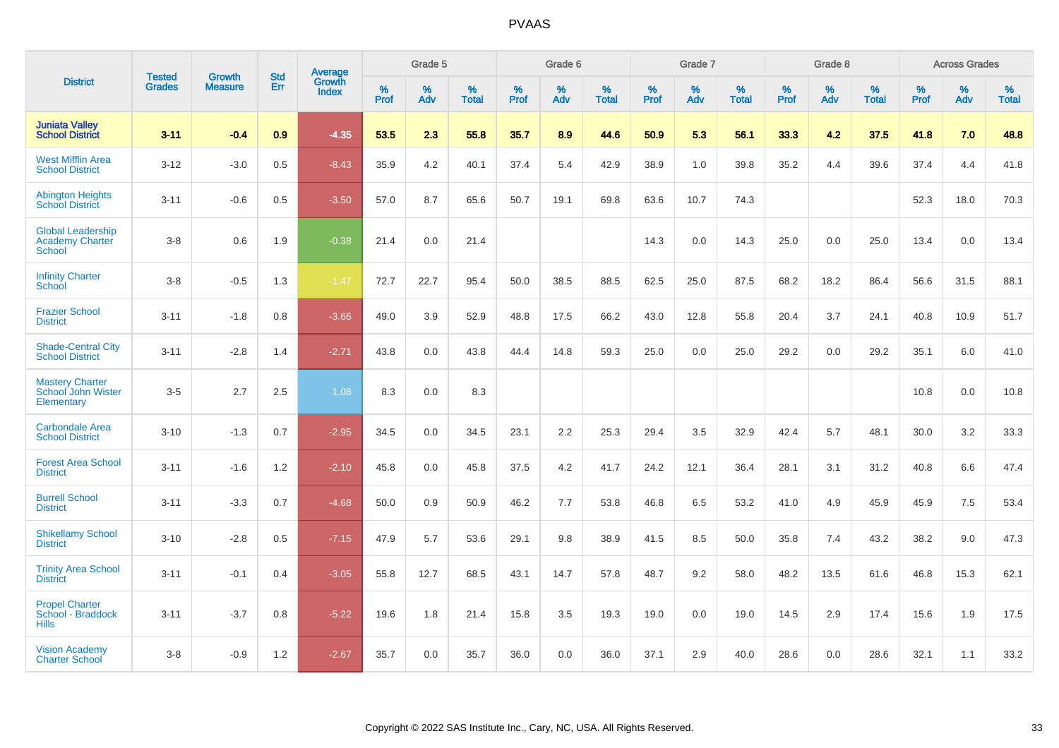# PVAAS

| District | Tested Grades | Growth Measure | Std Err | Average Growth Index | Grade 5 | | | Grade 6 | | | Grade 7 | | | Grade 8 | | | Across Grades | | |
|---|---|---|---|---|---|---|---|---|---|---|---|---|---|---|---|---|---|---|---|
| | | | | | % Prof | % Adv | % Total | % Prof | % Adv | % Total | % Prof | % Adv | % Total | % Prof | % Adv | % Total | % Prof | % Adv | % Total |
| **Juniata Valley School District** | **3-11** | **-0.4** | **0.9** | **-4.35** | **53.5** | **2.3** | **55.8** | **35.7** | **8.9** | **44.6** | **50.9** | **5.3** | **56.1** | **33.3** | **4.2** | **37.5** | **41.8** | **7.0** | **48.8** |
| West Mifflin Area School District | 3-12 | -3.0 | 0.5 | -8.43 | 35.9 | 4.2 | 40.1 | 37.4 | 5.4 | 42.9 | 38.9 | 1.0 | 39.8 | 35.2 | 4.4 | 39.6 | 37.4 | 4.4 | 41.8 |
| Abington Heights School District | 3-11 | -0.6 | 0.5 | -3.50 | 57.0 | 8.7 | 65.6 | 50.7 | 19.1 | 69.8 | 63.6 | 10.7 | 74.3 | | | | 52.3 | 18.0 | 70.3 |
| Global Leadership Academy Charter School | 3-8 | 0.6 | 1.9 | -0.38 | 21.4 | 0.0 | 21.4 | | | | 14.3 | 0.0 | 14.3 | 25.0 | 0.0 | 25.0 | 13.4 | 0.0 | 13.4 |
| Infinity Charter School | 3-8 | -0.5 | 1.3 | -1.47 | 72.7 | 22.7 | 95.4 | 50.0 | 38.5 | 88.5 | 62.5 | 25.0 | 87.5 | 68.2 | 18.2 | 86.4 | 56.6 | 31.5 | 88.1 |
| Frazier School District | 3-11 | -1.8 | 0.8 | -3.66 | 49.0 | 3.9 | 52.9 | 48.8 | 17.5 | 66.2 | 43.0 | 12.8 | 55.8 | 20.4 | 3.7 | 24.1 | 40.8 | 10.9 | 51.7 |
| Shade-Central City School District | 3-11 | -2.8 | 1.4 | -2.71 | 43.8 | 0.0 | 43.8 | 44.4 | 14.8 | 59.3 | 25.0 | 0.0 | 25.0 | 29.2 | 0.0 | 29.2 | 35.1 | 6.0 | 41.0 |
| Mastery Charter School John Wister Elementary | 3-5 | 2.7 | 2.5 | 1.08 | 8.3 | 0.0 | 8.3 | | | | | | | | | | 10.8 | 0.0 | 10.8 |
| Carbondale Area School District | 3-10 | -1.3 | 0.7 | -2.95 | 34.5 | 0.0 | 34.5 | 23.1 | 2.2 | 25.3 | 29.4 | 3.5 | 32.9 | 42.4 | 5.7 | 48.1 | 30.0 | 3.2 | 33.3 |
| Forest Area School District | 3-11 | -1.6 | 1.2 | -2.10 | 45.8 | 0.0 | 45.8 | 37.5 | 4.2 | 41.7 | 24.2 | 12.1 | 36.4 | 28.1 | 3.1 | 31.2 | 40.8 | 6.6 | 47.4 |
| Burrell School District | 3-11 | -3.3 | 0.7 | -4.68 | 50.0 | 0.9 | 50.9 | 46.2 | 7.7 | 53.8 | 46.8 | 6.5 | 53.2 | 41.0 | 4.9 | 45.9 | 45.9 | 7.5 | 53.4 |
| Shikellamy School District | 3-10 | -2.8 | 0.5 | -7.15 | 47.9 | 5.7 | 53.6 | 29.1 | 9.8 | 38.9 | 41.5 | 8.5 | 50.0 | 35.8 | 7.4 | 43.2 | 38.2 | 9.0 | 47.3 |
| Trinity Area School District | 3-11 | -0.1 | 0.4 | -3.05 | 55.8 | 12.7 | 68.5 | 43.1 | 14.7 | 57.8 | 48.7 | 9.2 | 58.0 | 48.2 | 13.5 | 61.6 | 46.8 | 15.3 | 62.1 |
| Propel Charter School - Braddock Hills | 3-11 | -3.7 | 0.8 | -5.22 | 19.6 | 1.8 | 21.4 | 15.8 | 3.5 | 19.3 | 19.0 | 0.0 | 19.0 | 14.5 | 2.9 | 17.4 | 15.6 | 1.9 | 17.5 |
| Vision Academy Charter School | 3-8 | -0.9 | 1.2 | -2.67 | 35.7 | 0.0 | 35.7 | 36.0 | 0.0 | 36.0 | 37.1 | 2.9 | 40.0 | 28.6 | 0.0 | 28.6 | 32.1 | 1.1 | 33.2 |

Copyright © 2022 SAS Institute Inc., Cary, NC, USA. All Rights Reserved.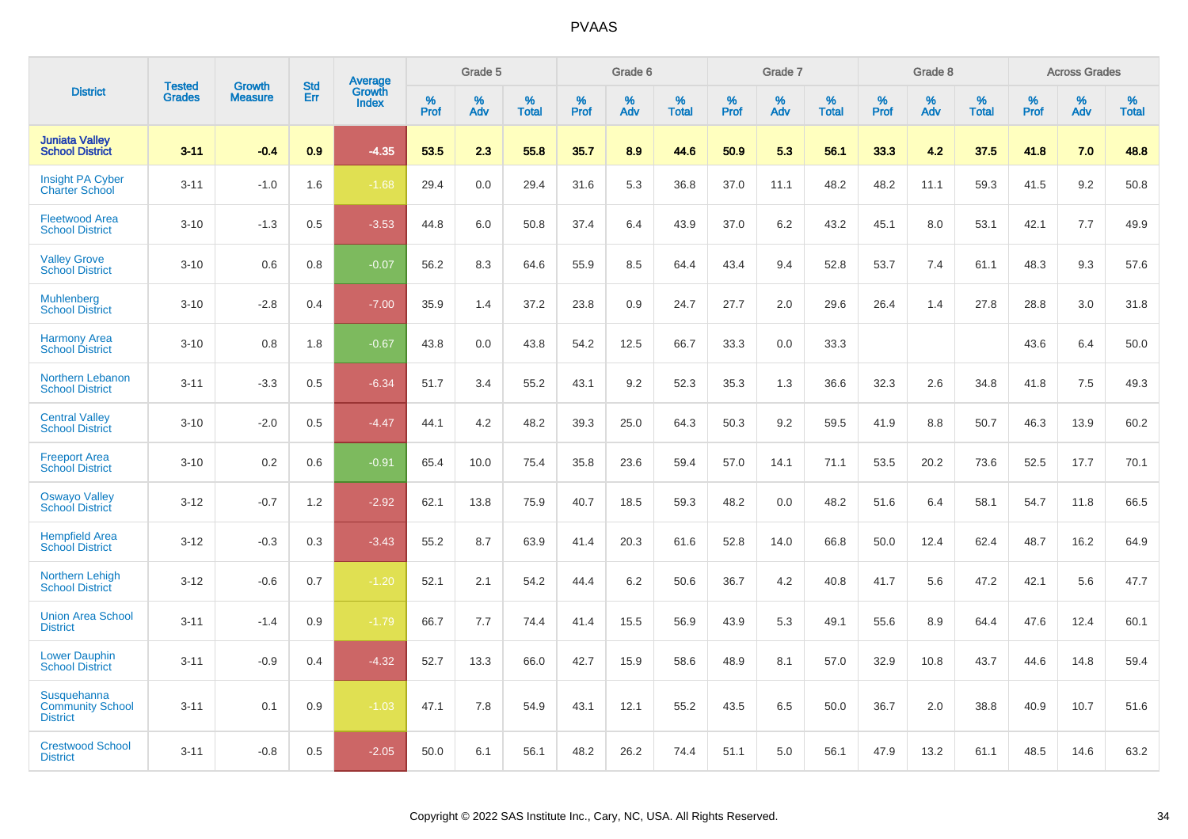# PVAAS

| District | Tested Grades | Growth Measure | Std Err | Average Growth Index | Grade 5 | | | Grade 6 | | | Grade 7 | | | Grade 8 | | | Across Grades | | |
|---|---|---|---|---|---|---|---|---|---|---|---|---|---|---|---|---|---|---|---|
| | | | | | % Prof | % Adv | % Total | % Prof | % Adv | % Total | % Prof | % Adv | % Total | % Prof | % Adv | % Total | % Prof | % Adv | % Total |
| **Juniata Valley School District** | **3-11** | **-0.4** | **0.9** | **-4.35** | **53.5** | **2.3** | **55.8** | **35.7** | **8.9** | **44.6** | **50.9** | **5.3** | **56.1** | **33.3** | **4.2** | **37.5** | **41.8** | **7.0** | **48.8** |
| Insight PA Cyber Charter School | 3-11 | -1.0 | 1.6 | -1.68 | 29.4 | 0.0 | 29.4 | 31.6 | 5.3 | 36.8 | 37.0 | 11.1 | 48.2 | 48.2 | 11.1 | 59.3 | 41.5 | 9.2 | 50.8 |
| Fleetwood Area School District | 3-10 | -1.3 | 0.5 | -3.53 | 44.8 | 6.0 | 50.8 | 37.4 | 6.4 | 43.9 | 37.0 | 6.2 | 43.2 | 45.1 | 8.0 | 53.1 | 42.1 | 7.7 | 49.9 |
| Valley Grove School District | 3-10 | 0.6 | 0.8 | -0.07 | 56.2 | 8.3 | 64.6 | 55.9 | 8.5 | 64.4 | 43.4 | 9.4 | 52.8 | 53.7 | 7.4 | 61.1 | 48.3 | 9.3 | 57.6 |
| Muhlenberg School District | 3-10 | -2.8 | 0.4 | -7.00 | 35.9 | 1.4 | 37.2 | 23.8 | 0.9 | 24.7 | 27.7 | 2.0 | 29.6 | 26.4 | 1.4 | 27.8 | 28.8 | 3.0 | 31.8 |
| Harmony Area School District | 3-10 | 0.8 | 1.8 | -0.67 | 43.8 | 0.0 | 43.8 | 54.2 | 12.5 | 66.7 | 33.3 | 0.0 | 33.3 | | | | 43.6 | 6.4 | 50.0 |
| Northern Lebanon School District | 3-11 | -3.3 | 0.5 | -6.34 | 51.7 | 3.4 | 55.2 | 43.1 | 9.2 | 52.3 | 35.3 | 1.3 | 36.6 | 32.3 | 2.6 | 34.8 | 41.8 | 7.5 | 49.3 |
| Central Valley School District | 3-10 | -2.0 | 0.5 | -4.47 | 44.1 | 4.2 | 48.2 | 39.3 | 25.0 | 64.3 | 50.3 | 9.2 | 59.5 | 41.9 | 8.8 | 50.7 | 46.3 | 13.9 | 60.2 |
| Freeport Area School District | 3-10 | 0.2 | 0.6 | -0.91 | 65.4 | 10.0 | 75.4 | 35.8 | 23.6 | 59.4 | 57.0 | 14.1 | 71.1 | 53.5 | 20.2 | 73.6 | 52.5 | 17.7 | 70.1 |
| Oswayo Valley School District | 3-12 | -0.7 | 1.2 | -2.92 | 62.1 | 13.8 | 75.9 | 40.7 | 18.5 | 59.3 | 48.2 | 0.0 | 48.2 | 51.6 | 6.4 | 58.1 | 54.7 | 11.8 | 66.5 |
| Hempfield Area School District | 3-12 | -0.3 | 0.3 | -3.43 | 55.2 | 8.7 | 63.9 | 41.4 | 20.3 | 61.6 | 52.8 | 14.0 | 66.8 | 50.0 | 12.4 | 62.4 | 48.7 | 16.2 | 64.9 |
| Northern Lehigh School District | 3-12 | -0.6 | 0.7 | -1.20 | 52.1 | 2.1 | 54.2 | 44.4 | 6.2 | 50.6 | 36.7 | 4.2 | 40.8 | 41.7 | 5.6 | 47.2 | 42.1 | 5.6 | 47.7 |
| Union Area School District | 3-11 | -1.4 | 0.9 | -1.79 | 66.7 | 7.7 | 74.4 | 41.4 | 15.5 | 56.9 | 43.9 | 5.3 | 49.1 | 55.6 | 8.9 | 64.4 | 47.6 | 12.4 | 60.1 |
| Lower Dauphin School District | 3-11 | -0.9 | 0.4 | -4.32 | 52.7 | 13.3 | 66.0 | 42.7 | 15.9 | 58.6 | 48.9 | 8.1 | 57.0 | 32.9 | 10.8 | 43.7 | 44.6 | 14.8 | 59.4 |
| Susquehanna Community School District | 3-11 | 0.1 | 0.9 | -1.03 | 47.1 | 7.8 | 54.9 | 43.1 | 12.1 | 55.2 | 43.5 | 6.5 | 50.0 | 36.7 | 2.0 | 38.8 | 40.9 | 10.7 | 51.6 |
| Crestwood School District | 3-11 | -0.8 | 0.5 | -2.05 | 50.0 | 6.1 | 56.1 | 48.2 | 26.2 | 74.4 | 51.1 | 5.0 | 56.1 | 47.9 | 13.2 | 61.1 | 48.5 | 14.6 | 63.2 |

Copyright © 2022 SAS Institute Inc., Cary, NC, USA. All Rights Reserved.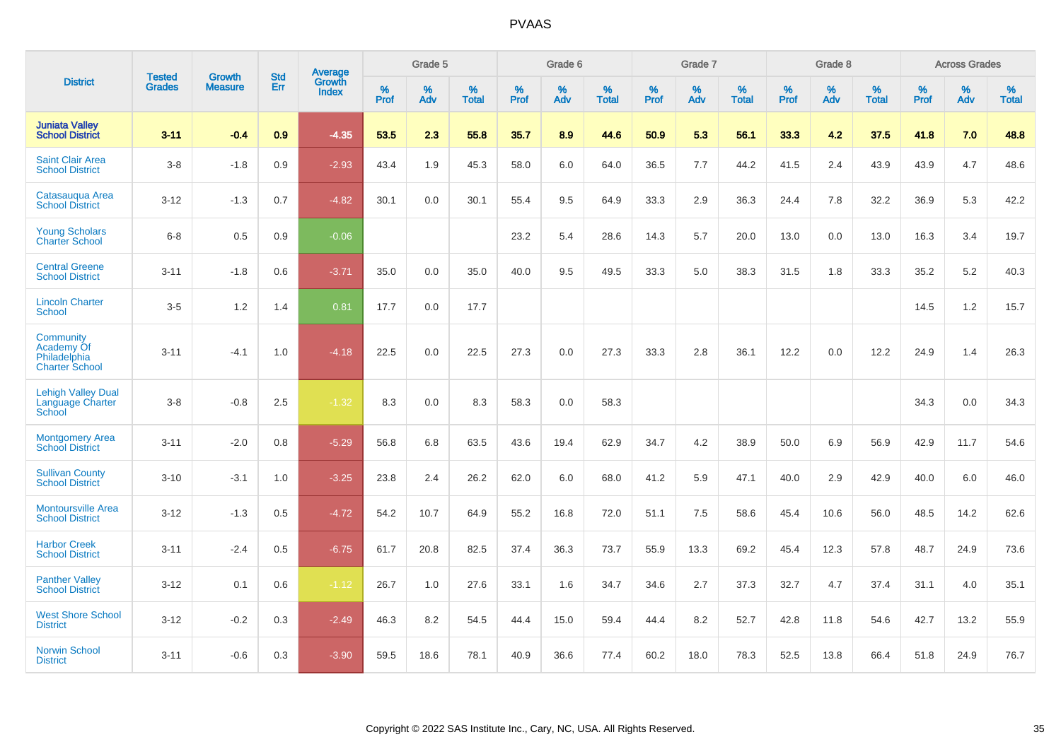# PVAAS

| District | Tested Grades | Growth Measure | Std Err | Average Growth Index | Grade 5 | | | Grade 6 | | | Grade 7 | | | Grade 8 | | | Across Grades | | |
|---|---|---|---|---|---|---|---|---|---|---|---|---|---|---|---|---|---|---|---|
| | | | | | % Prof | % Adv | % Total | % Prof | % Adv | % Total | % Prof | % Adv | % Total | % Prof | % Adv | % Total | % Prof | % Adv | % Total |
| **Juniata Valley School District** | **3-11** | **-0.4** | **0.9** | **-4.35** | **53.5** | **2.3** | **55.8** | **35.7** | **8.9** | **44.6** | **50.9** | **5.3** | **56.1** | **33.3** | **4.2** | **37.5** | **41.8** | **7.0** | **48.8** |
| Saint Clair Area School District | 3-8 | -1.8 | 0.9 | -2.93 | 43.4 | 1.9 | 45.3 | 58.0 | 6.0 | 64.0 | 36.5 | 7.7 | 44.2 | 41.5 | 2.4 | 43.9 | 43.9 | 4.7 | 48.6 |
| Catasauqua Area School District | 3-12 | -1.3 | 0.7 | -4.82 | 30.1 | 0.0 | 30.1 | 55.4 | 9.5 | 64.9 | 33.3 | 2.9 | 36.3 | 24.4 | 7.8 | 32.2 | 36.9 | 5.3 | 42.2 |
| Young Scholars Charter School | 6-8 | 0.5 | 0.9 | -0.06 | | | | 23.2 | 5.4 | 28.6 | 14.3 | 5.7 | 20.0 | 13.0 | 0.0 | 13.0 | 16.3 | 3.4 | 19.7 |
| Central Greene School District | 3-11 | -1.8 | 0.6 | -3.71 | 35.0 | 0.0 | 35.0 | 40.0 | 9.5 | 49.5 | 33.3 | 5.0 | 38.3 | 31.5 | 1.8 | 33.3 | 35.2 | 5.2 | 40.3 |
| Lincoln Charter School | 3-5 | 1.2 | 1.4 | 0.81 | 17.7 | 0.0 | 17.7 | | | | | | | | | | 14.5 | 1.2 | 15.7 |
| Community Academy Of Philadelphia Charter School | 3-11 | -4.1 | 1.0 | -4.18 | 22.5 | 0.0 | 22.5 | 27.3 | 0.0 | 27.3 | 33.3 | 2.8 | 36.1 | 12.2 | 0.0 | 12.2 | 24.9 | 1.4 | 26.3 |
| Lehigh Valley Dual Language Charter School | 3-8 | -0.8 | 2.5 | -1.32 | 8.3 | 0.0 | 8.3 | 58.3 | 0.0 | 58.3 | | | | | | | 34.3 | 0.0 | 34.3 |
| Montgomery Area School District | 3-11 | -2.0 | 0.8 | -5.29 | 56.8 | 6.8 | 63.5 | 43.6 | 19.4 | 62.9 | 34.7 | 4.2 | 38.9 | 50.0 | 6.9 | 56.9 | 42.9 | 11.7 | 54.6 |
| Sullivan County School District | 3-10 | -3.1 | 1.0 | -3.25 | 23.8 | 2.4 | 26.2 | 62.0 | 6.0 | 68.0 | 41.2 | 5.9 | 47.1 | 40.0 | 2.9 | 42.9 | 40.0 | 6.0 | 46.0 |
| Montoursville Area School District | 3-12 | -1.3 | 0.5 | -4.72 | 54.2 | 10.7 | 64.9 | 55.2 | 16.8 | 72.0 | 51.1 | 7.5 | 58.6 | 45.4 | 10.6 | 56.0 | 48.5 | 14.2 | 62.6 |
| Harbor Creek School District | 3-11 | -2.4 | 0.5 | -6.75 | 61.7 | 20.8 | 82.5 | 37.4 | 36.3 | 73.7 | 55.9 | 13.3 | 69.2 | 45.4 | 12.3 | 57.8 | 48.7 | 24.9 | 73.6 |
| Panther Valley School District | 3-12 | 0.1 | 0.6 | -1.12 | 26.7 | 1.0 | 27.6 | 33.1 | 1.6 | 34.7 | 34.6 | 2.7 | 37.3 | 32.7 | 4.7 | 37.4 | 31.1 | 4.0 | 35.1 |
| West Shore School District | 3-12 | -0.2 | 0.3 | -2.49 | 46.3 | 8.2 | 54.5 | 44.4 | 15.0 | 59.4 | 44.4 | 8.2 | 52.7 | 42.8 | 11.8 | 54.6 | 42.7 | 13.2 | 55.9 |
| Norwin School District | 3-11 | -0.6 | 0.3 | -3.90 | 59.5 | 18.6 | 78.1 | 40.9 | 36.6 | 77.4 | 60.2 | 18.0 | 78.3 | 52.5 | 13.8 | 66.4 | 51.8 | 24.9 | 76.7 |

Copyright © 2022 SAS Institute Inc., Cary, NC, USA. All Rights Reserved.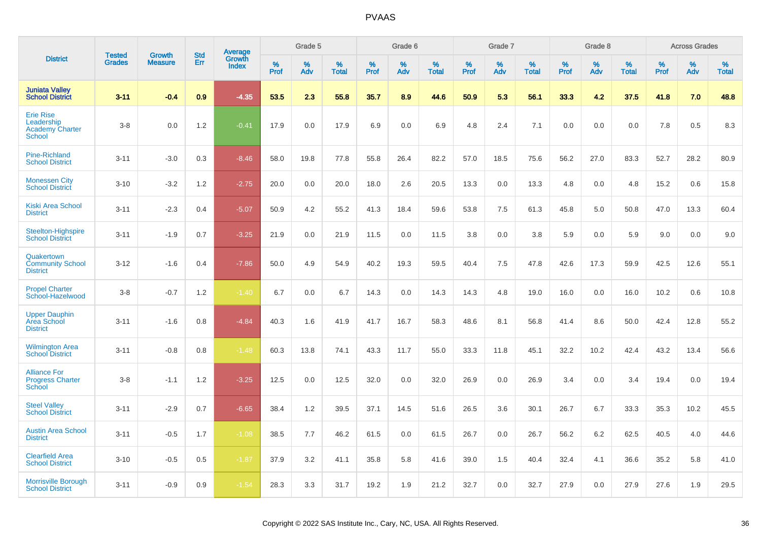# PVAAS

| District | Tested Grades | Growth Measure | Std Err | Average Growth Index | Grade 5 | | | Grade 6 | | | Grade 7 | | | Grade 8 | | | Across Grades | | |
|---|---|---|---|---|---|---|---|---|---|---|---|---|---|---|---|---|---|---|---|
| | | | | | % Prof | % Adv | % Total | % Prof | % Adv | % Total | % Prof | % Adv | % Total | % Prof | % Adv | % Total | % Prof | % Adv | % Total |
| **Juniata Valley School District** | **3-11** | **-0.4** | **0.9** | **-4.35** | **53.5** | **2.3** | **55.8** | **35.7** | **8.9** | **44.6** | **50.9** | **5.3** | **56.1** | **33.3** | **4.2** | **37.5** | **41.8** | **7.0** | **48.8** |
| Erie Rise Leadership Academy Charter School | 3-8 | 0.0 | 1.2 | -0.41 | 17.9 | 0.0 | 17.9 | 6.9 | 0.0 | 6.9 | 4.8 | 2.4 | 7.1 | 0.0 | 0.0 | 0.0 | 7.8 | 0.5 | 8.3 |
| Pine-Richland School District | 3-11 | -3.0 | 0.3 | -8.46 | 58.0 | 19.8 | 77.8 | 55.8 | 26.4 | 82.2 | 57.0 | 18.5 | 75.6 | 56.2 | 27.0 | 83.3 | 52.7 | 28.2 | 80.9 |
| Monessen City School District | 3-10 | -3.2 | 1.2 | -2.75 | 20.0 | 0.0 | 20.0 | 18.0 | 2.6 | 20.5 | 13.3 | 0.0 | 13.3 | 4.8 | 0.0 | 4.8 | 15.2 | 0.6 | 15.8 |
| Kiski Area School District | 3-11 | -2.3 | 0.4 | -5.07 | 50.9 | 4.2 | 55.2 | 41.3 | 18.4 | 59.6 | 53.8 | 7.5 | 61.3 | 45.8 | 5.0 | 50.8 | 47.0 | 13.3 | 60.4 |
| Steelton-Highspire School District | 3-11 | -1.9 | 0.7 | -3.25 | 21.9 | 0.0 | 21.9 | 11.5 | 0.0 | 11.5 | 3.8 | 0.0 | 3.8 | 5.9 | 0.0 | 5.9 | 9.0 | 0.0 | 9.0 |
| Quakertown Community School District | 3-12 | -1.6 | 0.4 | -7.86 | 50.0 | 4.9 | 54.9 | 40.2 | 19.3 | 59.5 | 40.4 | 7.5 | 47.8 | 42.6 | 17.3 | 59.9 | 42.5 | 12.6 | 55.1 |
| Propel Charter School-Hazelwood | 3-8 | -0.7 | 1.2 | -1.40 | 6.7 | 0.0 | 6.7 | 14.3 | 0.0 | 14.3 | 14.3 | 4.8 | 19.0 | 16.0 | 0.0 | 16.0 | 10.2 | 0.6 | 10.8 |
| Upper Dauphin Area School District | 3-11 | -1.6 | 0.8 | -4.84 | 40.3 | 1.6 | 41.9 | 41.7 | 16.7 | 58.3 | 48.6 | 8.1 | 56.8 | 41.4 | 8.6 | 50.0 | 42.4 | 12.8 | 55.2 |
| Wilmington Area School District | 3-11 | -0.8 | 0.8 | -1.48 | 60.3 | 13.8 | 74.1 | 43.3 | 11.7 | 55.0 | 33.3 | 11.8 | 45.1 | 32.2 | 10.2 | 42.4 | 43.2 | 13.4 | 56.6 |
| Alliance For Progress Charter School | 3-8 | -1.1 | 1.2 | -3.25 | 12.5 | 0.0 | 12.5 | 32.0 | 0.0 | 32.0 | 26.9 | 0.0 | 26.9 | 3.4 | 0.0 | 3.4 | 19.4 | 0.0 | 19.4 |
| Steel Valley School District | 3-11 | -2.9 | 0.7 | -6.65 | 38.4 | 1.2 | 39.5 | 37.1 | 14.5 | 51.6 | 26.5 | 3.6 | 30.1 | 26.7 | 6.7 | 33.3 | 35.3 | 10.2 | 45.5 |
| Austin Area School District | 3-11 | -0.5 | 1.7 | -1.08 | 38.5 | 7.7 | 46.2 | 61.5 | 0.0 | 61.5 | 26.7 | 0.0 | 26.7 | 56.2 | 6.2 | 62.5 | 40.5 | 4.0 | 44.6 |
| Clearfield Area School District | 3-10 | -0.5 | 0.5 | -1.87 | 37.9 | 3.2 | 41.1 | 35.8 | 5.8 | 41.6 | 39.0 | 1.5 | 40.4 | 32.4 | 4.1 | 36.6 | 35.2 | 5.8 | 41.0 |
| Morrisville Borough School District | 3-11 | -0.9 | 0.9 | -1.54 | 28.3 | 3.3 | 31.7 | 19.2 | 1.9 | 21.2 | 32.7 | 0.0 | 32.7 | 27.9 | 0.0 | 27.9 | 27.6 | 1.9 | 29.5 |

Copyright © 2022 SAS Institute Inc., Cary, NC, USA. All Rights Reserved.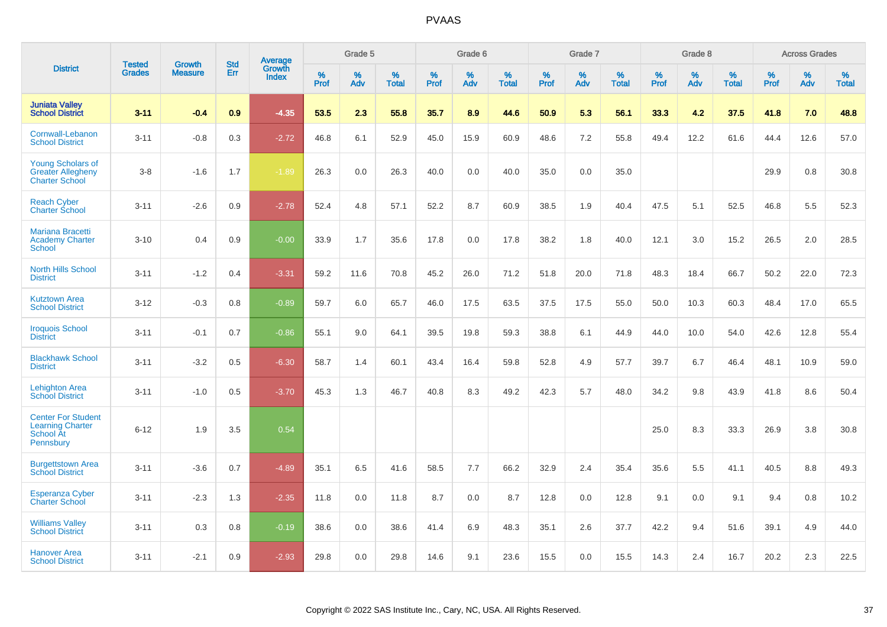# PVAAS

| District | Tested Grades | Growth Measure | Std Err | Average Growth Index | Grade 5 | | | Grade 6 | | | Grade 7 | | | Grade 8 | | | Across Grades | | |
|---|---|---|---|---|---|---|---|---|---|---|---|---|---|---|---|---|---|---|---|
| | | | | | % Prof | % Adv | % Total | % Prof | % Adv | % Total | % Prof | % Adv | % Total | % Prof | % Adv | % Total | % Prof | % Adv | % Total |
| **Juniata Valley School District** | **3-11** | **-0.4** | **0.9** | **-4.35** | **53.5** | **2.3** | **55.8** | **35.7** | **8.9** | **44.6** | **50.9** | **5.3** | **56.1** | **33.3** | **4.2** | **37.5** | **41.8** | **7.0** | **48.8** |
| Cornwall-Lebanon School District | 3-11 | -0.8 | 0.3 | -2.72 | 46.8 | 6.1 | 52.9 | 45.0 | 15.9 | 60.9 | 48.6 | 7.2 | 55.8 | 49.4 | 12.2 | 61.6 | 44.4 | 12.6 | 57.0 |
| Young Scholars of Greater Allegheny Charter School | 3-8 | -1.6 | 1.7 | -1.89 | 26.3 | 0.0 | 26.3 | 40.0 | 0.0 | 40.0 | 35.0 | 0.0 | 35.0 | | | | 29.9 | 0.8 | 30.8 |
| Reach Cyber Charter School | 3-11 | -2.6 | 0.9 | -2.78 | 52.4 | 4.8 | 57.1 | 52.2 | 8.7 | 60.9 | 38.5 | 1.9 | 40.4 | 47.5 | 5.1 | 52.5 | 46.8 | 5.5 | 52.3 |
| Mariana Bracetti Academy Charter School | 3-10 | 0.4 | 0.9 | -0.00 | 33.9 | 1.7 | 35.6 | 17.8 | 0.0 | 17.8 | 38.2 | 1.8 | 40.0 | 12.1 | 3.0 | 15.2 | 26.5 | 2.0 | 28.5 |
| North Hills School District | 3-11 | -1.2 | 0.4 | -3.31 | 59.2 | 11.6 | 70.8 | 45.2 | 26.0 | 71.2 | 51.8 | 20.0 | 71.8 | 48.3 | 18.4 | 66.7 | 50.2 | 22.0 | 72.3 |
| Kutztown Area School District | 3-12 | -0.3 | 0.8 | -0.89 | 59.7 | 6.0 | 65.7 | 46.0 | 17.5 | 63.5 | 37.5 | 17.5 | 55.0 | 50.0 | 10.3 | 60.3 | 48.4 | 17.0 | 65.5 |
| Iroquois School District | 3-11 | -0.1 | 0.7 | -0.86 | 55.1 | 9.0 | 64.1 | 39.5 | 19.8 | 59.3 | 38.8 | 6.1 | 44.9 | 44.0 | 10.0 | 54.0 | 42.6 | 12.8 | 55.4 |
| Blackhawk School District | 3-11 | -3.2 | 0.5 | -6.30 | 58.7 | 1.4 | 60.1 | 43.4 | 16.4 | 59.8 | 52.8 | 4.9 | 57.7 | 39.7 | 6.7 | 46.4 | 48.1 | 10.9 | 59.0 |
| Lehighton Area School District | 3-11 | -1.0 | 0.5 | -3.70 | 45.3 | 1.3 | 46.7 | 40.8 | 8.3 | 49.2 | 42.3 | 5.7 | 48.0 | 34.2 | 9.8 | 43.9 | 41.8 | 8.6 | 50.4 |
| Center For Student Learning Charter School At Pennsbury | 6-12 | 1.9 | 3.5 | 0.54 | | | | | | | | | | 25.0 | 8.3 | 33.3 | 26.9 | 3.8 | 30.8 |
| Burgettstown Area School District | 3-11 | -3.6 | 0.7 | -4.89 | 35.1 | 6.5 | 41.6 | 58.5 | 7.7 | 66.2 | 32.9 | 2.4 | 35.4 | 35.6 | 5.5 | 41.1 | 40.5 | 8.8 | 49.3 |
| Esperanza Cyber Charter School | 3-11 | -2.3 | 1.3 | -2.35 | 11.8 | 0.0 | 11.8 | 8.7 | 0.0 | 8.7 | 12.8 | 0.0 | 12.8 | 9.1 | 0.0 | 9.1 | 9.4 | 0.8 | 10.2 |
| Williams Valley School District | 3-11 | 0.3 | 0.8 | -0.19 | 38.6 | 0.0 | 38.6 | 41.4 | 6.9 | 48.3 | 35.1 | 2.6 | 37.7 | 42.2 | 9.4 | 51.6 | 39.1 | 4.9 | 44.0 |
| Hanover Area School District | 3-11 | -2.1 | 0.9 | -2.93 | 29.8 | 0.0 | 29.8 | 14.6 | 9.1 | 23.6 | 15.5 | 0.0 | 15.5 | 14.3 | 2.4 | 16.7 | 20.2 | 2.3 | 22.5 |

Copyright © 2022 SAS Institute Inc., Cary, NC, USA. All Rights Reserved.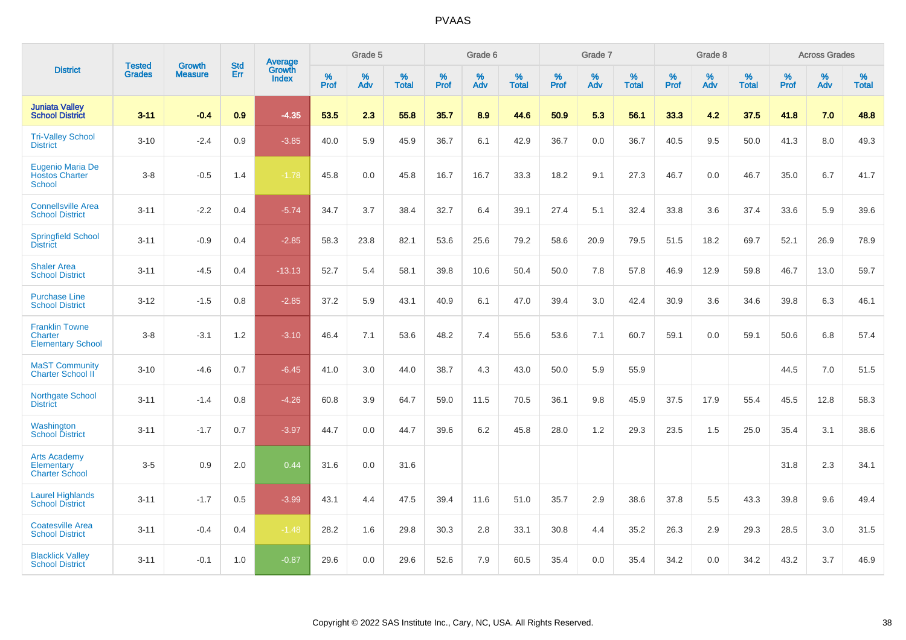| District | Tested Grades | Growth Measure | Std Err | Average Growth Index | Grade 5 | | | Grade 6 | | | Grade 7 | | | Grade 8 | | | Across Grades | | |
|---|---|---|---|---|---|---|---|---|---|---|---|---|---|---|---|---|---|---|---|
| | | | | | % Prof | % Adv | % Total | % Prof | % Adv | % Total | % Prof | % Adv | % Total | % Prof | % Adv | % Total | % Prof | % Adv | % Total |
| **Juniata Valley School District** | **3-11** | **-0.4** | **0.9** | **-4.35** | **53.5** | **2.3** | **55.8** | **35.7** | **8.9** | **44.6** | **50.9** | **5.3** | **56.1** | **33.3** | **4.2** | **37.5** | **41.8** | **7.0** | **48.8** |
| Tri-Valley School District | 3-10 | -2.4 | 0.9 | -3.85 | 40.0 | 5.9 | 45.9 | 36.7 | 6.1 | 42.9 | 36.7 | 0.0 | 36.7 | 40.5 | 9.5 | 50.0 | 41.3 | 8.0 | 49.3 |
| Eugenio Maria De Hostos Charter School | 3-8 | -0.5 | 1.4 | -1.78 | 45.8 | 0.0 | 45.8 | 16.7 | 16.7 | 33.3 | 18.2 | 9.1 | 27.3 | 46.7 | 0.0 | 46.7 | 35.0 | 6.7 | 41.7 |
| Connellsville Area School District | 3-11 | -2.2 | 0.4 | -5.74 | 34.7 | 3.7 | 38.4 | 32.7 | 6.4 | 39.1 | 27.4 | 5.1 | 32.4 | 33.8 | 3.6 | 37.4 | 33.6 | 5.9 | 39.6 |
| Springfield School District | 3-11 | -0.9 | 0.4 | -2.85 | 58.3 | 23.8 | 82.1 | 53.6 | 25.6 | 79.2 | 58.6 | 20.9 | 79.5 | 51.5 | 18.2 | 69.7 | 52.1 | 26.9 | 78.9 |
| Shaler Area School District | 3-11 | -4.5 | 0.4 | -13.13 | 52.7 | 5.4 | 58.1 | 39.8 | 10.6 | 50.4 | 50.0 | 7.8 | 57.8 | 46.9 | 12.9 | 59.8 | 46.7 | 13.0 | 59.7 |
| Purchase Line School District | 3-12 | -1.5 | 0.8 | -2.85 | 37.2 | 5.9 | 43.1 | 40.9 | 6.1 | 47.0 | 39.4 | 3.0 | 42.4 | 30.9 | 3.6 | 34.6 | 39.8 | 6.3 | 46.1 |
| Franklin Towne Charter Elementary School | 3-8 | -3.1 | 1.2 | -3.10 | 46.4 | 7.1 | 53.6 | 48.2 | 7.4 | 55.6 | 53.6 | 7.1 | 60.7 | 59.1 | 0.0 | 59.1 | 50.6 | 6.8 | 57.4 |
| MaST Community Charter School II | 3-10 | -4.6 | 0.7 | -6.45 | 41.0 | 3.0 | 44.0 | 38.7 | 4.3 | 43.0 | 50.0 | 5.9 | 55.9 | | | | 44.5 | 7.0 | 51.5 |
| Northgate School District | 3-11 | -1.4 | 0.8 | -4.26 | 60.8 | 3.9 | 64.7 | 59.0 | 11.5 | 70.5 | 36.1 | 9.8 | 45.9 | 37.5 | 17.9 | 55.4 | 45.5 | 12.8 | 58.3 |
| Washington School District | 3-11 | -1.7 | 0.7 | -3.97 | 44.7 | 0.0 | 44.7 | 39.6 | 6.2 | 45.8 | 28.0 | 1.2 | 29.3 | 23.5 | 1.5 | 25.0 | 35.4 | 3.1 | 38.6 |
| Arts Academy Elementary Charter School | 3-5 | 0.9 | 2.0 | 0.44 | 31.6 | 0.0 | 31.6 | | | | | | | | | | 31.8 | 2.3 | 34.1 |
| Laurel Highlands School District | 3-11 | -1.7 | 0.5 | -3.99 | 43.1 | 4.4 | 47.5 | 39.4 | 11.6 | 51.0 | 35.7 | 2.9 | 38.6 | 37.8 | 5.5 | 43.3 | 39.8 | 9.6 | 49.4 |
| Coatesville Area School District | 3-11 | -0.4 | 0.4 | -1.48 | 28.2 | 1.6 | 29.8 | 30.3 | 2.8 | 33.1 | 30.8 | 4.4 | 35.2 | 26.3 | 2.9 | 29.3 | 28.5 | 3.0 | 31.5 |
| Blacklick Valley School District | 3-11 | -0.1 | 1.0 | -0.87 | 29.6 | 0.0 | 29.6 | 52.6 | 7.9 | 60.5 | 35.4 | 0.0 | 35.4 | 34.2 | 0.0 | 34.2 | 43.2 | 3.7 | 46.9 |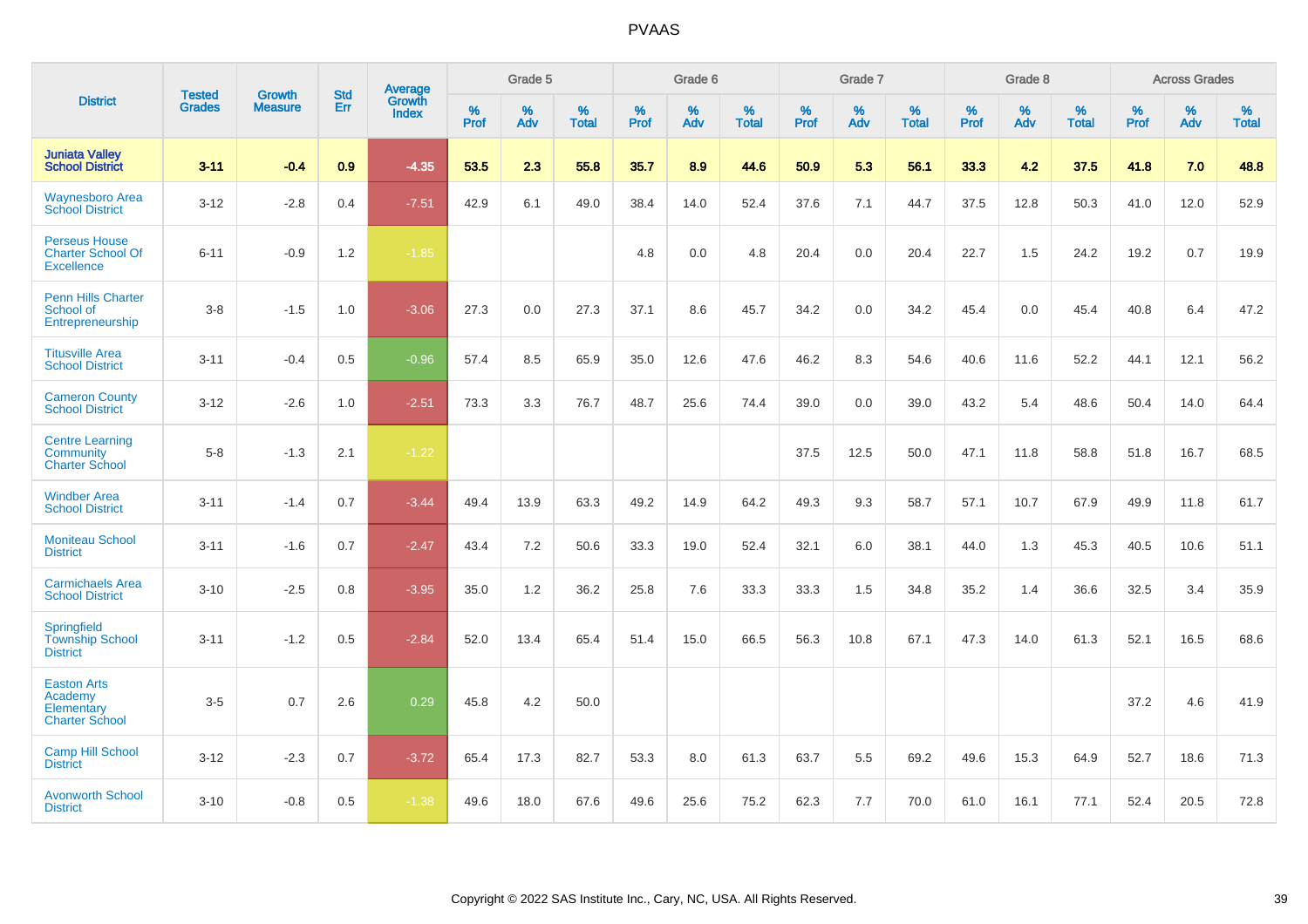# PVAAS

| District | Tested Grades | Growth Measure | Std Err | Average Growth Index | Grade 5 | | | Grade 6 | | | Grade 7 | | | Grade 8 | | | Across Grades | | |
|---|---|---|---|---|---|---|---|---|---|---|---|---|---|---|---|---|---|---|---|
| | | | | | % Prof | % Adv | % Total | % Prof | % Adv | % Total | % Prof | % Adv | % Total | % Prof | % Adv | % Total | % Prof | % Adv | % Total |
| **Juniata Valley School District** | **3-11** | **-0.4** | **0.9** | **-4.35** | **53.5** | **2.3** | **55.8** | **35.7** | **8.9** | **44.6** | **50.9** | **5.3** | **56.1** | **33.3** | **4.2** | **37.5** | **41.8** | **7.0** | **48.8** |
| Waynesboro Area School District | 3-12 | -2.8 | 0.4 | -7.51 | 42.9 | 6.1 | 49.0 | 38.4 | 14.0 | 52.4 | 37.6 | 7.1 | 44.7 | 37.5 | 12.8 | 50.3 | 41.0 | 12.0 | 52.9 |
| Perseus House Charter School Of Excellence | 6-11 | -0.9 | 1.2 | -1.85 | | | | 4.8 | 0.0 | 4.8 | 20.4 | 0.0 | 20.4 | 22.7 | 1.5 | 24.2 | 19.2 | 0.7 | 19.9 |
| Penn Hills Charter School of Entrepreneurship | 3-8 | -1.5 | 1.0 | -3.06 | 27.3 | 0.0 | 27.3 | 37.1 | 8.6 | 45.7 | 34.2 | 0.0 | 34.2 | 45.4 | 0.0 | 45.4 | 40.8 | 6.4 | 47.2 |
| Titusville Area School District | 3-11 | -0.4 | 0.5 | -0.96 | 57.4 | 8.5 | 65.9 | 35.0 | 12.6 | 47.6 | 46.2 | 8.3 | 54.6 | 40.6 | 11.6 | 52.2 | 44.1 | 12.1 | 56.2 |
| Cameron County School District | 3-12 | -2.6 | 1.0 | -2.51 | 73.3 | 3.3 | 76.7 | 48.7 | 25.6 | 74.4 | 39.0 | 0.0 | 39.0 | 43.2 | 5.4 | 48.6 | 50.4 | 14.0 | 64.4 |
| Centre Learning Community Charter School | 5-8 | -1.3 | 2.1 | -1.22 | | | | | | | 37.5 | 12.5 | 50.0 | 47.1 | 11.8 | 58.8 | 51.8 | 16.7 | 68.5 |
| Windber Area School District | 3-11 | -1.4 | 0.7 | -3.44 | 49.4 | 13.9 | 63.3 | 49.2 | 14.9 | 64.2 | 49.3 | 9.3 | 58.7 | 57.1 | 10.7 | 67.9 | 49.9 | 11.8 | 61.7 |
| Moniteau School District | 3-11 | -1.6 | 0.7 | -2.47 | 43.4 | 7.2 | 50.6 | 33.3 | 19.0 | 52.4 | 32.1 | 6.0 | 38.1 | 44.0 | 1.3 | 45.3 | 40.5 | 10.6 | 51.1 |
| Carmichaels Area School District | 3-10 | -2.5 | 0.8 | -3.95 | 35.0 | 1.2 | 36.2 | 25.8 | 7.6 | 33.3 | 33.3 | 1.5 | 34.8 | 35.2 | 1.4 | 36.6 | 32.5 | 3.4 | 35.9 |
| Springfield Township School District | 3-11 | -1.2 | 0.5 | -2.84 | 52.0 | 13.4 | 65.4 | 51.4 | 15.0 | 66.5 | 56.3 | 10.8 | 67.1 | 47.3 | 14.0 | 61.3 | 52.1 | 16.5 | 68.6 |
| Easton Arts Academy Elementary Charter School | 3-5 | 0.7 | 2.6 | 0.29 | 45.8 | 4.2 | 50.0 | | | | | | | | | | 37.2 | 4.6 | 41.9 |
| Camp Hill School District | 3-12 | -2.3 | 0.7 | -3.72 | 65.4 | 17.3 | 82.7 | 53.3 | 8.0 | 61.3 | 63.7 | 5.5 | 69.2 | 49.6 | 15.3 | 64.9 | 52.7 | 18.6 | 71.3 |
| Avonworth School District | 3-10 | -0.8 | 0.5 | -1.38 | 49.6 | 18.0 | 67.6 | 49.6 | 25.6 | 75.2 | 62.3 | 7.7 | 70.0 | 61.0 | 16.1 | 77.1 | 52.4 | 20.5 | 72.8 |

Copyright © 2022 SAS Institute Inc., Cary, NC, USA. All Rights Reserved.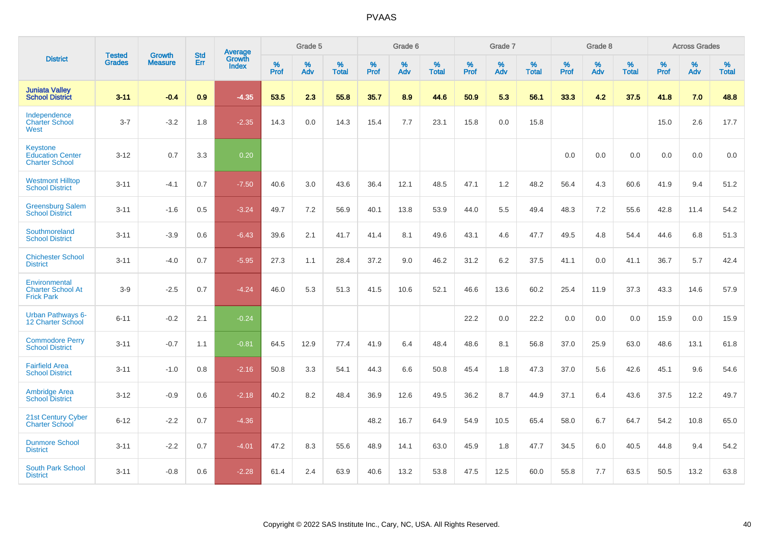# PVAAS

| District | Tested Grades | Growth Measure | Std Err | Average Growth Index | Grade 5 | | | Grade 6 | | | Grade 7 | | | Grade 8 | | | Across Grades | | |
|---|---|---|---|---|---|---|---|---|---|---|---|---|---|---|---|---|---|---|---|
| | | | | | % Prof | % Adv | % Total | % Prof | % Adv | % Total | % Prof | % Adv | % Total | % Prof | % Adv | % Total | % Prof | % Adv | % Total |
| **Juniata Valley School District** | **3-11** | **-0.4** | **0.9** | **-4.35** | **53.5** | **2.3** | **55.8** | **35.7** | **8.9** | **44.6** | **50.9** | **5.3** | **56.1** | **33.3** | **4.2** | **37.5** | **41.8** | **7.0** | **48.8** |
| Independence Charter School West | 3-7 | -3.2 | 1.8 | -2.35 | 14.3 | 0.0 | 14.3 | 15.4 | 7.7 | 23.1 | 15.8 | 0.0 | 15.8 | | | | 15.0 | 2.6 | 17.7 |
| Keystone Education Center Charter School | 3-12 | 0.7 | 3.3 | 0.20 | | | | | | | | | | 0.0 | 0.0 | 0.0 | 0.0 | 0.0 | 0.0 |
| Westmont Hilltop School District | 3-11 | -4.1 | 0.7 | -7.50 | 40.6 | 3.0 | 43.6 | 36.4 | 12.1 | 48.5 | 47.1 | 1.2 | 48.2 | 56.4 | 4.3 | 60.6 | 41.9 | 9.4 | 51.2 |
| Greensburg Salem School District | 3-11 | -1.6 | 0.5 | -3.24 | 49.7 | 7.2 | 56.9 | 40.1 | 13.8 | 53.9 | 44.0 | 5.5 | 49.4 | 48.3 | 7.2 | 55.6 | 42.8 | 11.4 | 54.2 |
| Southmoreland School District | 3-11 | -3.9 | 0.6 | -6.43 | 39.6 | 2.1 | 41.7 | 41.4 | 8.1 | 49.6 | 43.1 | 4.6 | 47.7 | 49.5 | 4.8 | 54.4 | 44.6 | 6.8 | 51.3 |
| Chichester School District | 3-11 | -4.0 | 0.7 | -5.95 | 27.3 | 1.1 | 28.4 | 37.2 | 9.0 | 46.2 | 31.2 | 6.2 | 37.5 | 41.1 | 0.0 | 41.1 | 36.7 | 5.7 | 42.4 |
| Environmental Charter School At Frick Park | 3-9 | -2.5 | 0.7 | -4.24 | 46.0 | 5.3 | 51.3 | 41.5 | 10.6 | 52.1 | 46.6 | 13.6 | 60.2 | 25.4 | 11.9 | 37.3 | 43.3 | 14.6 | 57.9 |
| Urban Pathways 6-12 Charter School | 6-11 | -0.2 | 2.1 | -0.24 | | | | | | | 22.2 | 0.0 | 22.2 | 0.0 | 0.0 | 0.0 | 15.9 | 0.0 | 15.9 |
| Commodore Perry School District | 3-11 | -0.7 | 1.1 | -0.81 | 64.5 | 12.9 | 77.4 | 41.9 | 6.4 | 48.4 | 48.6 | 8.1 | 56.8 | 37.0 | 25.9 | 63.0 | 48.6 | 13.1 | 61.8 |
| Fairfield Area School District | 3-11 | -1.0 | 0.8 | -2.16 | 50.8 | 3.3 | 54.1 | 44.3 | 6.6 | 50.8 | 45.4 | 1.8 | 47.3 | 37.0 | 5.6 | 42.6 | 45.1 | 9.6 | 54.6 |
| Ambridge Area School District | 3-12 | -0.9 | 0.6 | -2.18 | 40.2 | 8.2 | 48.4 | 36.9 | 12.6 | 49.5 | 36.2 | 8.7 | 44.9 | 37.1 | 6.4 | 43.6 | 37.5 | 12.2 | 49.7 |
| 21st Century Cyber Charter School | 6-12 | -2.2 | 0.7 | -4.36 | | | | 48.2 | 16.7 | 64.9 | 54.9 | 10.5 | 65.4 | 58.0 | 6.7 | 64.7 | 54.2 | 10.8 | 65.0 |
| Dunmore School District | 3-11 | -2.2 | 0.7 | -4.01 | 47.2 | 8.3 | 55.6 | 48.9 | 14.1 | 63.0 | 45.9 | 1.8 | 47.7 | 34.5 | 6.0 | 40.5 | 44.8 | 9.4 | 54.2 |
| South Park School District | 3-11 | -0.8 | 0.6 | -2.28 | 61.4 | 2.4 | 63.9 | 40.6 | 13.2 | 53.8 | 47.5 | 12.5 | 60.0 | 55.8 | 7.7 | 63.5 | 50.5 | 13.2 | 63.8 |

Copyright © 2022 SAS Institute Inc., Cary, NC, USA. All Rights Reserved.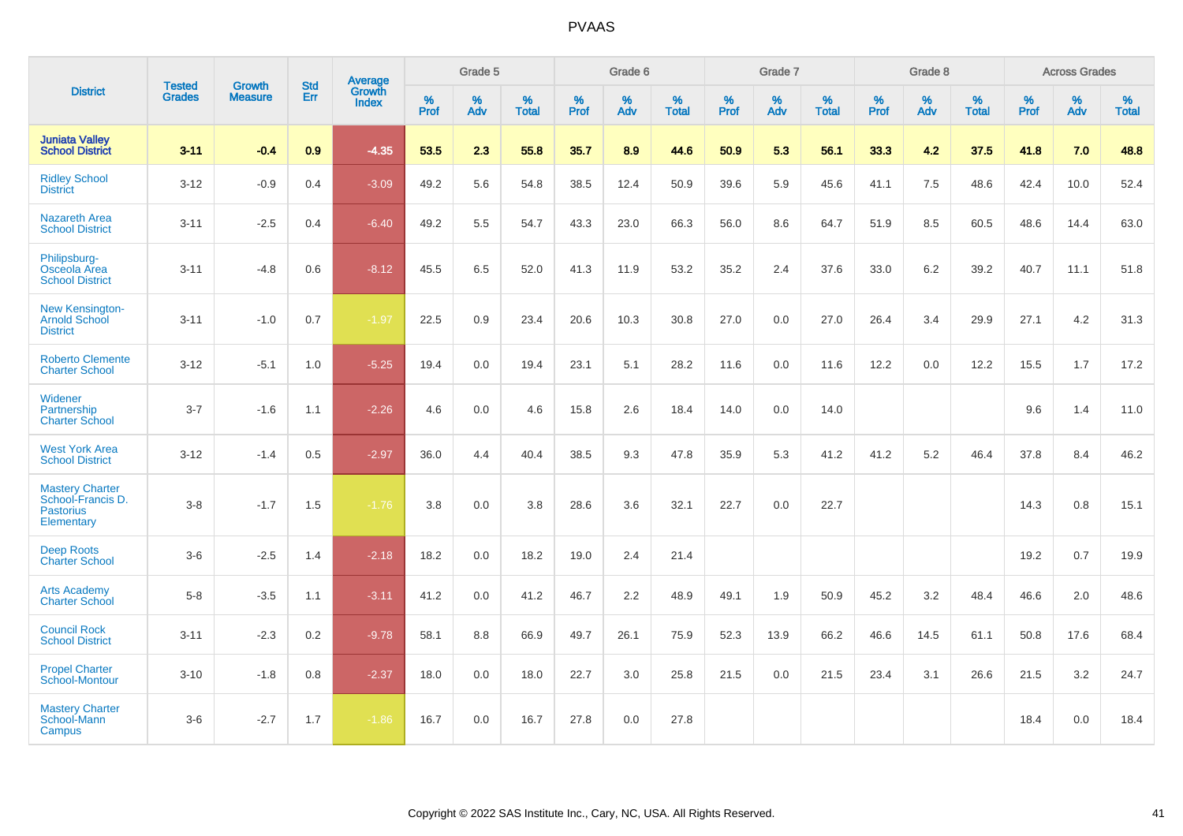# PVAAS

| District | Tested Grades | Growth Measure | Std Err | Average Growth Index | Grade 5 | | | Grade 6 | | | Grade 7 | | | Grade 8 | | | Across Grades | | |
|---|---|---|---|---|---|---|---|---|---|---|---|---|---|---|---|---|---|---|---|
| | | | | | % Prof | % Adv | % Total | % Prof | % Adv | % Total | % Prof | % Adv | % Total | % Prof | % Adv | % Total | % Prof | % Adv | % Total |
| **Juniata Valley School District** | **3-11** | **-0.4** | **0.9** | **-4.35** | **53.5** | **2.3** | **55.8** | **35.7** | **8.9** | **44.6** | **50.9** | **5.3** | **56.1** | **33.3** | **4.2** | **37.5** | **41.8** | **7.0** | **48.8** |
| Ridley School District | 3-12 | -0.9 | 0.4 | -3.09 | 49.2 | 5.6 | 54.8 | 38.5 | 12.4 | 50.9 | 39.6 | 5.9 | 45.6 | 41.1 | 7.5 | 48.6 | 42.4 | 10.0 | 52.4 |
| Nazareth Area School District | 3-11 | -2.5 | 0.4 | -6.40 | 49.2 | 5.5 | 54.7 | 43.3 | 23.0 | 66.3 | 56.0 | 8.6 | 64.7 | 51.9 | 8.5 | 60.5 | 48.6 | 14.4 | 63.0 |
| Philipsburg-Osceola Area School District | 3-11 | -4.8 | 0.6 | -8.12 | 45.5 | 6.5 | 52.0 | 41.3 | 11.9 | 53.2 | 35.2 | 2.4 | 37.6 | 33.0 | 6.2 | 39.2 | 40.7 | 11.1 | 51.8 |
| New Kensington-Arnold School District | 3-11 | -1.0 | 0.7 | -1.97 | 22.5 | 0.9 | 23.4 | 20.6 | 10.3 | 30.8 | 27.0 | 0.0 | 27.0 | 26.4 | 3.4 | 29.9 | 27.1 | 4.2 | 31.3 |
| Roberto Clemente Charter School | 3-12 | -5.1 | 1.0 | -5.25 | 19.4 | 0.0 | 19.4 | 23.1 | 5.1 | 28.2 | 11.6 | 0.0 | 11.6 | 12.2 | 0.0 | 12.2 | 15.5 | 1.7 | 17.2 |
| Widener Partnership Charter School | 3-7 | -1.6 | 1.1 | -2.26 | 4.6 | 0.0 | 4.6 | 15.8 | 2.6 | 18.4 | 14.0 | 0.0 | 14.0 | | | | 9.6 | 1.4 | 11.0 |
| West York Area School District | 3-12 | -1.4 | 0.5 | -2.97 | 36.0 | 4.4 | 40.4 | 38.5 | 9.3 | 47.8 | 35.9 | 5.3 | 41.2 | 41.2 | 5.2 | 46.4 | 37.8 | 8.4 | 46.2 |
| Mastery Charter School-Francis D. Pastorius Elementary | 3-8 | -1.7 | 1.5 | -1.76 | 3.8 | 0.0 | 3.8 | 28.6 | 3.6 | 32.1 | 22.7 | 0.0 | 22.7 | | | | 14.3 | 0.8 | 15.1 |
| Deep Roots Charter School | 3-6 | -2.5 | 1.4 | -2.18 | 18.2 | 0.0 | 18.2 | 19.0 | 2.4 | 21.4 | | | | | | | 19.2 | 0.7 | 19.9 |
| Arts Academy Charter School | 5-8 | -3.5 | 1.1 | -3.11 | 41.2 | 0.0 | 41.2 | 46.7 | 2.2 | 48.9 | 49.1 | 1.9 | 50.9 | 45.2 | 3.2 | 48.4 | 46.6 | 2.0 | 48.6 |
| Council Rock School District | 3-11 | -2.3 | 0.2 | -9.78 | 58.1 | 8.8 | 66.9 | 49.7 | 26.1 | 75.9 | 52.3 | 13.9 | 66.2 | 46.6 | 14.5 | 61.1 | 50.8 | 17.6 | 68.4 |
| Propel Charter School-Montour | 3-10 | -1.8 | 0.8 | -2.37 | 18.0 | 0.0 | 18.0 | 22.7 | 3.0 | 25.8 | 21.5 | 0.0 | 21.5 | 23.4 | 3.1 | 26.6 | 21.5 | 3.2 | 24.7 |
| Mastery Charter School-Mann Campus | 3-6 | -2.7 | 1.7 | -1.86 | 16.7 | 0.0 | 16.7 | 27.8 | 0.0 | 27.8 | | | | | | | 18.4 | 0.0 | 18.4 |

Copyright © 2022 SAS Institute Inc., Cary, NC, USA. All Rights Reserved.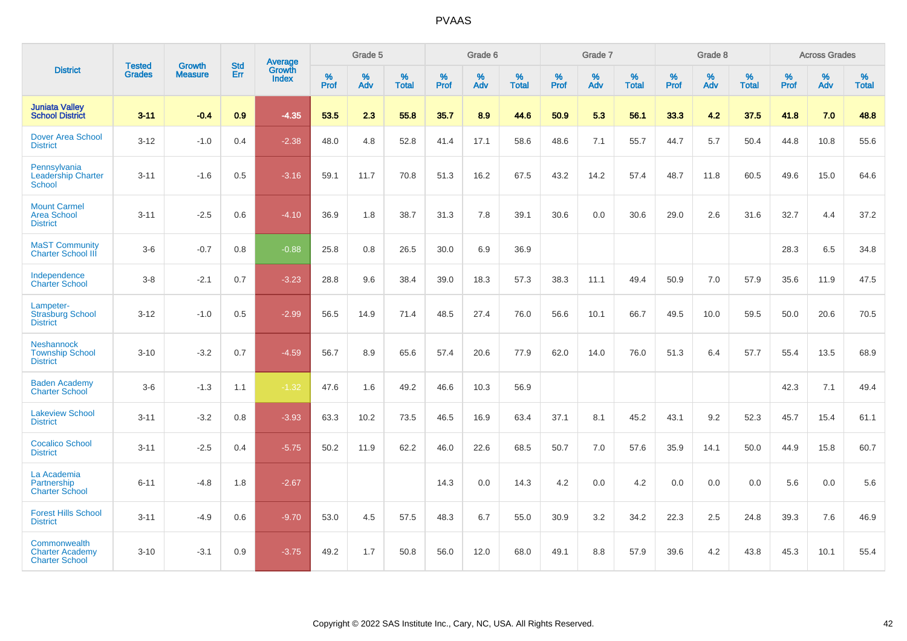# PVAAS

| District | Tested Grades | Growth Measure | Std Err | Average Growth Index | Grade 5 | | | Grade 6 | | | Grade 7 | | | Grade 8 | | | Across Grades | | |
|---|---|---|---|---|---|---|---|---|---|---|---|---|---|---|---|---|---|---|---|
| | | | | | % Prof | % Adv | % Total | % Prof | % Adv | % Total | % Prof | % Adv | % Total | % Prof | % Adv | % Total | % Prof | % Adv | % Total |
| **Juniata Valley School District** | **3-11** | **-0.4** | **0.9** | **-4.35** | **53.5** | **2.3** | **55.8** | **35.7** | **8.9** | **44.6** | **50.9** | **5.3** | **56.1** | **33.3** | **4.2** | **37.5** | **41.8** | **7.0** | **48.8** |
| Dover Area School District | 3-12 | -1.0 | 0.4 | -2.38 | 48.0 | 4.8 | 52.8 | 41.4 | 17.1 | 58.6 | 48.6 | 7.1 | 55.7 | 44.7 | 5.7 | 50.4 | 44.8 | 10.8 | 55.6 |
| Pennsylvania Leadership Charter School | 3-11 | -1.6 | 0.5 | -3.16 | 59.1 | 11.7 | 70.8 | 51.3 | 16.2 | 67.5 | 43.2 | 14.2 | 57.4 | 48.7 | 11.8 | 60.5 | 49.6 | 15.0 | 64.6 |
| Mount Carmel Area School District | 3-11 | -2.5 | 0.6 | -4.10 | 36.9 | 1.8 | 38.7 | 31.3 | 7.8 | 39.1 | 30.6 | 0.0 | 30.6 | 29.0 | 2.6 | 31.6 | 32.7 | 4.4 | 37.2 |
| MaST Community Charter School III | 3-6 | -0.7 | 0.8 | -0.88 | 25.8 | 0.8 | 26.5 | 30.0 | 6.9 | 36.9 | | | | | | | 28.3 | 6.5 | 34.8 |
| Independence Charter School | 3-8 | -2.1 | 0.7 | -3.23 | 28.8 | 9.6 | 38.4 | 39.0 | 18.3 | 57.3 | 38.3 | 11.1 | 49.4 | 50.9 | 7.0 | 57.9 | 35.6 | 11.9 | 47.5 |
| Lampeter-Strasburg School District | 3-12 | -1.0 | 0.5 | -2.99 | 56.5 | 14.9 | 71.4 | 48.5 | 27.4 | 76.0 | 56.6 | 10.1 | 66.7 | 49.5 | 10.0 | 59.5 | 50.0 | 20.6 | 70.5 |
| Neshannock Township School District | 3-10 | -3.2 | 0.7 | -4.59 | 56.7 | 8.9 | 65.6 | 57.4 | 20.6 | 77.9 | 62.0 | 14.0 | 76.0 | 51.3 | 6.4 | 57.7 | 55.4 | 13.5 | 68.9 |
| Baden Academy Charter School | 3-6 | -1.3 | 1.1 | -1.32 | 47.6 | 1.6 | 49.2 | 46.6 | 10.3 | 56.9 | | | | | | | 42.3 | 7.1 | 49.4 |
| Lakeview School District | 3-11 | -3.2 | 0.8 | -3.93 | 63.3 | 10.2 | 73.5 | 46.5 | 16.9 | 63.4 | 37.1 | 8.1 | 45.2 | 43.1 | 9.2 | 52.3 | 45.7 | 15.4 | 61.1 |
| Cocalico School District | 3-11 | -2.5 | 0.4 | -5.75 | 50.2 | 11.9 | 62.2 | 46.0 | 22.6 | 68.5 | 50.7 | 7.0 | 57.6 | 35.9 | 14.1 | 50.0 | 44.9 | 15.8 | 60.7 |
| La Academia Partnership Charter School | 6-11 | -4.8 | 1.8 | -2.67 | | | | 14.3 | 0.0 | 14.3 | 4.2 | 0.0 | 4.2 | 0.0 | 0.0 | 0.0 | 5.6 | 0.0 | 5.6 |
| Forest Hills School District | 3-11 | -4.9 | 0.6 | -9.70 | 53.0 | 4.5 | 57.5 | 48.3 | 6.7 | 55.0 | 30.9 | 3.2 | 34.2 | 22.3 | 2.5 | 24.8 | 39.3 | 7.6 | 46.9 |
| Commonwealth Charter Academy Charter School | 3-10 | -3.1 | 0.9 | -3.75 | 49.2 | 1.7 | 50.8 | 56.0 | 12.0 | 68.0 | 49.1 | 8.8 | 57.9 | 39.6 | 4.2 | 43.8 | 45.3 | 10.1 | 55.4 |

Copyright © 2022 SAS Institute Inc., Cary, NC, USA. All Rights Reserved.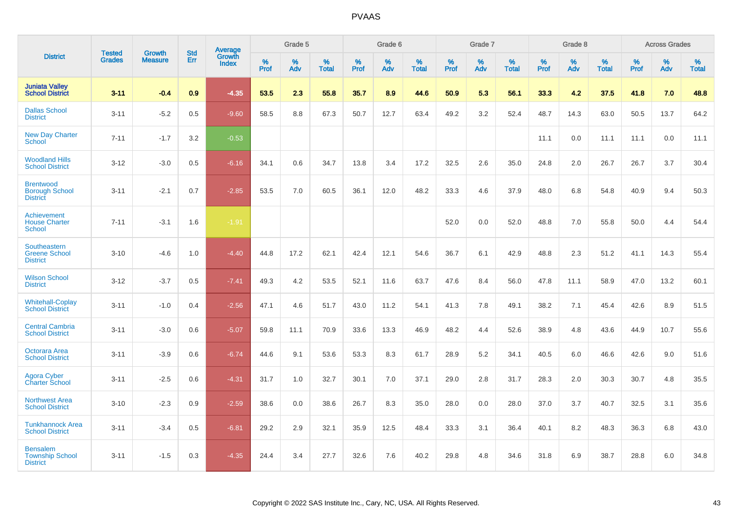# PVAAS

| District | Tested Grades | Growth Measure | Std Err | Average Growth Index | Grade 5 | | | Grade 6 | | | Grade 7 | | | Grade 8 | | | Across Grades | | |
|---|---|---|---|---|---|---|---|---|---|---|---|---|---|---|---|---|---|---|---|
| | | | | | % Prof | % Adv | % Total | % Prof | % Adv | % Total | % Prof | % Adv | % Total | % Prof | % Adv | % Total | % Prof | % Adv | % Total |
| **Juniata Valley School District** | **3-11** | **-0.4** | **0.9** | **-4.35** | **53.5** | **2.3** | **55.8** | **35.7** | **8.9** | **44.6** | **50.9** | **5.3** | **56.1** | **33.3** | **4.2** | **37.5** | **41.8** | **7.0** | **48.8** |
| Dallas School District | 3-11 | -5.2 | 0.5 | -9.60 | 58.5 | 8.8 | 67.3 | 50.7 | 12.7 | 63.4 | 49.2 | 3.2 | 52.4 | 48.7 | 14.3 | 63.0 | 50.5 | 13.7 | 64.2 |
| New Day Charter School | 7-11 | -1.7 | 3.2 | -0.53 | | | | | | | | | | 11.1 | 0.0 | 11.1 | 11.1 | 0.0 | 11.1 |
| Woodland Hills School District | 3-12 | -3.0 | 0.5 | -6.16 | 34.1 | 0.6 | 34.7 | 13.8 | 3.4 | 17.2 | 32.5 | 2.6 | 35.0 | 24.8 | 2.0 | 26.7 | 26.7 | 3.7 | 30.4 |
| Brentwood Borough School District | 3-11 | -2.1 | 0.7 | -2.85 | 53.5 | 7.0 | 60.5 | 36.1 | 12.0 | 48.2 | 33.3 | 4.6 | 37.9 | 48.0 | 6.8 | 54.8 | 40.9 | 9.4 | 50.3 |
| Achievement House Charter School | 7-11 | -3.1 | 1.6 | -1.91 | | | | | | | 52.0 | 0.0 | 52.0 | 48.8 | 7.0 | 55.8 | 50.0 | 4.4 | 54.4 |
| Southeastern Greene School District | 3-10 | -4.6 | 1.0 | -4.40 | 44.8 | 17.2 | 62.1 | 42.4 | 12.1 | 54.6 | 36.7 | 6.1 | 42.9 | 48.8 | 2.3 | 51.2 | 41.1 | 14.3 | 55.4 |
| Wilson School District | 3-12 | -3.7 | 0.5 | -7.41 | 49.3 | 4.2 | 53.5 | 52.1 | 11.6 | 63.7 | 47.6 | 8.4 | 56.0 | 47.8 | 11.1 | 58.9 | 47.0 | 13.2 | 60.1 |
| Whitehall-Coplay School District | 3-11 | -1.0 | 0.4 | -2.56 | 47.1 | 4.6 | 51.7 | 43.0 | 11.2 | 54.1 | 41.3 | 7.8 | 49.1 | 38.2 | 7.1 | 45.4 | 42.6 | 8.9 | 51.5 |
| Central Cambria School District | 3-11 | -3.0 | 0.6 | -5.07 | 59.8 | 11.1 | 70.9 | 33.6 | 13.3 | 46.9 | 48.2 | 4.4 | 52.6 | 38.9 | 4.8 | 43.6 | 44.9 | 10.7 | 55.6 |
| Octorara Area School District | 3-11 | -3.9 | 0.6 | -6.74 | 44.6 | 9.1 | 53.6 | 53.3 | 8.3 | 61.7 | 28.9 | 5.2 | 34.1 | 40.5 | 6.0 | 46.6 | 42.6 | 9.0 | 51.6 |
| Agora Cyber Charter School | 3-11 | -2.5 | 0.6 | -4.31 | 31.7 | 1.0 | 32.7 | 30.1 | 7.0 | 37.1 | 29.0 | 2.8 | 31.7 | 28.3 | 2.0 | 30.3 | 30.7 | 4.8 | 35.5 |
| Northwest Area School District | 3-10 | -2.3 | 0.9 | -2.59 | 38.6 | 0.0 | 38.6 | 26.7 | 8.3 | 35.0 | 28.0 | 0.0 | 28.0 | 37.0 | 3.7 | 40.7 | 32.5 | 3.1 | 35.6 |
| Tunkhannock Area School District | 3-11 | -3.4 | 0.5 | -6.81 | 29.2 | 2.9 | 32.1 | 35.9 | 12.5 | 48.4 | 33.3 | 3.1 | 36.4 | 40.1 | 8.2 | 48.3 | 36.3 | 6.8 | 43.0 |
| Bensalem Township School District | 3-11 | -1.5 | 0.3 | -4.35 | 24.4 | 3.4 | 27.7 | 32.6 | 7.6 | 40.2 | 29.8 | 4.8 | 34.6 | 31.8 | 6.9 | 38.7 | 28.8 | 6.0 | 34.8 |

Copyright © 2022 SAS Institute Inc., Cary, NC, USA. All Rights Reserved.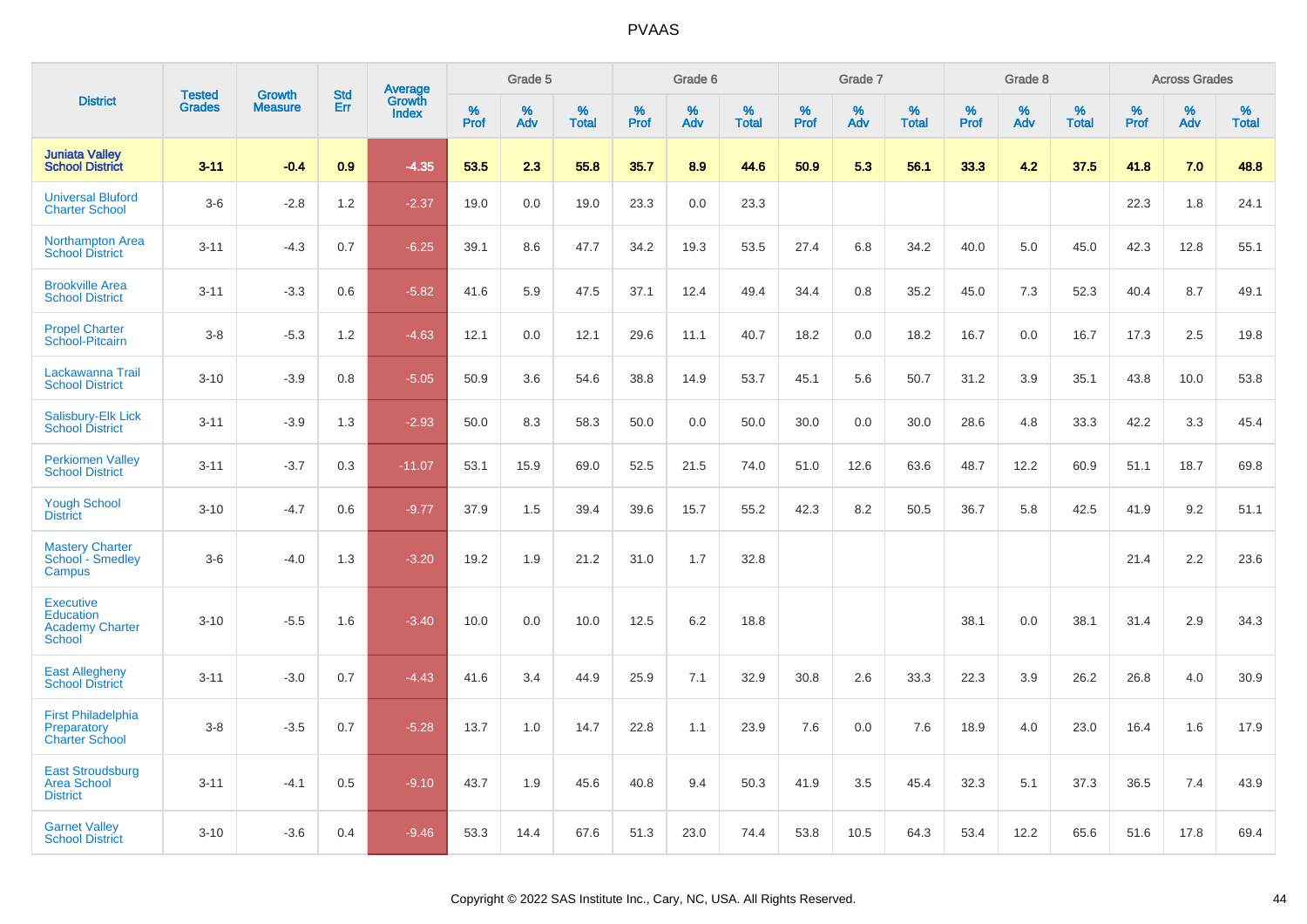# PVAAS

| District | Tested Grades | Growth Measure | Std Err | Average Growth Index | Grade 5 | | | Grade 6 | | | Grade 7 | | | Grade 8 | | | Across Grades | | |
|---|---|---|---|---|---|---|---|---|---|---|---|---|---|---|---|---|---|---|---|
| | | | | | % Prof | % Adv | % Total | % Prof | % Adv | % Total | % Prof | % Adv | % Total | % Prof | % Adv | % Total | % Prof | % Adv | % Total |
| **Juniata Valley School District** | **3-11** | **-0.4** | **0.9** | **-4.35** | **53.5** | **2.3** | **55.8** | **35.7** | **8.9** | **44.6** | **50.9** | **5.3** | **56.1** | **33.3** | **4.2** | **37.5** | **41.8** | **7.0** | **48.8** |
| Universal Bluford Charter School | 3-6 | -2.8 | 1.2 | -2.37 | 19.0 | 0.0 | 19.0 | 23.3 | 0.0 | 23.3 | | | | | | | 22.3 | 1.8 | 24.1 |
| Northampton Area School District | 3-11 | -4.3 | 0.7 | -6.25 | 39.1 | 8.6 | 47.7 | 34.2 | 19.3 | 53.5 | 27.4 | 6.8 | 34.2 | 40.0 | 5.0 | 45.0 | 42.3 | 12.8 | 55.1 |
| Brookville Area School District | 3-11 | -3.3 | 0.6 | -5.82 | 41.6 | 5.9 | 47.5 | 37.1 | 12.4 | 49.4 | 34.4 | 0.8 | 35.2 | 45.0 | 7.3 | 52.3 | 40.4 | 8.7 | 49.1 |
| Propel Charter School-Pitcairn | 3-8 | -5.3 | 1.2 | -4.63 | 12.1 | 0.0 | 12.1 | 29.6 | 11.1 | 40.7 | 18.2 | 0.0 | 18.2 | 16.7 | 0.0 | 16.7 | 17.3 | 2.5 | 19.8 |
| Lackawanna Trail School District | 3-10 | -3.9 | 0.8 | -5.05 | 50.9 | 3.6 | 54.6 | 38.8 | 14.9 | 53.7 | 45.1 | 5.6 | 50.7 | 31.2 | 3.9 | 35.1 | 43.8 | 10.0 | 53.8 |
| Salisbury-Elk Lick School District | 3-11 | -3.9 | 1.3 | -2.93 | 50.0 | 8.3 | 58.3 | 50.0 | 0.0 | 50.0 | 30.0 | 0.0 | 30.0 | 28.6 | 4.8 | 33.3 | 42.2 | 3.3 | 45.4 |
| Perkiomen Valley School District | 3-11 | -3.7 | 0.3 | -11.07 | 53.1 | 15.9 | 69.0 | 52.5 | 21.5 | 74.0 | 51.0 | 12.6 | 63.6 | 48.7 | 12.2 | 60.9 | 51.1 | 18.7 | 69.8 |
| Yough School District | 3-10 | -4.7 | 0.6 | -9.77 | 37.9 | 1.5 | 39.4 | 39.6 | 15.7 | 55.2 | 42.3 | 8.2 | 50.5 | 36.7 | 5.8 | 42.5 | 41.9 | 9.2 | 51.1 |
| Mastery Charter School - Smedley Campus | 3-6 | -4.0 | 1.3 | -3.20 | 19.2 | 1.9 | 21.2 | 31.0 | 1.7 | 32.8 | | | | | | | 21.4 | 2.2 | 23.6 |
| Executive Education Academy Charter School | 3-10 | -5.5 | 1.6 | -3.40 | 10.0 | 0.0 | 10.0 | 12.5 | 6.2 | 18.8 | | | | 38.1 | 0.0 | 38.1 | 31.4 | 2.9 | 34.3 |
| East Allegheny School District | 3-11 | -3.0 | 0.7 | -4.43 | 41.6 | 3.4 | 44.9 | 25.9 | 7.1 | 32.9 | 30.8 | 2.6 | 33.3 | 22.3 | 3.9 | 26.2 | 26.8 | 4.0 | 30.9 |
| First Philadelphia Preparatory Charter School | 3-8 | -3.5 | 0.7 | -5.28 | 13.7 | 1.0 | 14.7 | 22.8 | 1.1 | 23.9 | 7.6 | 0.0 | 7.6 | 18.9 | 4.0 | 23.0 | 16.4 | 1.6 | 17.9 |
| East Stroudsburg Area School District | 3-11 | -4.1 | 0.5 | -9.10 | 43.7 | 1.9 | 45.6 | 40.8 | 9.4 | 50.3 | 41.9 | 3.5 | 45.4 | 32.3 | 5.1 | 37.3 | 36.5 | 7.4 | 43.9 |
| Garnet Valley School District | 3-10 | -3.6 | 0.4 | -9.46 | 53.3 | 14.4 | 67.6 | 51.3 | 23.0 | 74.4 | 53.8 | 10.5 | 64.3 | 53.4 | 12.2 | 65.6 | 51.6 | 17.8 | 69.4 |

Copyright © 2022 SAS Institute Inc., Cary, NC, USA. All Rights Reserved.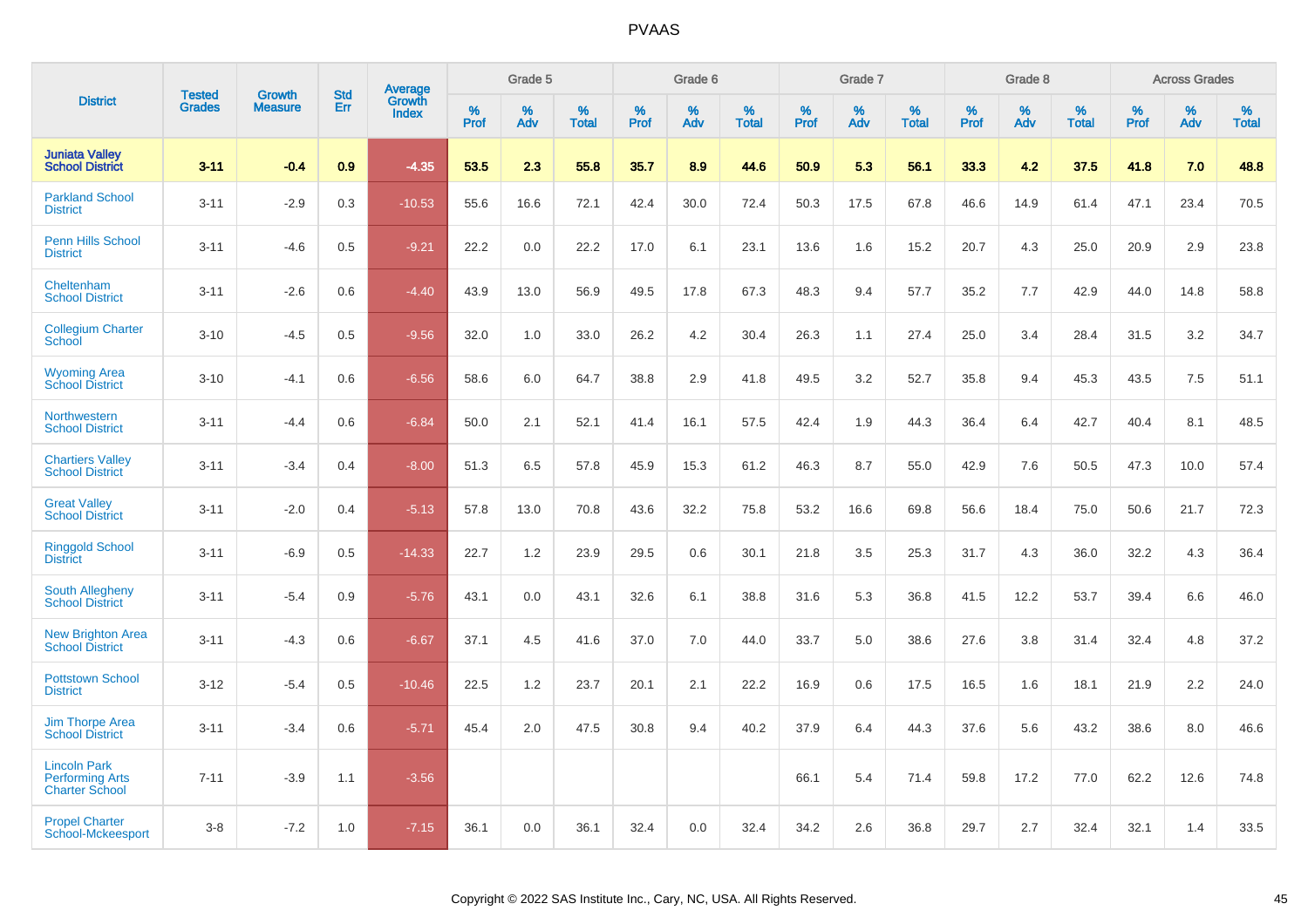# PVAAS

| District | Tested Grades | Growth Measure | Std Err | Average Growth Index | Grade 5 | | | Grade 6 | | | Grade 7 | | | Grade 8 | | | Across Grades | | |
|---|---|---|---|---|---|---|---|---|---|---|---|---|---|---|---|---|---|---|---|
| | | | | | % Prof | % Adv | % Total | % Prof | % Adv | % Total | % Prof | % Adv | % Total | % Prof | % Adv | % Total | % Prof | % Adv | % Total |
| **Juniata Valley School District** | **3-11** | **-0.4** | **0.9** | **-4.35** | **53.5** | **2.3** | **55.8** | **35.7** | **8.9** | **44.6** | **50.9** | **5.3** | **56.1** | **33.3** | **4.2** | **37.5** | **41.8** | **7.0** | **48.8** |
| Parkland School District | 3-11 | -2.9 | 0.3 | -10.53 | 55.6 | 16.6 | 72.1 | 42.4 | 30.0 | 72.4 | 50.3 | 17.5 | 67.8 | 46.6 | 14.9 | 61.4 | 47.1 | 23.4 | 70.5 |
| Penn Hills School District | 3-11 | -4.6 | 0.5 | -9.21 | 22.2 | 0.0 | 22.2 | 17.0 | 6.1 | 23.1 | 13.6 | 1.6 | 15.2 | 20.7 | 4.3 | 25.0 | 20.9 | 2.9 | 23.8 |
| Cheltenham School District | 3-11 | -2.6 | 0.6 | -4.40 | 43.9 | 13.0 | 56.9 | 49.5 | 17.8 | 67.3 | 48.3 | 9.4 | 57.7 | 35.2 | 7.7 | 42.9 | 44.0 | 14.8 | 58.8 |
| Collegium Charter School | 3-10 | -4.5 | 0.5 | -9.56 | 32.0 | 1.0 | 33.0 | 26.2 | 4.2 | 30.4 | 26.3 | 1.1 | 27.4 | 25.0 | 3.4 | 28.4 | 31.5 | 3.2 | 34.7 |
| Wyoming Area School District | 3-10 | -4.1 | 0.6 | -6.56 | 58.6 | 6.0 | 64.7 | 38.8 | 2.9 | 41.8 | 49.5 | 3.2 | 52.7 | 35.8 | 9.4 | 45.3 | 43.5 | 7.5 | 51.1 |
| Northwestern School District | 3-11 | -4.4 | 0.6 | -6.84 | 50.0 | 2.1 | 52.1 | 41.4 | 16.1 | 57.5 | 42.4 | 1.9 | 44.3 | 36.4 | 6.4 | 42.7 | 40.4 | 8.1 | 48.5 |
| Chartiers Valley School District | 3-11 | -3.4 | 0.4 | -8.00 | 51.3 | 6.5 | 57.8 | 45.9 | 15.3 | 61.2 | 46.3 | 8.7 | 55.0 | 42.9 | 7.6 | 50.5 | 47.3 | 10.0 | 57.4 |
| Great Valley School District | 3-11 | -2.0 | 0.4 | -5.13 | 57.8 | 13.0 | 70.8 | 43.6 | 32.2 | 75.8 | 53.2 | 16.6 | 69.8 | 56.6 | 18.4 | 75.0 | 50.6 | 21.7 | 72.3 |
| Ringgold School District | 3-11 | -6.9 | 0.5 | -14.33 | 22.7 | 1.2 | 23.9 | 29.5 | 0.6 | 30.1 | 21.8 | 3.5 | 25.3 | 31.7 | 4.3 | 36.0 | 32.2 | 4.3 | 36.4 |
| South Allegheny School District | 3-11 | -5.4 | 0.9 | -5.76 | 43.1 | 0.0 | 43.1 | 32.6 | 6.1 | 38.8 | 31.6 | 5.3 | 36.8 | 41.5 | 12.2 | 53.7 | 39.4 | 6.6 | 46.0 |
| New Brighton Area School District | 3-11 | -4.3 | 0.6 | -6.67 | 37.1 | 4.5 | 41.6 | 37.0 | 7.0 | 44.0 | 33.7 | 5.0 | 38.6 | 27.6 | 3.8 | 31.4 | 32.4 | 4.8 | 37.2 |
| Pottstown School District | 3-12 | -5.4 | 0.5 | -10.46 | 22.5 | 1.2 | 23.7 | 20.1 | 2.1 | 22.2 | 16.9 | 0.6 | 17.5 | 16.5 | 1.6 | 18.1 | 21.9 | 2.2 | 24.0 |
| Jim Thorpe Area School District | 3-11 | -3.4 | 0.6 | -5.71 | 45.4 | 2.0 | 47.5 | 30.8 | 9.4 | 40.2 | 37.9 | 6.4 | 44.3 | 37.6 | 5.6 | 43.2 | 38.6 | 8.0 | 46.6 |
| Lincoln Park Performing Arts Charter School | 7-11 | -3.9 | 1.1 | -3.56 | | | | | | | 66.1 | 5.4 | 71.4 | 59.8 | 17.2 | 77.0 | 62.2 | 12.6 | 74.8 |
| Propel Charter School-Mckeesport | 3-8 | -7.2 | 1.0 | -7.15 | 36.1 | 0.0 | 36.1 | 32.4 | 0.0 | 32.4 | 34.2 | 2.6 | 36.8 | 29.7 | 2.7 | 32.4 | 32.1 | 1.4 | 33.5 |

Copyright © 2022 SAS Institute Inc., Cary, NC, USA. All Rights Reserved.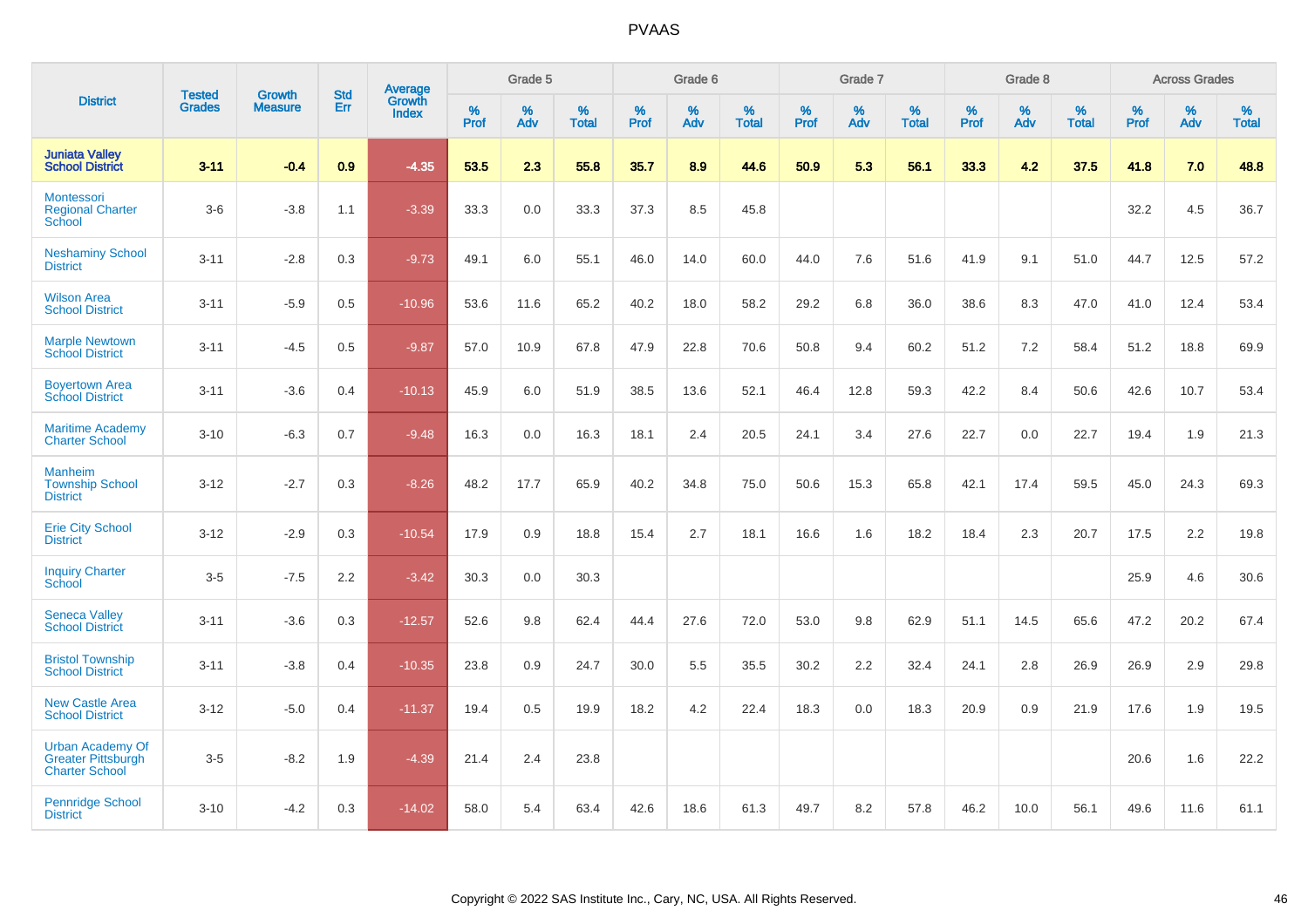# PVAAS

| District | Tested Grades | Growth Measure | Std Err | Average Growth Index | Grade 5 | | | Grade 6 | | | Grade 7 | | | Grade 8 | | | Across Grades | | |
|---|---|---|---|---|---|---|---|---|---|---|---|---|---|---|---|---|---|---|---|
| | | | | | % Prof | % Adv | % Total | % Prof | % Adv | % Total | % Prof | % Adv | % Total | % Prof | % Adv | % Total | % Prof | % Adv | % Total |
| **Juniata Valley School District** | **3-11** | **-0.4** | **0.9** | **-4.35** | **53.5** | **2.3** | **55.8** | **35.7** | **8.9** | **44.6** | **50.9** | **5.3** | **56.1** | **33.3** | **4.2** | **37.5** | **41.8** | **7.0** | **48.8** |
| Montessori Regional Charter School | 3-6 | -3.8 | 1.1 | -3.39 | 33.3 | 0.0 | 33.3 | 37.3 | 8.5 | 45.8 | | | | | | | 32.2 | 4.5 | 36.7 |
| Neshaminy School District | 3-11 | -2.8 | 0.3 | -9.73 | 49.1 | 6.0 | 55.1 | 46.0 | 14.0 | 60.0 | 44.0 | 7.6 | 51.6 | 41.9 | 9.1 | 51.0 | 44.7 | 12.5 | 57.2 |
| Wilson Area School District | 3-11 | -5.9 | 0.5 | -10.96 | 53.6 | 11.6 | 65.2 | 40.2 | 18.0 | 58.2 | 29.2 | 6.8 | 36.0 | 38.6 | 8.3 | 47.0 | 41.0 | 12.4 | 53.4 |
| Marple Newtown School District | 3-11 | -4.5 | 0.5 | -9.87 | 57.0 | 10.9 | 67.8 | 47.9 | 22.8 | 70.6 | 50.8 | 9.4 | 60.2 | 51.2 | 7.2 | 58.4 | 51.2 | 18.8 | 69.9 |
| Boyertown Area School District | 3-11 | -3.6 | 0.4 | -10.13 | 45.9 | 6.0 | 51.9 | 38.5 | 13.6 | 52.1 | 46.4 | 12.8 | 59.3 | 42.2 | 8.4 | 50.6 | 42.6 | 10.7 | 53.4 |
| Maritime Academy Charter School | 3-10 | -6.3 | 0.7 | -9.48 | 16.3 | 0.0 | 16.3 | 18.1 | 2.4 | 20.5 | 24.1 | 3.4 | 27.6 | 22.7 | 0.0 | 22.7 | 19.4 | 1.9 | 21.3 |
| Manheim Township School District | 3-12 | -2.7 | 0.3 | -8.26 | 48.2 | 17.7 | 65.9 | 40.2 | 34.8 | 75.0 | 50.6 | 15.3 | 65.8 | 42.1 | 17.4 | 59.5 | 45.0 | 24.3 | 69.3 |
| Erie City School District | 3-12 | -2.9 | 0.3 | -10.54 | 17.9 | 0.9 | 18.8 | 15.4 | 2.7 | 18.1 | 16.6 | 1.6 | 18.2 | 18.4 | 2.3 | 20.7 | 17.5 | 2.2 | 19.8 |
| Inquiry Charter School | 3-5 | -7.5 | 2.2 | -3.42 | 30.3 | 0.0 | 30.3 | | | | | | | | | | 25.9 | 4.6 | 30.6 |
| Seneca Valley School District | 3-11 | -3.6 | 0.3 | -12.57 | 52.6 | 9.8 | 62.4 | 44.4 | 27.6 | 72.0 | 53.0 | 9.8 | 62.9 | 51.1 | 14.5 | 65.6 | 47.2 | 20.2 | 67.4 |
| Bristol Township School District | 3-11 | -3.8 | 0.4 | -10.35 | 23.8 | 0.9 | 24.7 | 30.0 | 5.5 | 35.5 | 30.2 | 2.2 | 32.4 | 24.1 | 2.8 | 26.9 | 26.9 | 2.9 | 29.8 |
| New Castle Area School District | 3-12 | -5.0 | 0.4 | -11.37 | 19.4 | 0.5 | 19.9 | 18.2 | 4.2 | 22.4 | 18.3 | 0.0 | 18.3 | 20.9 | 0.9 | 21.9 | 17.6 | 1.9 | 19.5 |
| Urban Academy Of Greater Pittsburgh Charter School | 3-5 | -8.2 | 1.9 | -4.39 | 21.4 | 2.4 | 23.8 | | | | | | | | | | 20.6 | 1.6 | 22.2 |
| Pennridge School District | 3-10 | -4.2 | 0.3 | -14.02 | 58.0 | 5.4 | 63.4 | 42.6 | 18.6 | 61.3 | 49.7 | 8.2 | 57.8 | 46.2 | 10.0 | 56.1 | 49.6 | 11.6 | 61.1 |

Copyright © 2022 SAS Institute Inc., Cary, NC, USA. All Rights Reserved.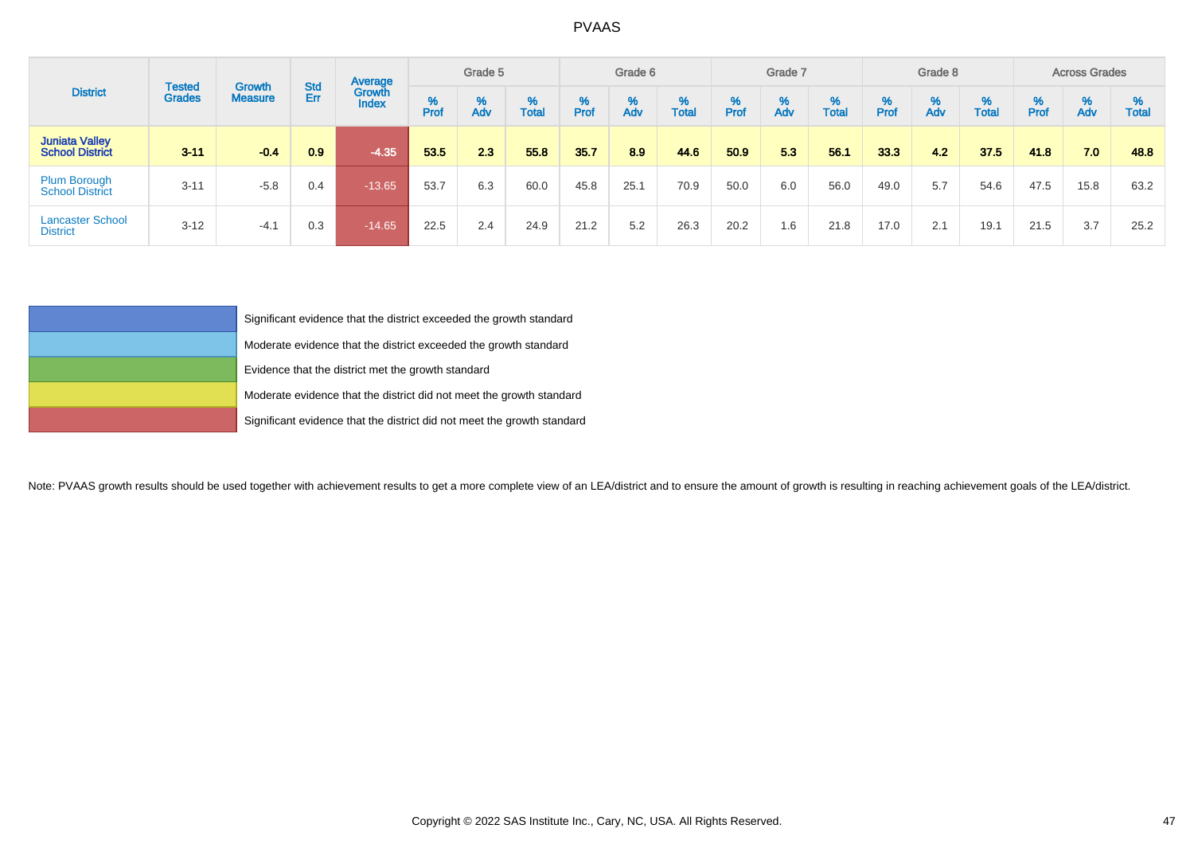# PVAAS

| District | Tested Grades | Growth Measure | Std Err | Average Growth Index | Grade 5 | | | Grade 6 | | | Grade 7 | | | Grade 8 | | | Across Grades | | |
|---|---|---|---|---|---|---|---|---|---|---|---|---|---|---|---|---|---|---|---|
| | | | | | % Prof | % Adv | % Total | % Prof | % Adv | % Total | % Prof | % Adv | % Total | % Prof | % Adv | % Total | % Prof | % Adv | % Total |
| **Juniata Valley School District** | **3-11** | **-0.4** | **0.9** | **-4.35** | **53.5** | **2.3** | **55.8** | **35.7** | **8.9** | **44.6** | **50.9** | **5.3** | **56.1** | **33.3** | **4.2** | **37.5** | **41.8** | **7.0** | **48.8** |
| Plum Borough School District | 3-11 | -5.8 | 0.4 | -13.65 | 53.7 | 6.3 | 60.0 | 45.8 | 25.1 | 70.9 | 50.0 | 6.0 | 56.0 | 49.0 | 5.7 | 54.6 | 47.5 | 15.8 | 63.2 |
| Lancaster School District | 3-12 | -4.1 | 0.3 | -14.65 | 22.5 | 2.4 | 24.9 | 21.2 | 5.2 | 26.3 | 20.2 | 1.6 | 21.8 | 17.0 | 2.1 | 19.1 | 21.5 | 3.7 | 25.2 |

- Significant evidence that the district exceeded the growth standard
- Moderate evidence that the district exceeded the growth standard
- Evidence that the district met the growth standard
- Moderate evidence that the district did not meet the growth standard
- Significant evidence that the district did not meet the growth standard

Note: PVAAS growth results should be used together with achievement results to get a more complete view of an LEA/district and to ensure the amount of growth is resulting in reaching achievement goals of the LEA/district.

Copyright © 2022 SAS Institute Inc., Cary, NC, USA. All Rights Reserved.